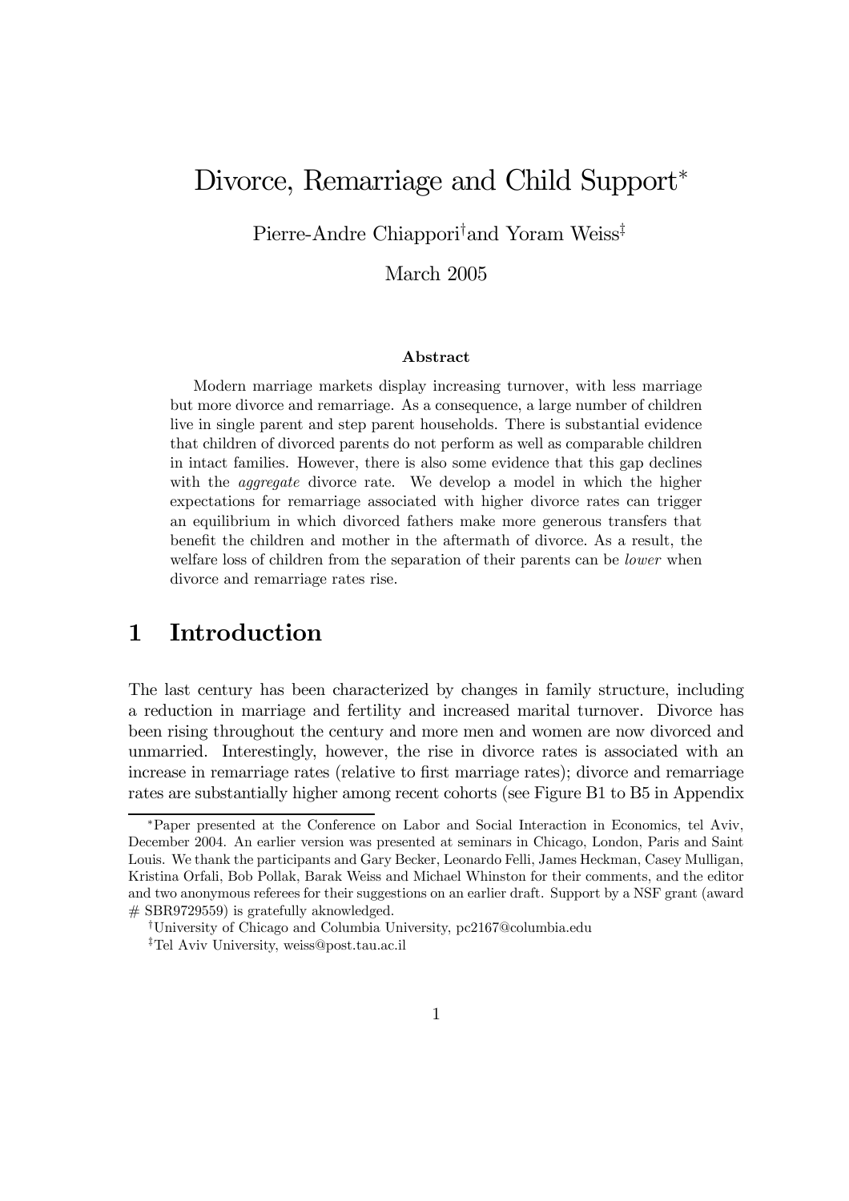# Divorce, Remarriage and Child Support*

Pierre-Andre Chiappori[†] and Yoram Weiss[‡]

March 2005

### Abstract

Modern marriage markets display increasing turnover, with less marriage but more divorce and remarriage. As a consequence, a large number of children live in single parent and step parent households. There is substantial evidence that children of divorced parents do not perform as well as comparable children in intact families. However, there is also some evidence that this gap declines with the *aggregate* divorce rate. We develop a model in which the higher expectations for remarriage associated with higher divorce rates can trigger an equilibrium in which divorced fathers make more generous transfers that benefit the children and mother in the aftermath of divorce. As a result, the welfare loss of children from the separation of their parents can be *lower* when divorce and remarriage rates rise.

## 1 Introduction

The last century has been characterized by changes in family structure, including a reduction in marriage and fertility and increased marital turnover. Divorce has been rising throughout the century and more men and women are now divorced and unmarried. Interestingly, however, the rise in divorce rates is associated with an increase in remarriage rates (relative to first marriage rates); divorce and remarriage rates are substantially higher among recent cohorts (see Figure B1 to B5 in Appendix

---

*Paper presented at the Conference on Labor and Social Interaction in Economics, tel Aviv, December 2004. An earlier version was presented at seminars in Chicago, London, Paris and Saint Louis. We thank the participants and Gary Becker, Leonardo Felli, James Heckman, Casey Mulligan, Kristina Orfali, Bob Pollak, Barak Weiss and Michael Whinston for their comments, and the editor and two anonymous referees for their suggestions on an earlier draft. Support by a NSF grant (award # SBR9729559) is gratefully aknowledged.

[†]University of Chicago and Columbia University, pc2167@columbia.edu

[‡]Tel Aviv University, weiss@post.tau.ac.il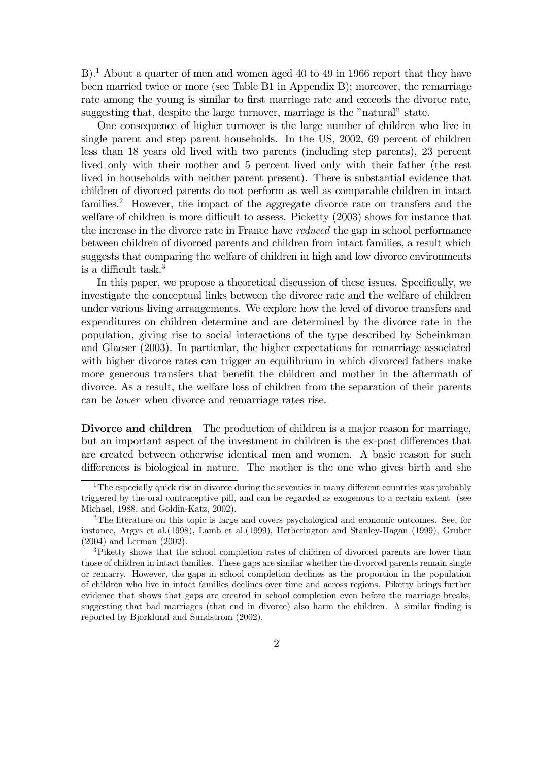B).[1] About a quarter of men and women aged 40 to 49 in 1966 report that they have been married twice or more (see Table B1 in Appendix B); moreover, the remarriage rate among the young is similar to first marriage rate and exceeds the divorce rate, suggesting that, despite the large turnover, marriage is the "natural" state.

One consequence of higher turnover is the large number of children who live in single parent and step parent households. In the US, 2002, 69 percent of children less than 18 years old lived with two parents (including step parents), 23 percent lived only with their mother and 5 percent lived only with their father (the rest lived in households with neither parent present). There is substantial evidence that children of divorced parents do not perform as well as comparable children in intact families.[2] However, the impact of the aggregate divorce rate on transfers and the welfare of children is more difficult to assess. Picketty (2003) shows for instance that the increase in the divorce rate in France have *reduced* the gap in school performance between children of divorced parents and children from intact families, a result which suggests that comparing the welfare of children in high and low divorce environments is a difficult task.[3]

In this paper, we propose a theoretical discussion of these issues. Specifically, we investigate the conceptual links between the divorce rate and the welfare of children under various living arrangements. We explore how the level of divorce transfers and expenditures on children determine and are determined by the divorce rate in the population, giving rise to social interactions of the type described by Scheinkman and Glaeser (2003). In particular, the higher expectations for remarriage associated with higher divorce rates can trigger an equilibrium in which divorced fathers make more generous transfers that benefit the children and mother in the aftermath of divorce. As a result, the welfare loss of children from the separation of their parents can be *lower* when divorce and remarriage rates rise.

**Divorce and children** The production of children is a major reason for marriage, but an important aspect of the investment in children is the ex-post differences that are created between otherwise identical men and women. A basic reason for such differences is biological in nature. The mother is the one who gives birth and she

---

[1] The especially quick rise in divorce during the seventies in many different countries was probably triggered by the oral contraceptive pill, and can be regarded as exogenous to a certain extent (see Michael, 1988, and Goldin-Katz, 2002).

[2] The literature on this topic is large and covers psychological and economic outcomes. See, for instance, Argys et al.(1998), Lamb et al.(1999), Hetherington and Stanley-Hagan (1999), Gruber (2004) and Lerman (2002).

[3] Piketty shows that the school completion rates of children of divorced parents are lower than those of children in intact families. These gaps are similar whether the divorced parents remain single or remarry. However, the gaps in school completion declines as the proportion in the population of children who live in intact families declines over time and across regions. Piketty brings further evidence that shows that gaps are created in school completion even before the marriage breaks, suggesting that bad marriages (that end in divorce) also harm the children. A similar finding is reported by Bjorklund and Sundstrom (2002).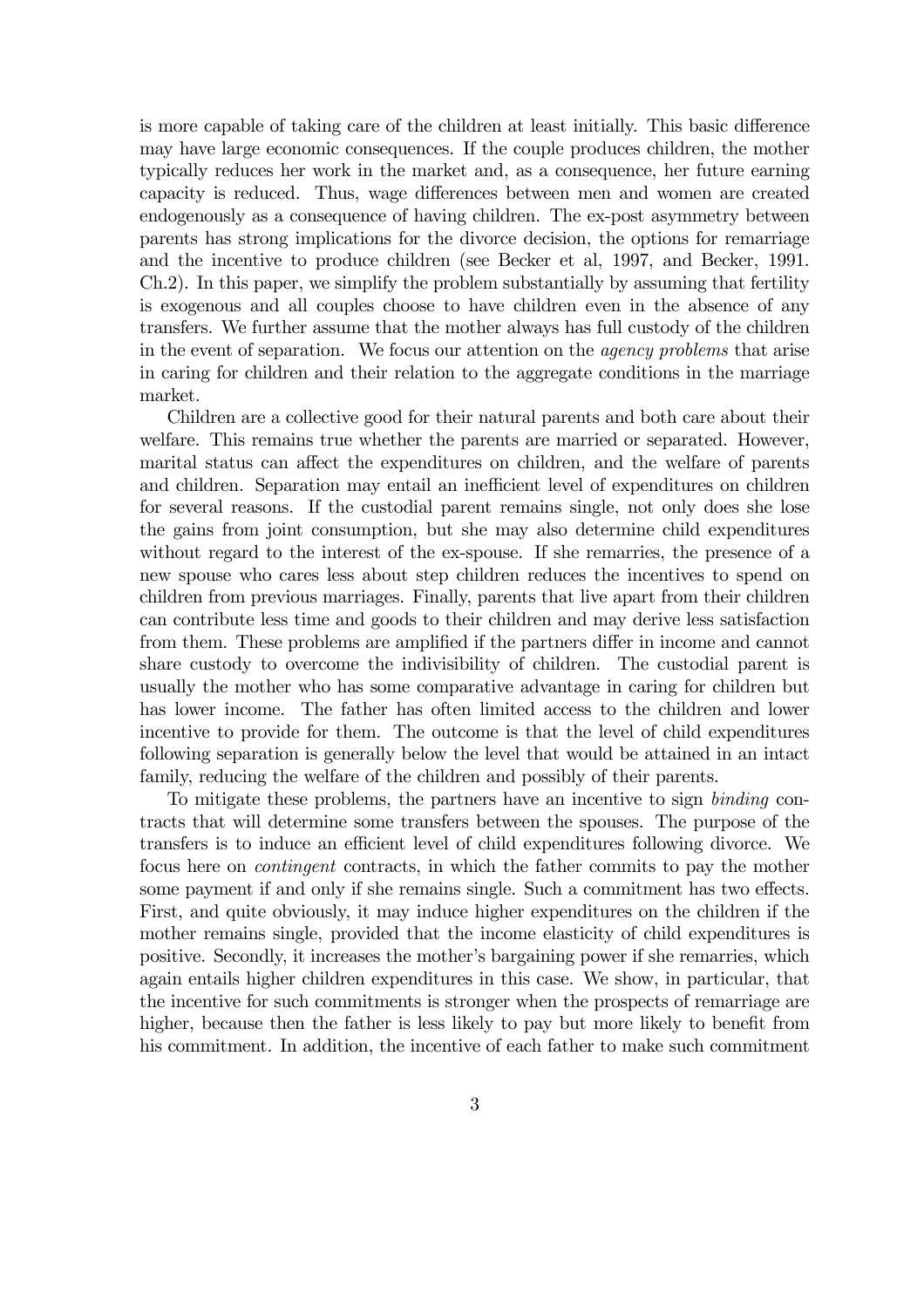is more capable of taking care of the children at least initially. This basic difference may have large economic consequences. If the couple produces children, the mother typically reduces her work in the market and, as a consequence, her future earning capacity is reduced. Thus, wage differences between men and women are created endogenously as a consequence of having children. The ex-post asymmetry between parents has strong implications for the divorce decision, the options for remarriage and the incentive to produce children (see Becker et al, 1997, and Becker, 1991. Ch.2). In this paper, we simplify the problem substantially by assuming that fertility is exogenous and all couples choose to have children even in the absence of any transfers. We further assume that the mother always has full custody of the children in the event of separation. We focus our attention on the *agency problems* that arise in caring for children and their relation to the aggregate conditions in the marriage market.

Children are a collective good for their natural parents and both care about their welfare. This remains true whether the parents are married or separated. However, marital status can affect the expenditures on children, and the welfare of parents and children. Separation may entail an inefficient level of expenditures on children for several reasons. If the custodial parent remains single, not only does she lose the gains from joint consumption, but she may also determine child expenditures without regard to the interest of the ex-spouse. If she remarries, the presence of a new spouse who cares less about step children reduces the incentives to spend on children from previous marriages. Finally, parents that live apart from their children can contribute less time and goods to their children and may derive less satisfaction from them. These problems are amplified if the partners differ in income and cannot share custody to overcome the indivisibility of children. The custodial parent is usually the mother who has some comparative advantage in caring for children but has lower income. The father has often limited access to the children and lower incentive to provide for them. The outcome is that the level of child expenditures following separation is generally below the level that would be attained in an intact family, reducing the welfare of the children and possibly of their parents.

To mitigate these problems, the partners have an incentive to sign *binding* contracts that will determine some transfers between the spouses. The purpose of the transfers is to induce an efficient level of child expenditures following divorce. We focus here on *contingent* contracts, in which the father commits to pay the mother some payment if and only if she remains single. Such a commitment has two effects. First, and quite obviously, it may induce higher expenditures on the children if the mother remains single, provided that the income elasticity of child expenditures is positive. Secondly, it increases the mother's bargaining power if she remarries, which again entails higher children expenditures in this case. We show, in particular, that the incentive for such commitments is stronger when the prospects of remarriage are higher, because then the father is less likely to pay but more likely to benefit from his commitment. In addition, the incentive of each father to make such commitment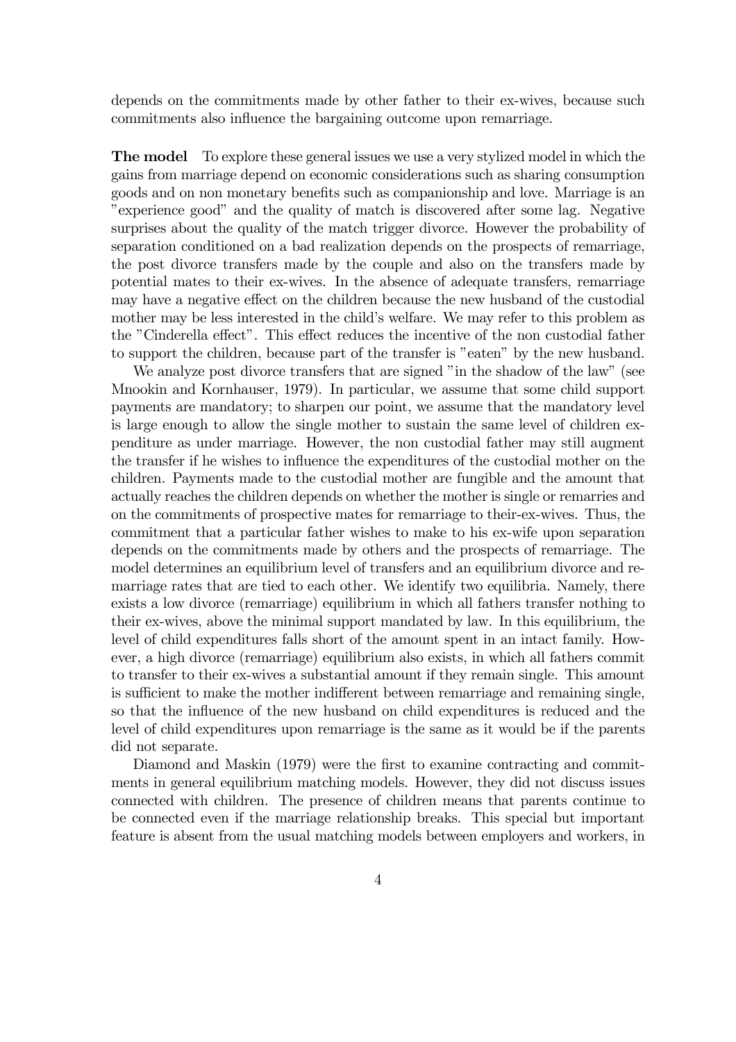depends on the commitments made by other father to their ex-wives, because such commitments also influence the bargaining outcome upon remarriage.

**The model** To explore these general issues we use a very stylized model in which the gains from marriage depend on economic considerations such as sharing consumption goods and on non monetary benefits such as companionship and love. Marriage is an "experience good" and the quality of match is discovered after some lag. Negative surprises about the quality of the match trigger divorce. However the probability of separation conditioned on a bad realization depends on the prospects of remarriage, the post divorce transfers made by the couple and also on the transfers made by potential mates to their ex-wives. In the absence of adequate transfers, remarriage may have a negative effect on the children because the new husband of the custodial mother may be less interested in the child's welfare. We may refer to this problem as the "Cinderella effect". This effect reduces the incentive of the non custodial father to support the children, because part of the transfer is "eaten" by the new husband.

We analyze post divorce transfers that are signed "in the shadow of the law" (see Mnookin and Kornhauser, 1979). In particular, we assume that some child support payments are mandatory; to sharpen our point, we assume that the mandatory level is large enough to allow the single mother to sustain the same level of children expenditure as under marriage. However, the non custodial father may still augment the transfer if he wishes to influence the expenditures of the custodial mother on the children. Payments made to the custodial mother are fungible and the amount that actually reaches the children depends on whether the mother is single or remarries and on the commitments of prospective mates for remarriage to their-ex-wives. Thus, the commitment that a particular father wishes to make to his ex-wife upon separation depends on the commitments made by others and the prospects of remarriage. The model determines an equilibrium level of transfers and an equilibrium divorce and remarriage rates that are tied to each other. We identify two equilibria. Namely, there exists a low divorce (remarriage) equilibrium in which all fathers transfer nothing to their ex-wives, above the minimal support mandated by law. In this equilibrium, the level of child expenditures falls short of the amount spent in an intact family. However, a high divorce (remarriage) equilibrium also exists, in which all fathers commit to transfer to their ex-wives a substantial amount if they remain single. This amount is sufficient to make the mother indifferent between remarriage and remaining single, so that the influence of the new husband on child expenditures is reduced and the level of child expenditures upon remarriage is the same as it would be if the parents did not separate.

Diamond and Maskin (1979) were the first to examine contracting and commitments in general equilibrium matching models. However, they did not discuss issues connected with children. The presence of children means that parents continue to be connected even if the marriage relationship breaks. This special but important feature is absent from the usual matching models between employers and workers, in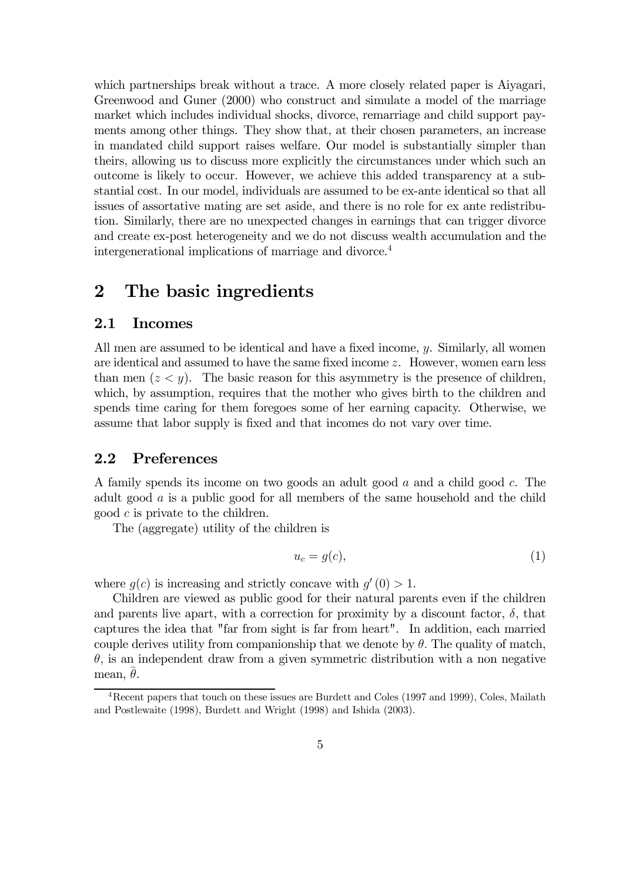which partnerships break without a trace. A more closely related paper is Aiyagari, Greenwood and Guner (2000) who construct and simulate a model of the marriage market which includes individual shocks, divorce, remarriage and child support payments among other things. They show that, at their chosen parameters, an increase in mandated child support raises welfare. Our model is substantially simpler than theirs, allowing us to discuss more explicitly the circumstances under which such an outcome is likely to occur. However, we achieve this added transparency at a substantial cost. In our model, individuals are assumed to be ex-ante identical so that all issues of assortative mating are set aside, and there is no role for ex ante redistribution. Similarly, there are no unexpected changes in earnings that can trigger divorce and create ex-post heterogeneity and we do not discuss wealth accumulation and the intergenerational implications of marriage and divorce.[4]

# 2 The basic ingredients

## 2.1 Incomes

All men are assumed to be identical and have a fixed income, $y$. Similarly, all women are identical and assumed to have the same fixed income $z$. However, women earn less than men ($z < y$). The basic reason for this asymmetry is the presence of children, which, by assumption, requires that the mother who gives birth to the children and spends time caring for them foregoes some of her earning capacity. Otherwise, we assume that labor supply is fixed and that incomes do not vary over time.

## 2.2 Preferences

A family spends its income on two goods an adult good $a$ and a child good $c$. The adult good $a$ is a public good for all members of the same household and the child good $c$ is private to the children.

The (aggregate) utility of the children is

$$u_c = g(c), \tag{1}$$

where $g(c)$ is increasing and strictly concave with $g'(0) > 1$.

Children are viewed as public good for their natural parents even if the children and parents live apart, with a correction for proximity by a discount factor, $\delta$, that captures the idea that "far from sight is far from heart". In addition, each married couple derives utility from companionship that we denote by $\theta$. The quality of match, $\theta$, is an independent draw from a given symmetric distribution with a non negative mean, $\bar{\theta}$.

[4] Recent papers that touch on these issues are Burdett and Coles (1997 and 1999), Coles, Mailath and Postlewaite (1998), Burdett and Wright (1998) and Ishida (2003).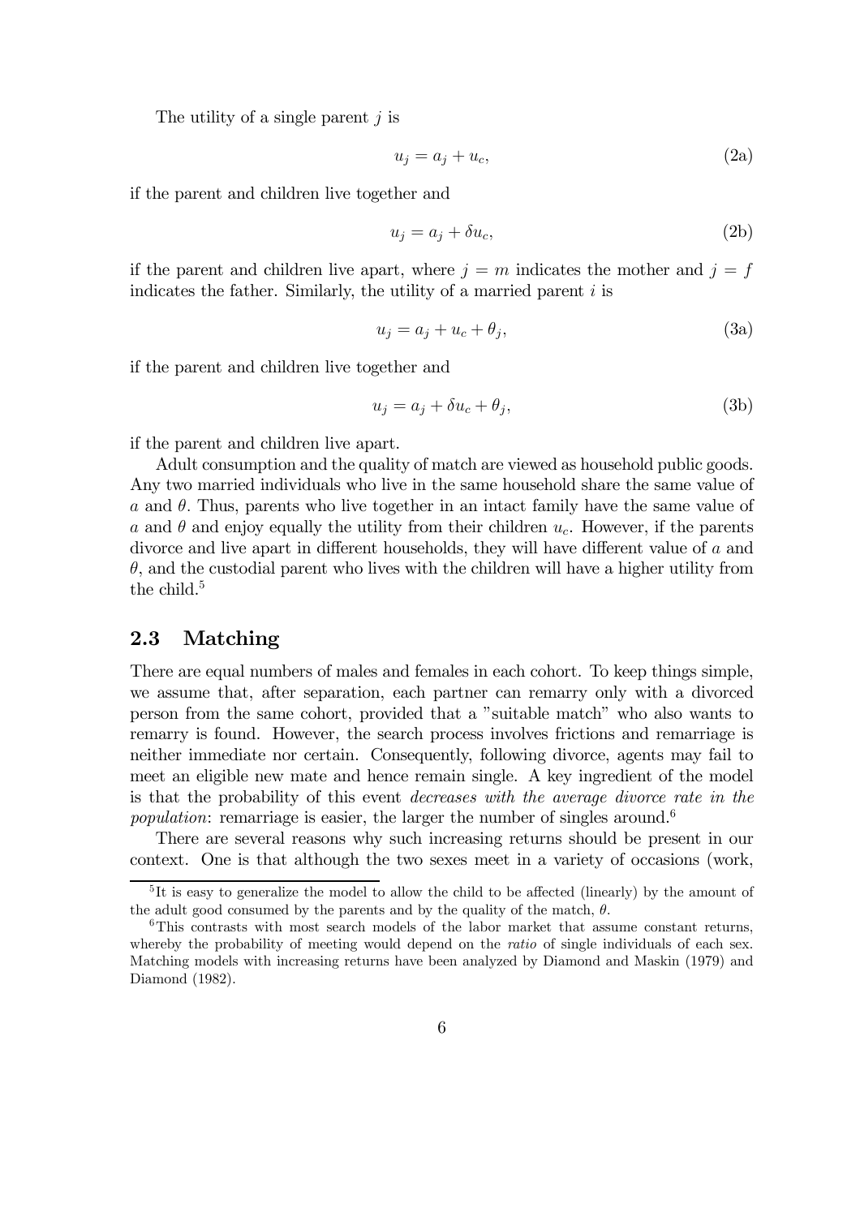The utility of a single parent $j$ is

$$u_j = a_j + u_c, \tag{2a}$$

if the parent and children live together and

$$u_j = a_j + \delta u_c, \tag{2b}$$

if the parent and children live apart, where $j = m$ indicates the mother and $j = f$ indicates the father. Similarly, the utility of a married parent $i$ is

$$u_j = a_j + u_c + \theta_j, \tag{3a}$$

if the parent and children live together and

$$u_j = a_j + \delta u_c + \theta_j, \tag{3b}$$

if the parent and children live apart.

Adult consumption and the quality of match are viewed as household public goods. Any two married individuals who live in the same household share the same value of $a$ and $\theta$. Thus, parents who live together in an intact family have the same value of $a$ and $\theta$ and enjoy equally the utility from their children $u_c$. However, if the parents divorce and live apart in different households, they will have different value of $a$ and $\theta$, and the custodial parent who lives with the children will have a higher utility from the child.[5]

## 2.3 Matching

There are equal numbers of males and females in each cohort. To keep things simple, we assume that, after separation, each partner can remarry only with a divorced person from the same cohort, provided that a "suitable match" who also wants to remarry is found. However, the search process involves frictions and remarriage is neither immediate nor certain. Consequently, following divorce, agents may fail to meet an eligible new mate and hence remain single. A key ingredient of the model is that the probability of this event *decreases with the average divorce rate in the population*: remarriage is easier, the larger the number of singles around.[6]

There are several reasons why such increasing returns should be present in our context. One is that although the two sexes meet in a variety of occasions (work,

[5] It is easy to generalize the model to allow the child to be affected (linearly) by the amount of the adult good consumed by the parents and by the quality of the match, $\theta$.

[6] This contrasts with most search models of the labor market that assume constant returns, whereby the probability of meeting would depend on the *ratio* of single individuals of each sex. Matching models with increasing returns have been analyzed by Diamond and Maskin (1979) and Diamond (1982).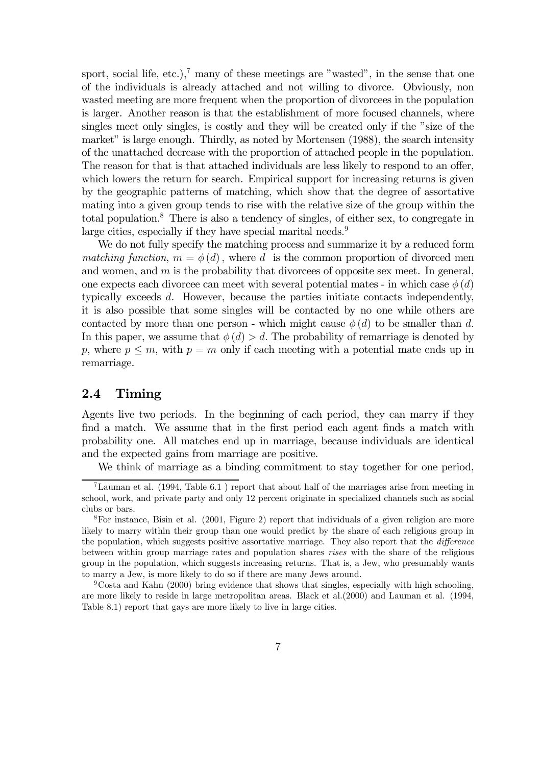sport, social life, etc.),[7] many of these meetings are "wasted", in the sense that one of the individuals is already attached and not willing to divorce. Obviously, non wasted meeting are more frequent when the proportion of divorcees in the population is larger. Another reason is that the establishment of more focused channels, where singles meet only singles, is costly and they will be created only if the "size of the market" is large enough. Thirdly, as noted by Mortensen (1988), the search intensity of the unattached decrease with the proportion of attached people in the population. The reason for that is that attached individuals are less likely to respond to an offer, which lowers the return for search. Empirical support for increasing returns is given by the geographic patterns of matching, which show that the degree of assortative mating into a given group tends to rise with the relative size of the group within the total population.[8] There is also a tendency of singles, of either sex, to congregate in large cities, especially if they have special marital needs.[9]

We do not fully specify the matching process and summarize it by a reduced form *matching function*, $m = \phi(d)$, where $d$ is the common proportion of divorced men and women, and $m$ is the probability that divorcees of opposite sex meet. In general, one expects each divorcee can meet with several potential mates - in which case $\phi(d)$ typically exceeds $d$. However, because the parties initiate contacts independently, it is also possible that some singles will be contacted by no one while others are contacted by more than one person - which might cause $\phi(d)$ to be smaller than $d$. In this paper, we assume that $\phi(d) > d$. The probability of remarriage is denoted by $p$, where $p \leq m$, with $p = m$ only if each meeting with a potential mate ends up in remarriage.

## 2.4 Timing

Agents live two periods. In the beginning of each period, they can marry if they find a match. We assume that in the first period each agent finds a match with probability one. All matches end up in marriage, because individuals are identical and the expected gains from marriage are positive.

We think of marriage as a binding commitment to stay together for one period,

---

[7] Lauman et al. (1994, Table 6.1 ) report that about half of the marriages arise from meeting in school, work, and private party and only 12 percent originate in specialized channels such as social clubs or bars.

[8] For instance, Bisin et al. (2001, Figure 2) report that individuals of a given religion are more likely to marry within their group than one would predict by the share of each religious group in the population, which suggests positive assortative marriage. They also report that the *difference* between within group marriage rates and population shares *rises* with the share of the religious group in the population, which suggests increasing returns. That is, a Jew, who presumably wants to marry a Jew, is more likely to do so if there are many Jews around.

[9] Costa and Kahn (2000) bring evidence that shows that singles, especially with high schooling, are more likely to reside in large metropolitan areas. Black et al.(2000) and Lauman et al. (1994, Table 8.1) report that gays are more likely to live in large cities.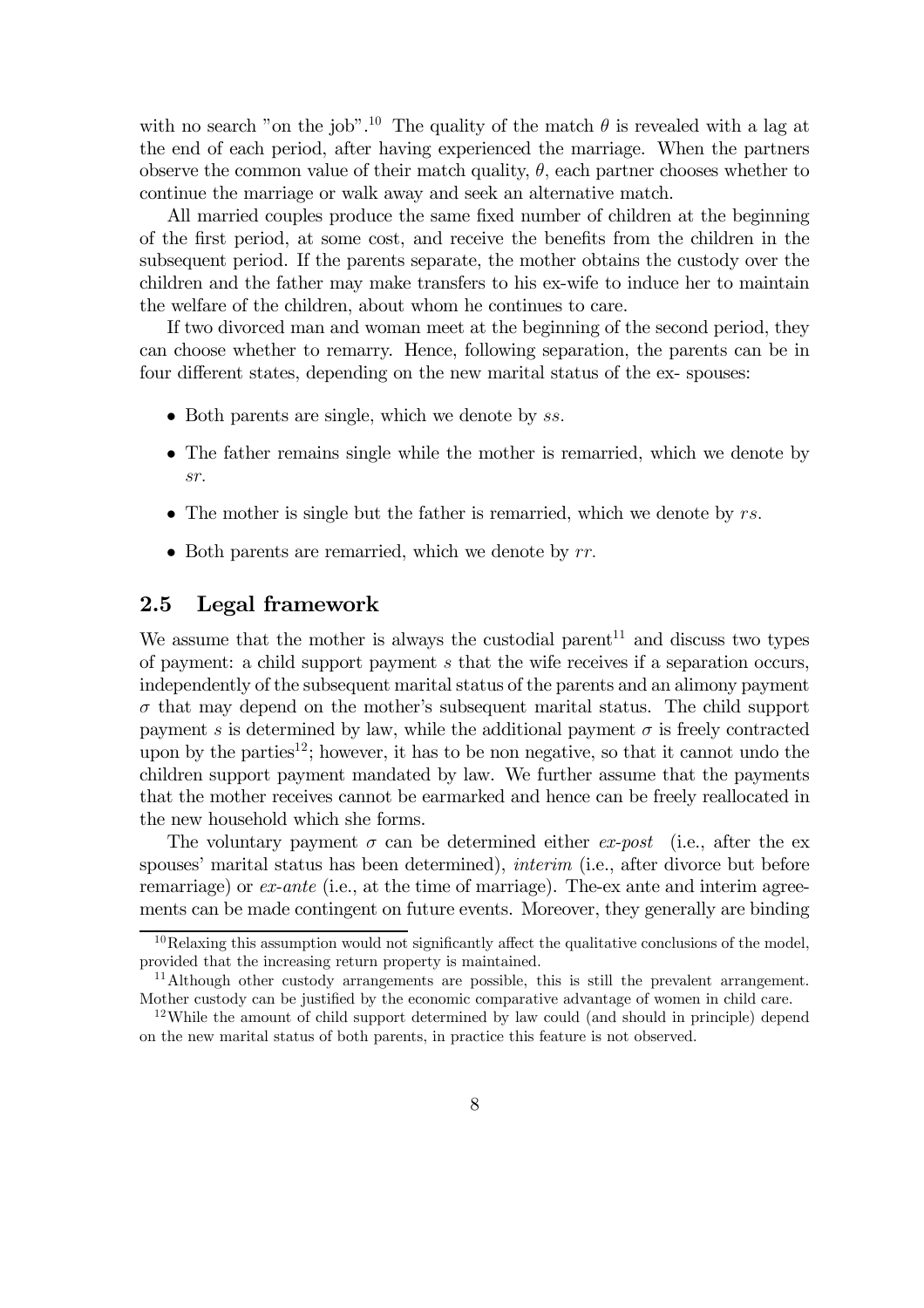with no search "on the job".[10] The quality of the match $\theta$ is revealed with a lag at the end of each period, after having experienced the marriage. When the partners observe the common value of their match quality, $\theta$, each partner chooses whether to continue the marriage or walk away and seek an alternative match.

All married couples produce the same fixed number of children at the beginning of the first period, at some cost, and receive the benefits from the children in the subsequent period. If the parents separate, the mother obtains the custody over the children and the father may make transfers to his ex-wife to induce her to maintain the welfare of the children, about whom he continues to care.

If two divorced man and woman meet at the beginning of the second period, they can choose whether to remarry. Hence, following separation, the parents can be in four different states, depending on the new marital status of the ex- spouses:

- Both parents are single, which we denote by $ss$.
- The father remains single while the mother is remarried, which we denote by $sr$.
- The mother is single but the father is remarried, which we denote by $rs$.
- Both parents are remarried, which we denote by $rr$.

## 2.5 Legal framework

We assume that the mother is always the custodial parent[11] and discuss two types of payment: a child support payment $s$ that the wife receives if a separation occurs, independently of the subsequent marital status of the parents and an alimony payment $\sigma$ that may depend on the mother's subsequent marital status. The child support payment $s$ is determined by law, while the additional payment $\sigma$ is freely contracted upon by the parties[12]; however, it has to be non negative, so that it cannot undo the children support payment mandated by law. We further assume that the payments that the mother receives cannot be earmarked and hence can be freely reallocated in the new household which she forms.

The voluntary payment $\sigma$ can be determined either *ex-post* (i.e., after the ex spouses' marital status has been determined), *interim* (i.e., after divorce but before remarriage) or *ex-ante* (i.e., at the time of marriage). The-ex ante and interim agreements can be made contingent on future events. Moreover, they generally are binding

[10] Relaxing this assumption would not significantly affect the qualitative conclusions of the model, provided that the increasing return property is maintained.

[11] Although other custody arrangements are possible, this is still the prevalent arrangement. Mother custody can be justified by the economic comparative advantage of women in child care.

[12] While the amount of child support determined by law could (and should in principle) depend on the new marital status of both parents, in practice this feature is not observed.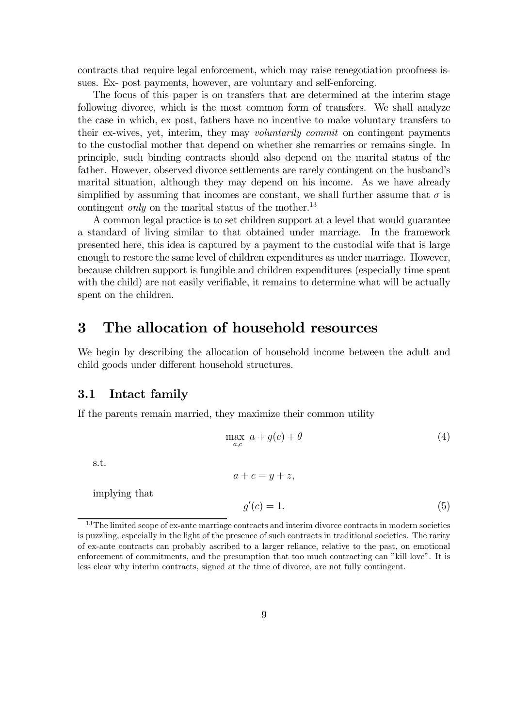contracts that require legal enforcement, which may raise renegotiation proofness issues. Ex- post payments, however, are voluntary and self-enforcing.

The focus of this paper is on transfers that are determined at the interim stage following divorce, which is the most common form of transfers. We shall analyze the case in which, ex post, fathers have no incentive to make voluntary transfers to their ex-wives, yet, interim, they may *voluntarily commit* on contingent payments to the custodial mother that depend on whether she remarries or remains single. In principle, such binding contracts should also depend on the marital status of the father. However, observed divorce settlements are rarely contingent on the husband's marital situation, although they may depend on his income. As we have already simplified by assuming that incomes are constant, we shall further assume that $\sigma$ is contingent *only* on the marital status of the mother.[13]

A common legal practice is to set children support at a level that would guarantee a standard of living similar to that obtained under marriage. In the framework presented here, this idea is captured by a payment to the custodial wife that is large enough to restore the same level of children expenditures as under marriage. However, because children support is fungible and children expenditures (especially time spent with the child) are not easily verifiable, it remains to determine what will be actually spent on the children.

# 3 The allocation of household resources

We begin by describing the allocation of household income between the adult and child goods under different household structures.

## 3.1 Intact family

If the parents remain married, they maximize their common utility

$$\max_{a,c} \; a + g(c) + \theta \tag{4}$$

s.t.

$$a + c = y + z,$$

implying that

$$g'(c) = 1. \tag{5}$$

[13] The limited scope of ex-ante marriage contracts and interim divorce contracts in modern societies is puzzling, especially in the light of the presence of such contracts in traditional societies. The rarity of ex-ante contracts can probably ascribed to a larger reliance, relative to the past, on emotional enforcement of commitments, and the presumption that too much contracting can "kill love". It is less clear why interim contracts, signed at the time of divorce, are not fully contingent.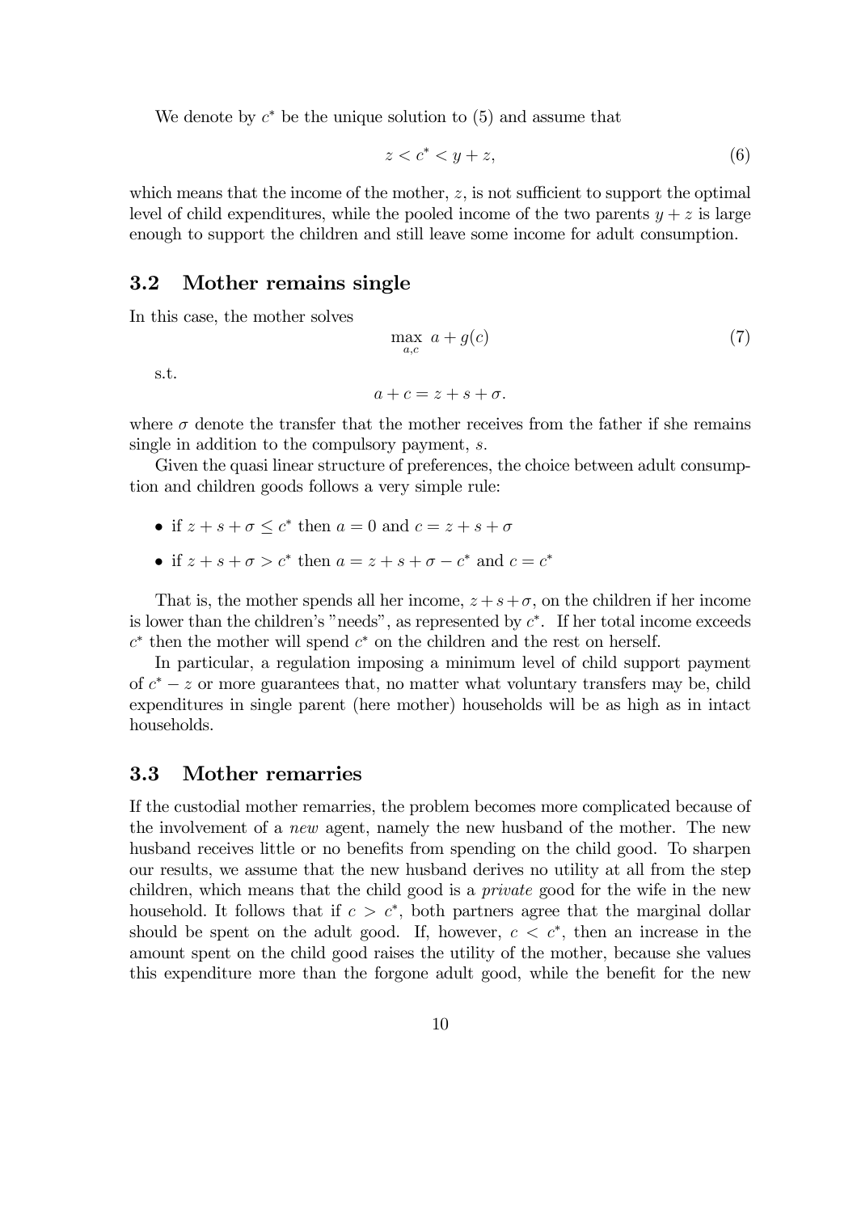We denote by $c^*$ be the unique solution to (5) and assume that

$$z < c^* < y + z, \tag{6}$$

which means that the income of the mother, $z$, is not sufficient to support the optimal level of child expenditures, while the pooled income of the two parents $y + z$ is large enough to support the children and still leave some income for adult consumption.

## 3.2 Mother remains single

In this case, the mother solves

$$\max_{a,c} \; a + g(c) \tag{7}$$

s.t.

$$a + c = z + s + \sigma.$$

where $\sigma$ denote the transfer that the mother receives from the father if she remains single in addition to the compulsory payment, $s$.

Given the quasi linear structure of preferences, the choice between adult consumption and children goods follows a very simple rule:

- if $z + s + \sigma \leq c^*$ then $a = 0$ and $c = z + s + \sigma$
- if $z + s + \sigma > c^*$ then $a = z + s + \sigma - c^*$ and $c = c^*$

That is, the mother spends all her income, $z + s + \sigma$, on the children if her income is lower than the children's "needs", as represented by $c^*$. If her total income exceeds $c^*$ then the mother will spend $c^*$ on the children and the rest on herself.

In particular, a regulation imposing a minimum level of child support payment of $c^* - z$ or more guarantees that, no matter what voluntary transfers may be, child expenditures in single parent (here mother) households will be as high as in intact households.

## 3.3 Mother remarries

If the custodial mother remarries, the problem becomes more complicated because of the involvement of a *new* agent, namely the new husband of the mother. The new husband receives little or no benefits from spending on the child good. To sharpen our results, we assume that the new husband derives no utility at all from the step children, which means that the child good is a *private* good for the wife in the new household. It follows that if $c > c^*$, both partners agree that the marginal dollar should be spent on the adult good. If, however, $c < c^*$, then an increase in the amount spent on the child good raises the utility of the mother, because she values this expenditure more than the forgone adult good, while the benefit for the new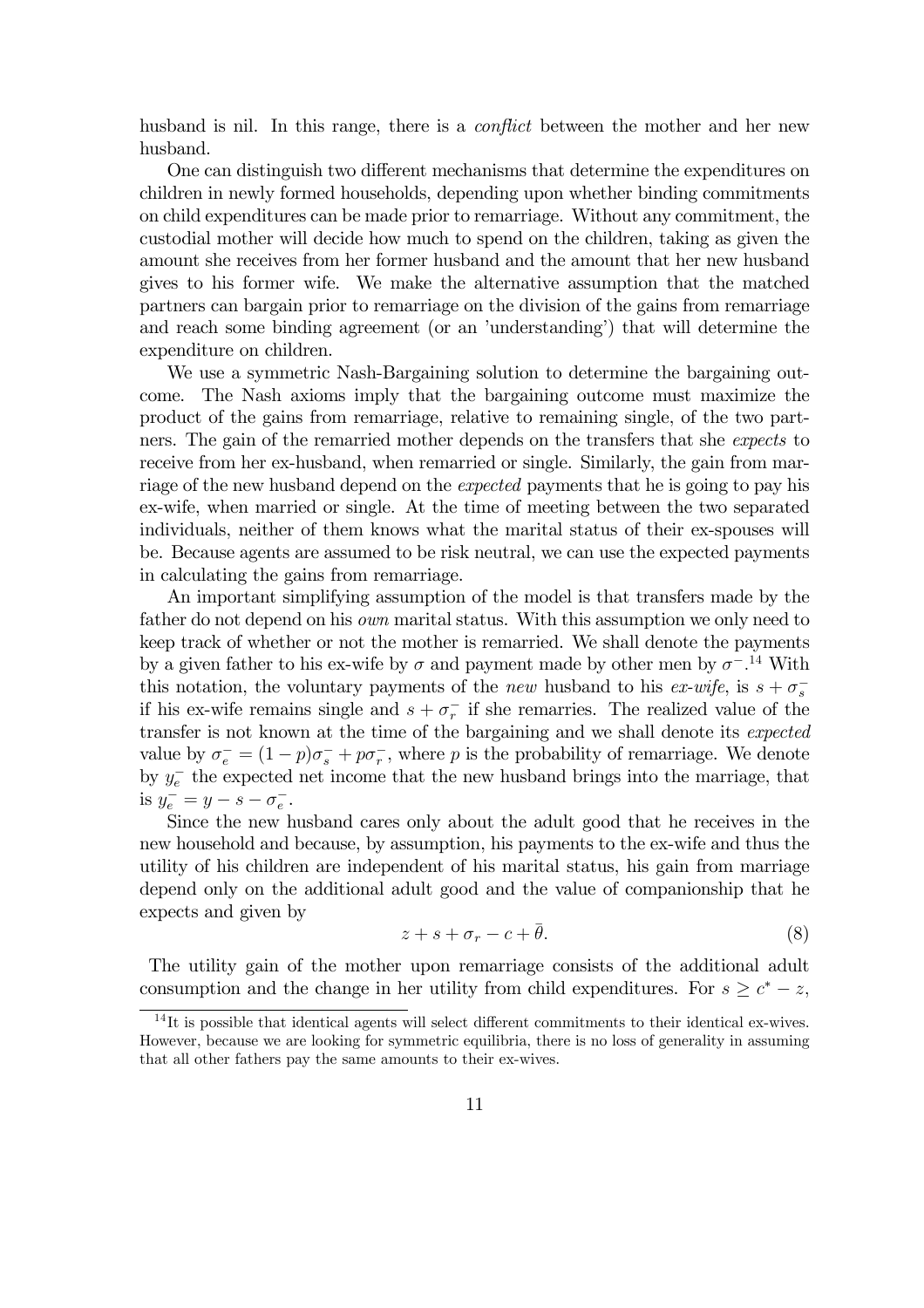husband is nil. In this range, there is a *conflict* between the mother and her new husband.

One can distinguish two different mechanisms that determine the expenditures on children in newly formed households, depending upon whether binding commitments on child expenditures can be made prior to remarriage. Without any commitment, the custodial mother will decide how much to spend on the children, taking as given the amount she receives from her former husband and the amount that her new husband gives to his former wife. We make the alternative assumption that the matched partners can bargain prior to remarriage on the division of the gains from remarriage and reach some binding agreement (or an 'understanding') that will determine the expenditure on children.

We use a symmetric Nash-Bargaining solution to determine the bargaining outcome. The Nash axioms imply that the bargaining outcome must maximize the product of the gains from remarriage, relative to remaining single, of the two partners. The gain of the remarried mother depends on the transfers that she *expects* to receive from her ex-husband, when remarried or single. Similarly, the gain from marriage of the new husband depend on the *expected* payments that he is going to pay his ex-wife, when married or single. At the time of meeting between the two separated individuals, neither of them knows what the marital status of their ex-spouses will be. Because agents are assumed to be risk neutral, we can use the expected payments in calculating the gains from remarriage.

An important simplifying assumption of the model is that transfers made by the father do not depend on his *own* marital status. With this assumption we only need to keep track of whether or not the mother is remarried. We shall denote the payments by a given father to his ex-wife by $\sigma$ and payment made by other men by $\sigma^-$.[14] With this notation, the voluntary payments of the *new* husband to his *ex-wife*, is $s + \sigma_s^-$ if his ex-wife remains single and $s + \sigma_r^-$ if she remarries. The realized value of the transfer is not known at the time of the bargaining and we shall denote its *expected* value by $\sigma_e^- = (1-p)\sigma_s^- + p\sigma_r^-$, where $p$ is the probability of remarriage. We denote by $y_e^-$ the expected net income that the new husband brings into the marriage, that is $y_e^- = y - s - \sigma_e^-$.

Since the new husband cares only about the adult good that he receives in the new household and because, by assumption, his payments to the ex-wife and thus the utility of his children are independent of his marital status, his gain from marriage depend only on the additional adult good and the value of companionship that he expects and given by

$$z + s + \sigma_r - c + \bar{\theta}. \tag{8}$$

The utility gain of the mother upon remarriage consists of the additional adult consumption and the change in her utility from child expenditures. For $s \geq c^* - z$,

[14] It is possible that identical agents will select different commitments to their identical ex-wives. However, because we are looking for symmetric equilibria, there is no loss of generality in assuming that all other fathers pay the same amounts to their ex-wives.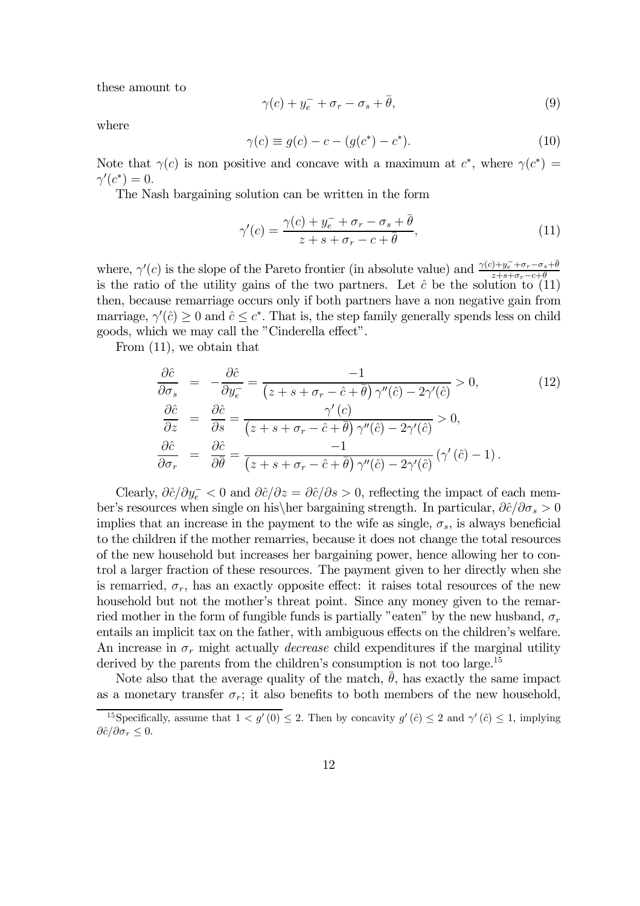these amount to

$$\gamma(c) + y_e^- + \sigma_r - \sigma_s + \bar{\theta}, \tag{9}$$

where

$$\gamma(c) \equiv g(c) - c - (g(c^*) - c^*). \tag{10}$$

Note that $\gamma(c)$ is non positive and concave with a maximum at $c^*$, where $\gamma(c^*) = \gamma'(c^*) = 0$.

The Nash bargaining solution can be written in the form

$$\gamma'(c) = \frac{\gamma(c) + y_e^- + \sigma_r - \sigma_s + \bar{\theta}}{z + s + \sigma_r - c + \bar{\theta}}, \tag{11}$$

where, $\gamma'(c)$ is the slope of the Pareto frontier (in absolute value) and $\frac{\gamma(c)+y_e^- +\sigma_r - \sigma_s + \bar{\theta}}{z+s+\sigma_r - c+\bar{\theta}}$ is the ratio of the utility gains of the two partners. Let $\hat{c}$ be the solution to (11) then, because remarriage occurs only if both partners have a non negative gain from marriage, $\gamma'(\hat{c}) \geq 0$ and $\hat{c} \leq c^*$. That is, the step family generally spends less on child goods, which we may call the "Cinderella effect".

From (11), we obtain that

$$\begin{aligned}
\frac{\partial \hat{c}}{\partial \sigma_s} &= -\frac{\partial \hat{c}}{\partial y_e^-} = \frac{-1}{\left(z + s + \sigma_r - \hat{c} + \bar{\theta}\right)\gamma''(\hat{c}) - 2\gamma'(\hat{c})} > 0, \\
\frac{\partial \hat{c}}{\partial z} &= \frac{\partial \hat{c}}{\partial s} = \frac{\gamma'(c)}{\left(z + s + \sigma_r - \hat{c} + \bar{\theta}\right)\gamma''(\hat{c}) - 2\gamma'(\hat{c})} > 0, \\
\frac{\partial \hat{c}}{\partial \sigma_r} &= \frac{\partial \hat{c}}{\partial \bar{\theta}} = \frac{-1}{\left(z + s + \sigma_r - \hat{c} + \bar{\theta}\right)\gamma''(\hat{c}) - 2\gamma'(\hat{c})}\left(\gamma'(\hat{c}) - 1\right).
\end{aligned} \tag{12}$$

Clearly, $\partial \hat{c}/\partial y_e^- < 0$ and $\partial \hat{c}/\partial z = \partial \hat{c}/\partial s > 0$, reflecting the impact of each member's resources when single on his\her bargaining strength. In particular, $\partial \hat{c}/\partial \sigma_s > 0$ implies that an increase in the payment to the wife as single, $\sigma_s$, is always beneficial to the children if the mother remarries, because it does not change the total resources of the new household but increases her bargaining power, hence allowing her to control a larger fraction of these resources. The payment given to her directly when she is remarried, $\sigma_r$, has an exactly opposite effect: it raises total resources of the new household but not the mother's threat point. Since any money given to the remarried mother in the form of fungible funds is partially "eaten" by the new husband, $\sigma_r$ entails an implicit tax on the father, with ambiguous effects on the children's welfare. An increase in $\sigma_r$ might actually *decrease* child expenditures if the marginal utility derived by the parents from the children's consumption is not too large.[15]

Note also that the average quality of the match, $\bar{\theta}$, has exactly the same impact as a monetary transfer $\sigma_r$; it also benefits to both members of the new household,

[15] Specifically, assume that $1 < g'(0) \leq 2$. Then by concavity $g'(\hat{c}) \leq 2$ and $\gamma'(\hat{c}) \leq 1$, implying $\partial \hat{c}/\partial \sigma_r \leq 0$.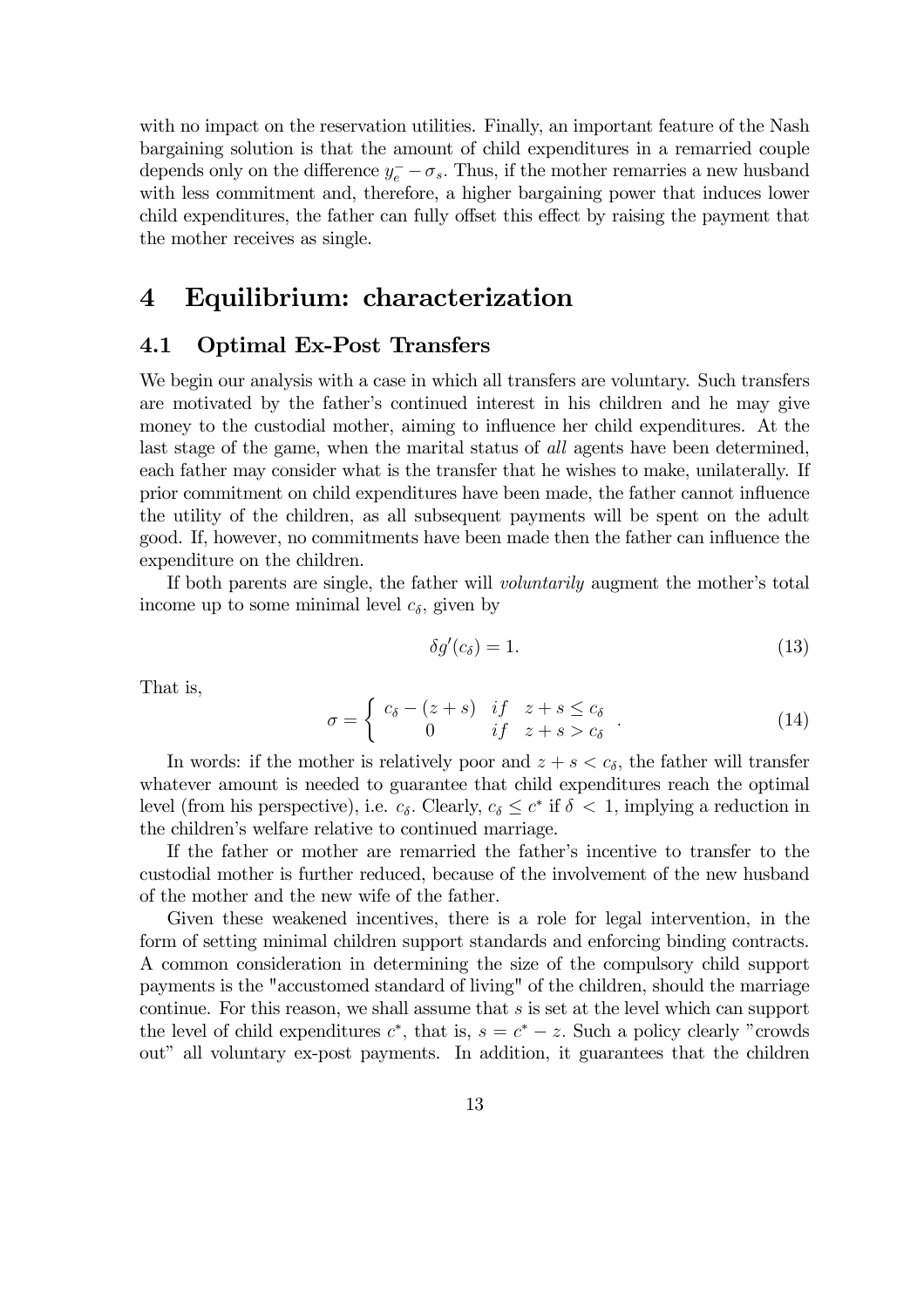with no impact on the reservation utilities. Finally, an important feature of the Nash bargaining solution is that the amount of child expenditures in a remarried couple depends only on the difference $y_e^- - \sigma_s$. Thus, if the mother remarries a new husband with less commitment and, therefore, a higher bargaining power that induces lower child expenditures, the father can fully offset this effect by raising the payment that the mother receives as single.

# 4 Equilibrium: characterization

## 4.1 Optimal Ex-Post Transfers

We begin our analysis with a case in which all transfers are voluntary. Such transfers are motivated by the father's continued interest in his children and he may give money to the custodial mother, aiming to influence her child expenditures. At the last stage of the game, when the marital status of *all* agents have been determined, each father may consider what is the transfer that he wishes to make, unilaterally. If prior commitment on child expenditures have been made, the father cannot influence the utility of the children, as all subsequent payments will be spent on the adult good. If, however, no commitments have been made then the father can influence the expenditure on the children.

If both parents are single, the father will *voluntarily* augment the mother's total income up to some minimal level $c_\delta$, given by

$$\delta g'(c_\delta) = 1. \tag{13}$$

That is,

$$\sigma = \begin{cases} c_\delta - (z+s) & if \quad z+s \leq c_\delta \\ 0 & if \quad z+s > c_\delta \end{cases}. \tag{14}$$

In words: if the mother is relatively poor and $z + s < c_\delta$, the father will transfer whatever amount is needed to guarantee that child expenditures reach the optimal level (from his perspective), i.e. $c_\delta$. Clearly, $c_\delta \leq c^*$ if $\delta < 1$, implying a reduction in the children's welfare relative to continued marriage.

If the father or mother are remarried the father's incentive to transfer to the custodial mother is further reduced, because of the involvement of the new husband of the mother and the new wife of the father.

Given these weakened incentives, there is a role for legal intervention, in the form of setting minimal children support standards and enforcing binding contracts. A common consideration in determining the size of the compulsory child support payments is the "accustomed standard of living" of the children, should the marriage continue. For this reason, we shall assume that $s$ is set at the level which can support the level of child expenditures $c^*$, that is, $s = c^* - z$. Such a policy clearly "crowds out" all voluntary ex-post payments. In addition, it guarantees that the children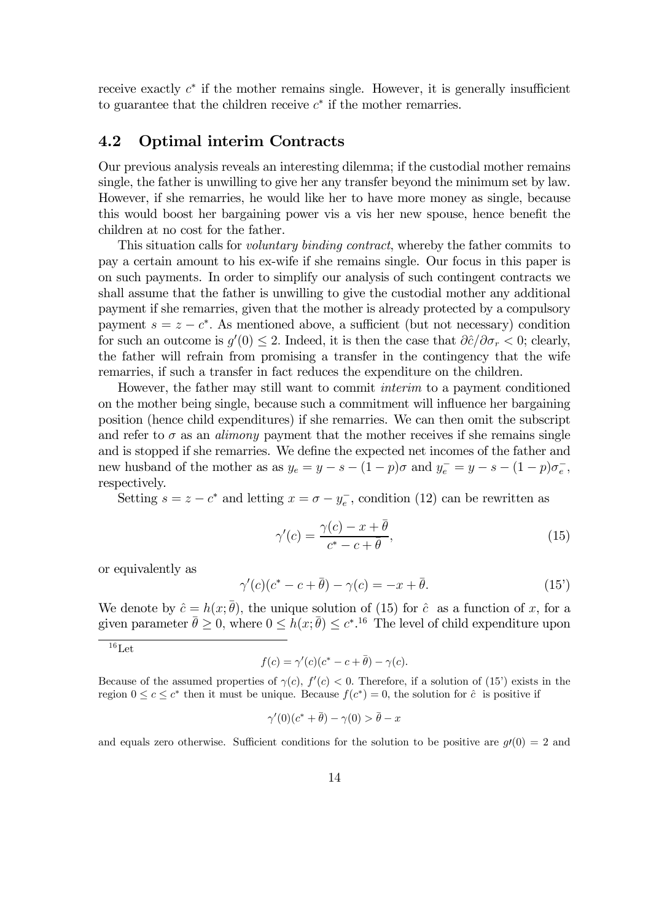receive exactly $c^*$ if the mother remains single. However, it is generally insufficient to guarantee that the children receive $c^*$ if the mother remarries.

## 4.2 Optimal interim Contracts

Our previous analysis reveals an interesting dilemma; if the custodial mother remains single, the father is unwilling to give her any transfer beyond the minimum set by law. However, if she remarries, he would like her to have more money as single, because this would boost her bargaining power vis a vis her new spouse, hence benefit the children at no cost for the father.

This situation calls for *voluntary binding contract*, whereby the father commits to pay a certain amount to his ex-wife if she remains single. Our focus in this paper is on such payments. In order to simplify our analysis of such contingent contracts we shall assume that the father is unwilling to give the custodial mother any additional payment if she remarries, given that the mother is already protected by a compulsory payment $s = z - c^*$. As mentioned above, a sufficient (but not necessary) condition for such an outcome is $g'(0) \leq 2$. Indeed, it is then the case that $\partial \hat{c}/\partial \sigma_r < 0$; clearly, the father will refrain from promising a transfer in the contingency that the wife remarries, if such a transfer in fact reduces the expenditure on the children.

However, the father may still want to commit *interim* to a payment conditioned on the mother being single, because such a commitment will influence her bargaining position (hence child expenditures) if she remarries. We can then omit the subscript and refer to $\sigma$ as an *alimony* payment that the mother receives if she remains single and is stopped if she remarries. We define the expected net incomes of the father and new husband of the mother as as $y_e = y - s - (1-p)\sigma$ and $y_e^- = y - s - (1-p)\sigma_e^-$, respectively.

Setting $s = z - c^*$ and letting $x = \sigma - y_e^-$, condition (12) can be rewritten as

$$\gamma'(c) = \frac{\gamma(c) - x + \bar{\theta}}{c^* - c + \bar{\theta}}, \tag{15}$$

or equivalently as

$$\gamma'(c)(c^* - c + \bar{\theta}) - \gamma(c) = -x + \bar{\theta}. \tag{15'}$$

We denote by $\hat{c} = h(x; \bar{\theta})$, the unique solution of (15) for $\hat{c}$ as a function of $x$, for a given parameter $\bar{\theta} \geq 0$, where $0 \leq h(x; \bar{\theta}) \leq c^*$.[16] The level of child expenditure upon

---

[16] Let

$$f(c) = \gamma'(c)(c^* - c + \bar{\theta}) - \gamma(c).$$

Because of the assumed properties of $\gamma(c)$, $f'(c) < 0$. Therefore, if a solution of (15') exists in the region $0 \leq c \leq c^*$ then it must be unique. Because $f(c^*) = 0$, the solution for $\hat{c}$ is positive if

$$\gamma'(0)(c^* + \bar{\theta}) - \gamma(0) > \bar{\theta} - x$$

and equals zero otherwise. Sufficient conditions for the solution to be positive are $g\prime(0) = 2$ and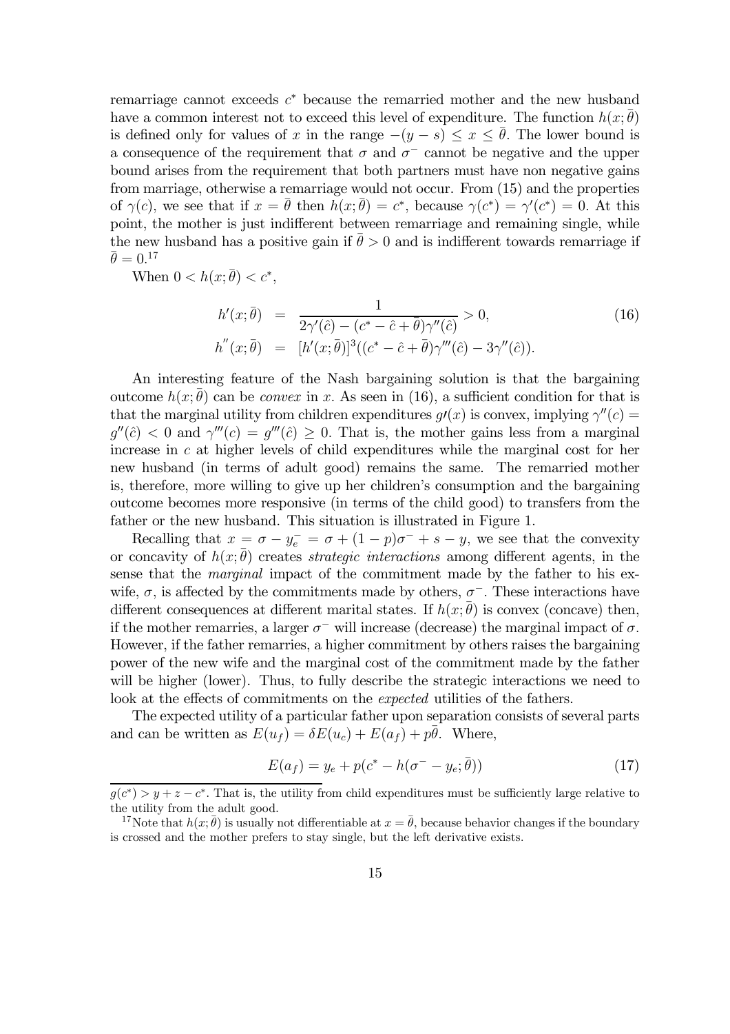remarriage cannot exceeds $c^*$ because the remarried mother and the new husband have a common interest not to exceed this level of expenditure. The function $h(x;\bar{\theta})$ is defined only for values of $x$ in the range $-(y-s) \leq x \leq \bar{\theta}$. The lower bound is a consequence of the requirement that $\sigma$ and $\sigma^-$ cannot be negative and the upper bound arises from the requirement that both partners must have non negative gains from marriage, otherwise a remarriage would not occur. From (15) and the properties of $\gamma(c)$, we see that if $x = \bar{\theta}$ then $h(x;\bar{\theta}) = c^*$, because $\gamma(c^*) = \gamma'(c^*) = 0$. At this point, the mother is just indifferent between remarriage and remaining single, while the new husband has a positive gain if $\bar{\theta} > 0$ and is indifferent towards remarriage if $\bar{\theta} = 0$.[17]

When $0 < h(x;\bar{\theta}) < c^*$,

$$
\begin{aligned}
h'(x;\bar{\theta}) &= \frac{1}{2\gamma'(\hat{c}) - (c^* - \hat{c} + \bar{\theta})\gamma''(\hat{c})} > 0, \\
h''(x;\bar{\theta}) &= [h'(x;\bar{\theta})]^3((c^* - \hat{c} + \bar{\theta})\gamma'''(\hat{c}) - 3\gamma''(\hat{c})).
\end{aligned}
\tag{16}
$$

An interesting feature of the Nash bargaining solution is that the bargaining outcome $h(x;\bar{\theta})$ can be *convex* in $x$. As seen in (16), a sufficient condition for that is that the marginal utility from children expenditures $g\prime(x)$ is convex, implying $\gamma''(c) = g''(\hat{c}) < 0$ and $\gamma'''(c) = g'''(\hat{c}) \geq 0$. That is, the mother gains less from a marginal increase in $c$ at higher levels of child expenditures while the marginal cost for her new husband (in terms of adult good) remains the same. The remarried mother is, therefore, more willing to give up her children's consumption and the bargaining outcome becomes more responsive (in terms of the child good) to transfers from the father or the new husband. This situation is illustrated in Figure 1.

Recalling that $x = \sigma - y_e^- = \sigma + (1-p)\sigma^- + s - y$, we see that the convexity or concavity of $h(x;\bar{\theta})$ creates *strategic interactions* among different agents, in the sense that the *marginal* impact of the commitment made by the father to his ex-wife, $\sigma$, is affected by the commitments made by others, $\sigma^-$. These interactions have different consequences at different marital states. If $h(x;\bar{\theta})$ is convex (concave) then, if the mother remarries, a larger $\sigma^-$ will increase (decrease) the marginal impact of $\sigma$. However, if the father remarries, a higher commitment by others raises the bargaining power of the new wife and the marginal cost of the commitment made by the father will be higher (lower). Thus, to fully describe the strategic interactions we need to look at the effects of commitments on the *expected* utilities of the fathers.

The expected utility of a particular father upon separation consists of several parts and can be written as $E(u_f) = \delta E(u_c) + E(a_f) + p\bar{\theta}$. Where,

$$
E(a_f) = y_e + p(c^* - h(\sigma^- - y_e;\bar{\theta}))
\tag{17}
$$

---

$g(c^*) > y + z - c^*$. That is, the utility from child expenditures must be sufficiently large relative to the utility from the adult good.

[17] Note that $h(x;\bar{\theta})$ is usually not differentiable at $x = \bar{\theta}$, because behavior changes if the boundary is crossed and the mother prefers to stay single, but the left derivative exists.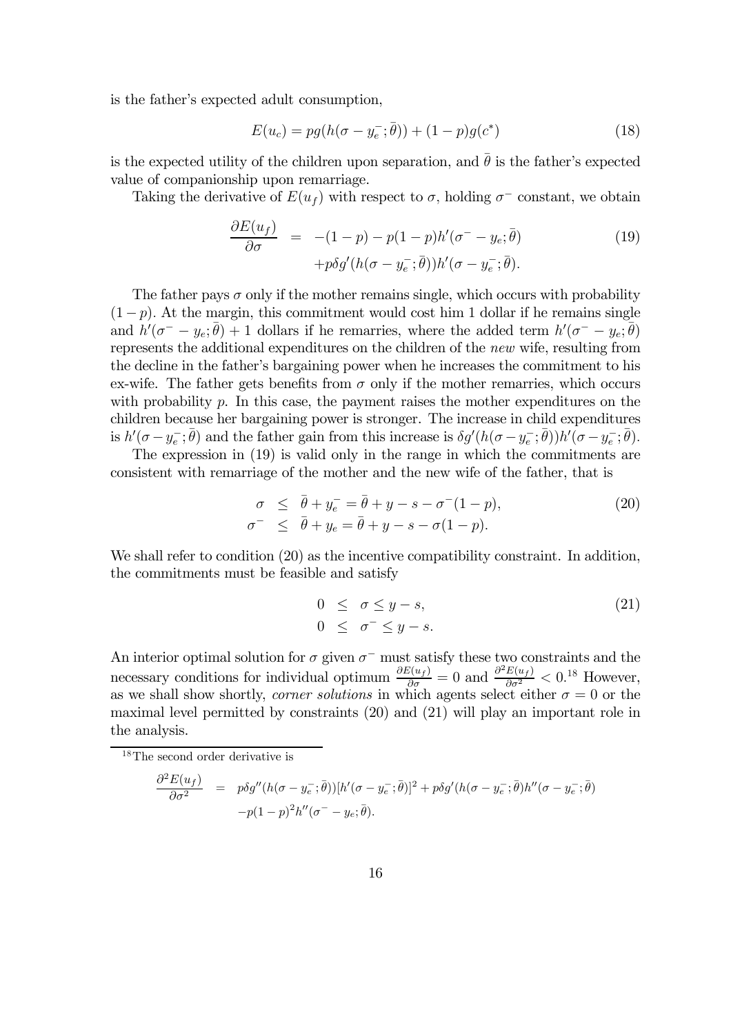is the father's expected adult consumption,

$$E(u_c) = pg(h(\sigma - y_e^-; \bar{\theta})) + (1-p)g(c^*) \tag{18}$$

is the expected utility of the children upon separation, and $\bar{\theta}$ is the father's expected value of companionship upon remarriage.

Taking the derivative of $E(u_f)$ with respect to $\sigma$, holding $\sigma^-$ constant, we obtain

$$\begin{aligned}
\frac{\partial E(u_f)}{\partial \sigma} &= -(1-p) - p(1-p)h'(\sigma^- - y_e; \bar{\theta}) \\
&\quad + p\delta g'(h(\sigma - y_e^-; \bar{\theta}))h'(\sigma - y_e^-; \bar{\theta}).
\end{aligned} \tag{19}$$

The father pays $\sigma$ only if the mother remains single, which occurs with probability $(1-p)$. At the margin, this commitment would cost him 1 dollar if he remains single and $h'(\sigma^- - y_e; \bar{\theta}) + 1$ dollars if he remarries, where the added term $h'(\sigma^- - y_e; \bar{\theta})$ represents the additional expenditures on the children of the *new* wife, resulting from the decline in the father's bargaining power when he increases the commitment to his ex-wife. The father gets benefits from $\sigma$ only if the mother remarries, which occurs with probability $p$. In this case, the payment raises the mother expenditures on the children because her bargaining power is stronger. The increase in child expenditures is $h'(\sigma - y_e^-; \bar{\theta})$ and the father gain from this increase is $\delta g'(h(\sigma - y_e^-; \bar{\theta}))h'(\sigma - y_e^-; \bar{\theta})$.

The expression in (19) is valid only in the range in which the commitments are consistent with remarriage of the mother and the new wife of the father, that is

$$\begin{aligned}
\sigma &\leq \bar{\theta} + y_e^- = \bar{\theta} + y - s - \sigma^-(1-p), \\
\sigma^- &\leq \bar{\theta} + y_e = \bar{\theta} + y - s - \sigma(1-p).
\end{aligned} \tag{20}$$

We shall refer to condition (20) as the incentive compatibility constraint. In addition, the commitments must be feasible and satisfy

$$\begin{aligned}
0 &\leq \sigma \leq y - s, \\
0 &\leq \sigma^- \leq y - s.
\end{aligned} \tag{21}$$

An interior optimal solution for $\sigma$ given $\sigma^-$ must satisfy these two constraints and the necessary conditions for individual optimum $\frac{\partial E(u_f)}{\partial \sigma} = 0$ and $\frac{\partial^2 E(u_f)}{\partial \sigma^2} < 0$.[18] However, as we shall show shortly, *corner solutions* in which agents select either $\sigma = 0$ or the maximal level permitted by constraints (20) and (21) will play an important role in the analysis.

[18] The second order derivative is

$$\begin{aligned}
\frac{\partial^2 E(u_f)}{\partial \sigma^2} &= p\delta g''(h(\sigma - y_e^-; \bar{\theta}))[h'(\sigma - y_e^-; \bar{\theta})]^2 + p\delta g'(h(\sigma - y_e^-; \bar{\theta})h''(\sigma - y_e^-; \bar{\theta}) \\
&\quad - p(1-p)^2 h''(\sigma^- - y_e; \bar{\theta}).
\end{aligned}$$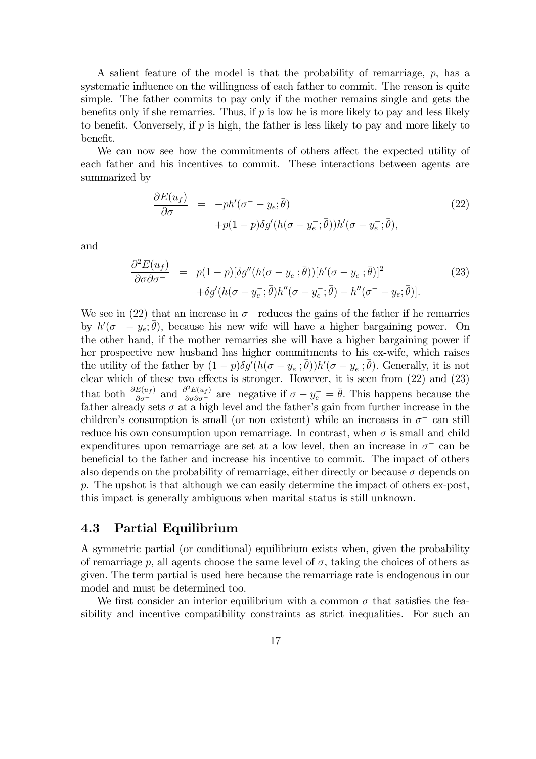A salient feature of the model is that the probability of remarriage, $p$, has a systematic influence on the willingness of each father to commit. The reason is quite simple. The father commits to pay only if the mother remains single and gets the benefits only if she remarries. Thus, if $p$ is low he is more likely to pay and less likely to benefit. Conversely, if $p$ is high, the father is less likely to pay and more likely to benefit.

We can now see how the commitments of others affect the expected utility of each father and his incentives to commit. These interactions between agents are summarized by

$$
\begin{aligned}
\frac{\partial E(u_f)}{\partial \sigma^-} &= -ph'(\sigma^- - y_e; \bar{\theta}) \\
&\quad + p(1-p)\delta g'(h(\sigma - y_e^-; \bar{\theta}))h'(\sigma - y_e^-; \bar{\theta}),
\end{aligned}
\tag{22}
$$

and

$$
\begin{aligned}
\frac{\partial^2 E(u_f)}{\partial \sigma \partial \sigma^-} &= p(1-p)[\delta g''(h(\sigma - y_e^-; \bar{\theta}))[h'(\sigma - y_e^-; \bar{\theta})]^2 \\
&\quad + \delta g'(h(\sigma - y_e^-; \bar{\theta})h''(\sigma - y_e^-; \bar{\theta}) - h''(\sigma^- - y_e; \bar{\theta})].
\end{aligned}
\tag{23}
$$

We see in (22) that an increase in $\sigma^-$ reduces the gains of the father if he remarries by $h'(\sigma^- - y_e; \bar{\theta})$, because his new wife will have a higher bargaining power. On the other hand, if the mother remarries she will have a higher bargaining power if her prospective new husband has higher commitments to his ex-wife, which raises the utility of the father by $(1-p)\delta g'(h(\sigma - y_e^-; \bar{\theta}))h'(\sigma - y_e^-; \bar{\theta})$. Generally, it is not clear which of these two effects is stronger. However, it is seen from (22) and (23) that both $\frac{\partial E(u_f)}{\partial \sigma^-}$ and $\frac{\partial^2 E(u_f)}{\partial \sigma \partial \sigma^-}$ are negative if $\sigma - y_e^- = \bar{\theta}$. This happens because the father already sets $\sigma$ at a high level and the father's gain from further increase in the children's consumption is small (or non existent) while an increases in $\sigma^-$ can still reduce his own consumption upon remarriage. In contrast, when $\sigma$ is small and child expenditures upon remarriage are set at a low level, then an increase in $\sigma^-$ can be beneficial to the father and increase his incentive to commit. The impact of others also depends on the probability of remarriage, either directly or because $\sigma$ depends on $p$. The upshot is that although we can easily determine the impact of others ex-post, this impact is generally ambiguous when marital status is still unknown.

## 4.3 Partial Equilibrium

A symmetric partial (or conditional) equilibrium exists when, given the probability of remarriage $p$, all agents choose the same level of $\sigma$, taking the choices of others as given. The term partial is used here because the remarriage rate is endogenous in our model and must be determined too.

We first consider an interior equilibrium with a common $\sigma$ that satisfies the feasibility and incentive compatibility constraints as strict inequalities. For such an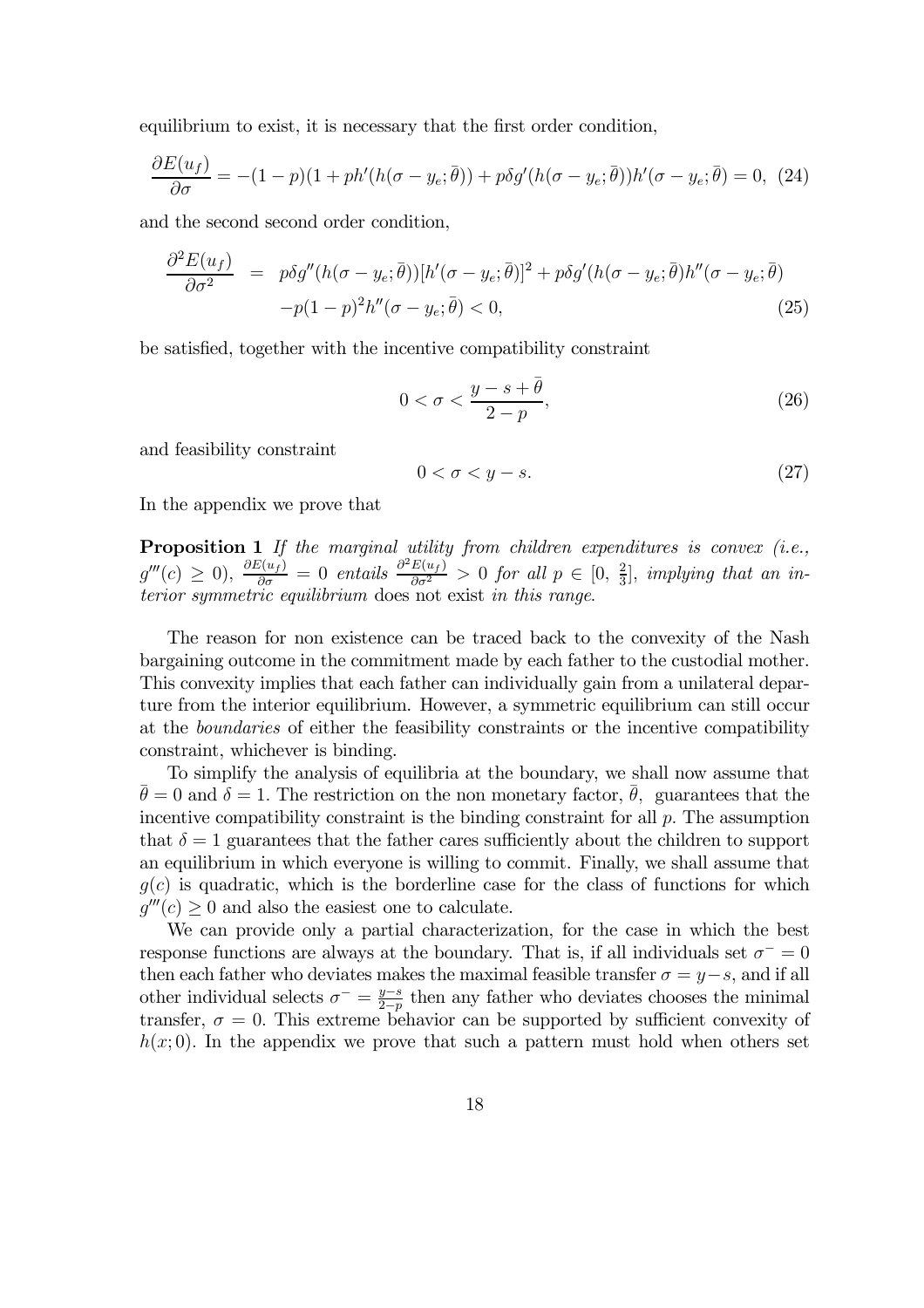equilibrium to exist, it is necessary that the first order condition,

$$\frac{\partial E(u_f)}{\partial \sigma} = -(1-p)(1+ph'(h(\sigma - y_e;\bar{\theta})) + p\delta g'(h(\sigma - y_e;\bar{\theta}))h'(\sigma - y_e;\bar{\theta}) = 0, \quad (24)$$

and the second second order condition,

$$\begin{aligned}\frac{\partial^2 E(u_f)}{\partial \sigma^2} &= p\delta g''(h(\sigma - y_e;\bar{\theta}))[h'(\sigma - y_e;\bar{\theta})]^2 + p\delta g'(h(\sigma - y_e;\bar{\theta})h''(\sigma - y_e;\bar{\theta}) \\ &\quad -p(1-p)^2 h''(\sigma - y_e;\bar{\theta}) < 0, \end{aligned} \quad (25)$$

be satisfied, together with the incentive compatibility constraint

$$0 < \sigma < \frac{y - s + \bar{\theta}}{2-p}, \quad (26)$$

and feasibility constraint

$$0 < \sigma < y - s. \quad (27)$$

In the appendix we prove that

**Proposition 1** *If the marginal utility from children expenditures is convex (i.e., $g'''(c) \geq 0$), $\frac{\partial E(u_f)}{\partial \sigma} = 0$ entails $\frac{\partial^2 E(u_f)}{\partial \sigma^2} > 0$ for all $p \in [0, \frac{2}{3}]$, implying that an interior symmetric equilibrium* does not exist *in this range.*

The reason for non existence can be traced back to the convexity of the Nash bargaining outcome in the commitment made by each father to the custodial mother. This convexity implies that each father can individually gain from a unilateral departure from the interior equilibrium. However, a symmetric equilibrium can still occur at the *boundaries* of either the feasibility constraints or the incentive compatibility constraint, whichever is binding.

To simplify the analysis of equilibria at the boundary, we shall now assume that $\bar{\theta} = 0$ and $\delta = 1$. The restriction on the non monetary factor, $\bar{\theta}$, guarantees that the incentive compatibility constraint is the binding constraint for all $p$. The assumption that $\delta = 1$ guarantees that the father cares sufficiently about the children to support an equilibrium in which everyone is willing to commit. Finally, we shall assume that $g(c)$ is quadratic, which is the borderline case for the class of functions for which $g'''(c) \geq 0$ and also the easiest one to calculate.

We can provide only a partial characterization, for the case in which the best response functions are always at the boundary. That is, if all individuals set $\sigma^- = 0$ then each father who deviates makes the maximal feasible transfer $\sigma = y - s$, and if all other individual selects $\sigma^- = \frac{y-s}{2-p}$ then any father who deviates chooses the minimal transfer, $\sigma = 0$. This extreme behavior can be supported by sufficient convexity of $h(x; 0)$. In the appendix we prove that such a pattern must hold when others set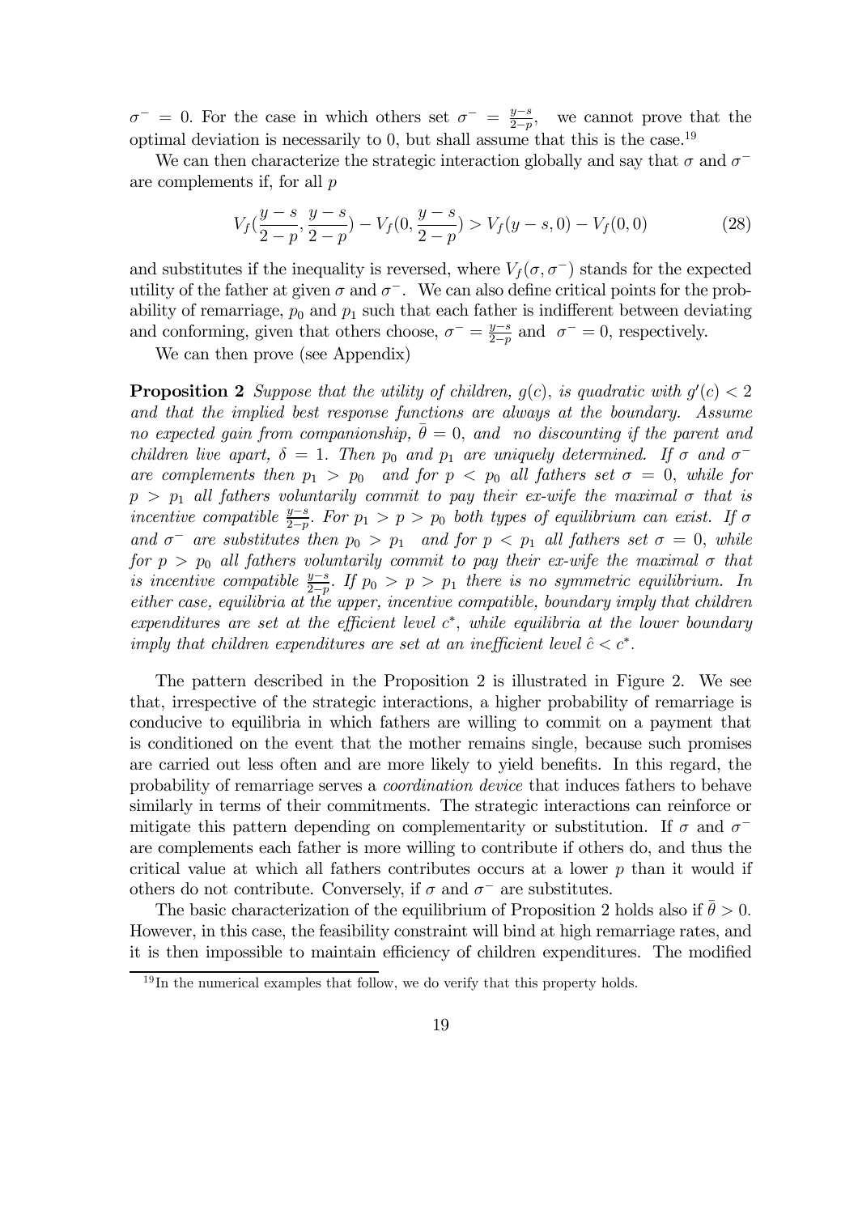$\sigma^- = 0$. For the case in which others set $\sigma^- = \frac{y-s}{2-p}$, we cannot prove that the optimal deviation is necessarily to 0, but shall assume that this is the case.[19]

We can then characterize the strategic interaction globally and say that $\sigma$ and $\sigma^-$ are complements if, for all $p$

$$V_f(\frac{y-s}{2-p}, \frac{y-s}{2-p}) - V_f(0, \frac{y-s}{2-p}) > V_f(y-s, 0) - V_f(0, 0) \tag{28}$$

and substitutes if the inequality is reversed, where $V_f(\sigma, \sigma^-)$ stands for the expected utility of the father at given $\sigma$ and $\sigma^-$. We can also define critical points for the probability of remarriage, $p_0$ and $p_1$ such that each father is indifferent between deviating and conforming, given that others choose, $\sigma^- = \frac{y-s}{2-p}$ and $\sigma^- = 0$, respectively.

We can then prove (see Appendix)

**Proposition 2** *Suppose that the utility of children, $g(c)$, is quadratic with $g'(c) < 2$ and that the implied best response functions are always at the boundary. Assume no expected gain from companionship, $\bar{\theta} = 0$, and no discounting if the parent and children live apart, $\delta = 1$. Then $p_0$ and $p_1$ are uniquely determined. If $\sigma$ and $\sigma^-$ are complements then $p_1 > p_0$ and for $p < p_0$ all fathers set $\sigma = 0$, while for $p > p_1$ all fathers voluntarily commit to pay their ex-wife the maximal $\sigma$ that is incentive compatible $\frac{y-s}{2-p}$. For $p_1 > p > p_0$ both types of equilibrium can exist. If $\sigma$ and $\sigma^-$ are substitutes then $p_0 > p_1$ and for $p < p_1$ all fathers set $\sigma = 0$, while for $p > p_0$ all fathers voluntarily commit to pay their ex-wife the maximal $\sigma$ that is incentive compatible $\frac{y-s}{2-p}$. If $p_0 > p > p_1$ there is no symmetric equilibrium. In either case, equilibria at the upper, incentive compatible, boundary imply that children expenditures are set at the efficient level $c^*$, while equilibria at the lower boundary imply that children expenditures are set at an inefficient level $\hat{c} < c^*$.*

The pattern described in the Proposition 2 is illustrated in Figure 2. We see that, irrespective of the strategic interactions, a higher probability of remarriage is conducive to equilibria in which fathers are willing to commit on a payment that is conditioned on the event that the mother remains single, because such promises are carried out less often and are more likely to yield benefits. In this regard, the probability of remarriage serves a *coordination device* that induces fathers to behave similarly in terms of their commitments. The strategic interactions can reinforce or mitigate this pattern depending on complementarity or substitution. If $\sigma$ and $\sigma^-$ are complements each father is more willing to contribute if others do, and thus the critical value at which all fathers contributes occurs at a lower $p$ than it would if others do not contribute. Conversely, if $\sigma$ and $\sigma^-$ are substitutes.

The basic characterization of the equilibrium of Proposition 2 holds also if $\bar{\theta} > 0$. However, in this case, the feasibility constraint will bind at high remarriage rates, and it is then impossible to maintain efficiency of children expenditures. The modified

[19] In the numerical examples that follow, we do verify that this property holds.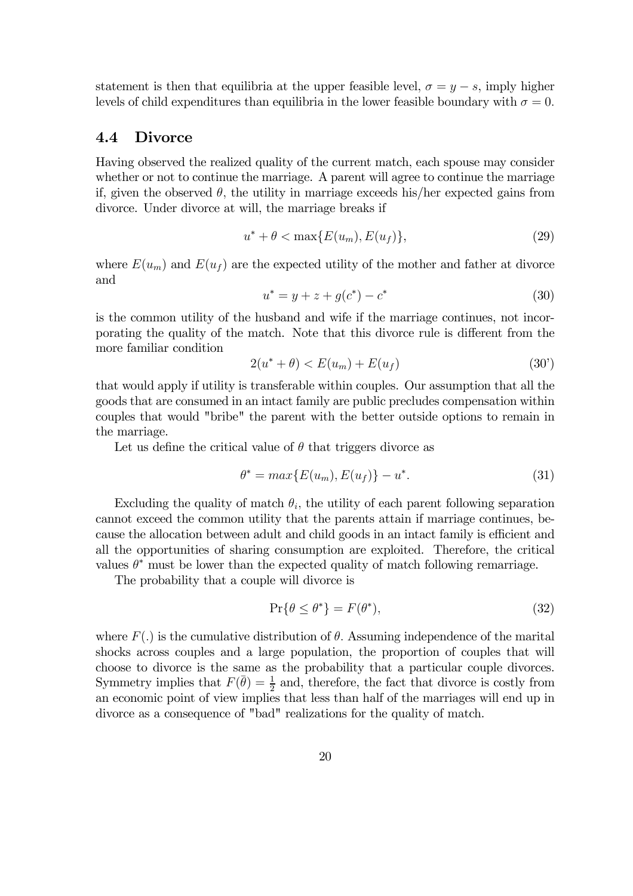statement is then that equilibria at the upper feasible level, $\sigma = y - s$, imply higher levels of child expenditures than equilibria in the lower feasible boundary with $\sigma = 0$.

### 4.4 Divorce

Having observed the realized quality of the current match, each spouse may consider whether or not to continue the marriage. A parent will agree to continue the marriage if, given the observed $\theta$, the utility in marriage exceeds his/her expected gains from divorce. Under divorce at will, the marriage breaks if

$$u^{*} + \theta < \max\{E(u_m), E(u_f)\}, \tag{29}$$

where $E(u_m)$ and $E(u_f)$ are the expected utility of the mother and father at divorce and

$$u^{*} = y + z + g(c^{*}) - c^{*} \tag{30}$$

is the common utility of the husband and wife if the marriage continues, not incorporating the quality of the match. Note that this divorce rule is different from the more familiar condition

$$2(u^{*} + \theta) < E(u_m) + E(u_f) \tag{30'}$$

that would apply if utility is transferable within couples. Our assumption that all the goods that are consumed in an intact family are public precludes compensation within couples that would "bribe" the parent with the better outside options to remain in the marriage.

Let us define the critical value of $\theta$ that triggers divorce as

$$\theta^{*} = max\{E(u_m), E(u_f)\} - u^{*}. \tag{31}$$

Excluding the quality of match $\theta_i$, the utility of each parent following separation cannot exceed the common utility that the parents attain if marriage continues, because the allocation between adult and child goods in an intact family is efficient and all the opportunities of sharing consumption are exploited. Therefore, the critical values $\theta^{*}$ must be lower than the expected quality of match following remarriage.

The probability that a couple will divorce is

$$\Pr\{\theta \leq \theta^{*}\} = F(\theta^{*}), \tag{32}$$

where $F(.)$ is the cumulative distribution of $\theta$. Assuming independence of the marital shocks across couples and a large population, the proportion of couples that will choose to divorce is the same as the probability that a particular couple divorces. Symmetry implies that $F(\bar{\theta}) = \frac{1}{2}$ and, therefore, the fact that divorce is costly from an economic point of view implies that less than half of the marriages will end up in divorce as a consequence of "bad" realizations for the quality of match.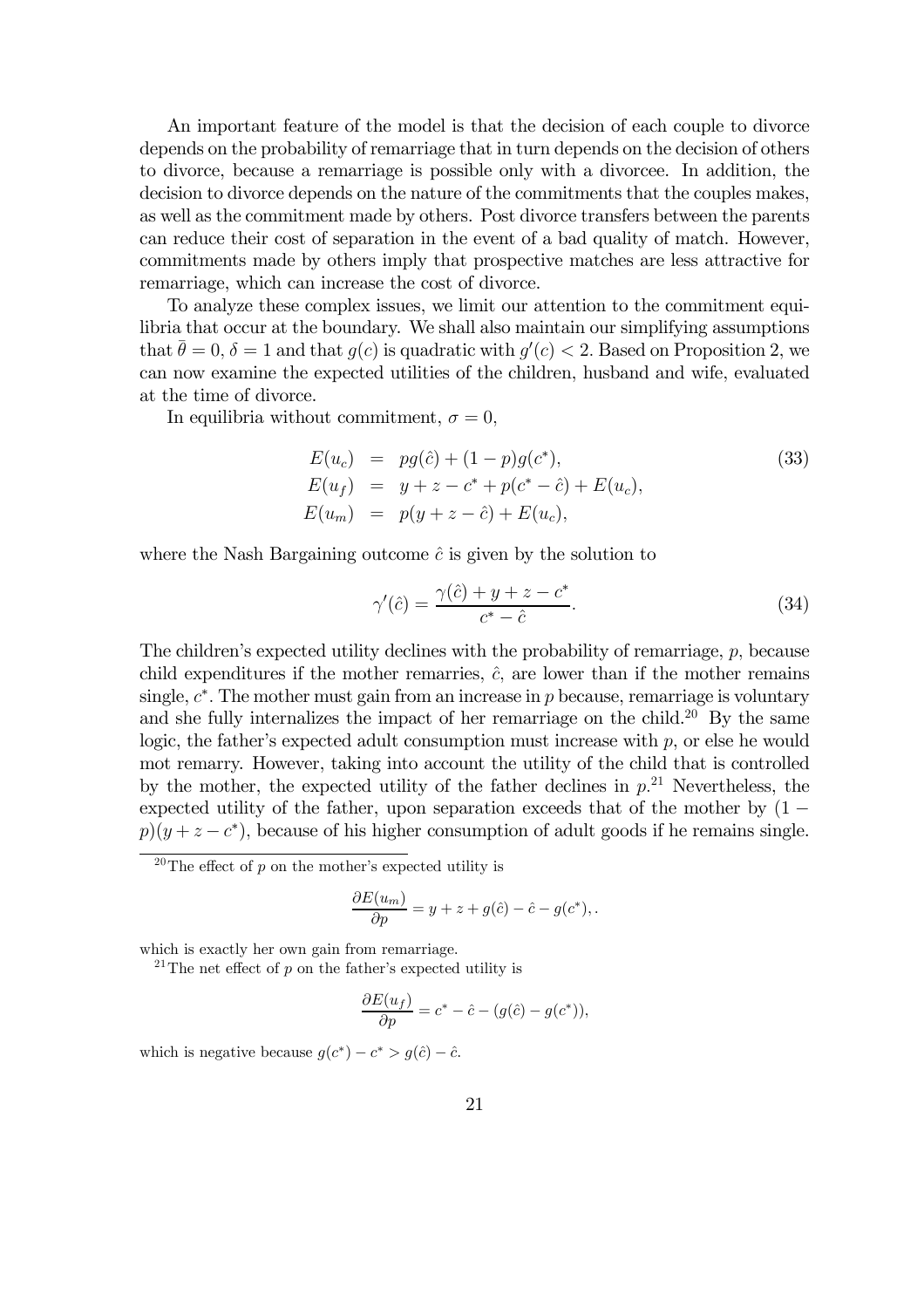An important feature of the model is that the decision of each couple to divorce depends on the probability of remarriage that in turn depends on the decision of others to divorce, because a remarriage is possible only with a divorcee. In addition, the decision to divorce depends on the nature of the commitments that the couples makes, as well as the commitment made by others. Post divorce transfers between the parents can reduce their cost of separation in the event of a bad quality of match. However, commitments made by others imply that prospective matches are less attractive for remarriage, which can increase the cost of divorce.

To analyze these complex issues, we limit our attention to the commitment equilibria that occur at the boundary. We shall also maintain our simplifying assumptions that $\bar{\theta} = 0$, $\delta = 1$ and that $g(c)$ is quadratic with $g'(c) < 2$. Based on Proposition 2, we can now examine the expected utilities of the children, husband and wife, evaluated at the time of divorce.

In equilibria without commitment, $\sigma = 0$,

$$
\begin{aligned}
E(u_c) &= pg(\hat{c}) + (1-p)g(c^*), \\
E(u_f) &= y + z - c^* + p(c^* - \hat{c}) + E(u_c), \\
E(u_m) &= p(y + z - \hat{c}) + E(u_c),
\end{aligned}
\tag{33}
$$

where the Nash Bargaining outcome $\hat{c}$ is given by the solution to

$$
\gamma'(\hat{c}) = \frac{\gamma(\hat{c}) + y + z - c^*}{c^* - \hat{c}}. \tag{34}
$$

The children's expected utility declines with the probability of remarriage, $p$, because child expenditures if the mother remarries, $\hat{c}$, are lower than if the mother remains single, $c^*$. The mother must gain from an increase in $p$ because, remarriage is voluntary and she fully internalizes the impact of her remarriage on the child.[20] By the same logic, the father's expected adult consumption must increase with $p$, or else he would mot remarry. However, taking into account the utility of the child that is controlled by the mother, the expected utility of the father declines in $p$.[21] Nevertheless, the expected utility of the father, upon separation exceeds that of the mother by $(1 - p)(y + z - c^*)$, because of his higher consumption of adult goods if he remains single.

[20] The effect of $p$ on the mother's expected utility is

$$
\frac{\partial E(u_m)}{\partial p} = y + z + g(\hat{c}) - \hat{c} - g(c^*),.
$$

which is exactly her own gain from remarriage.

[21] The net effect of $p$ on the father's expected utility is

$$
\frac{\partial E(u_f)}{\partial p} = c^* - \hat{c} - (g(\hat{c}) - g(c^*)),
$$

which is negative because $g(c^*) - c^* > g(\hat{c}) - \hat{c}$.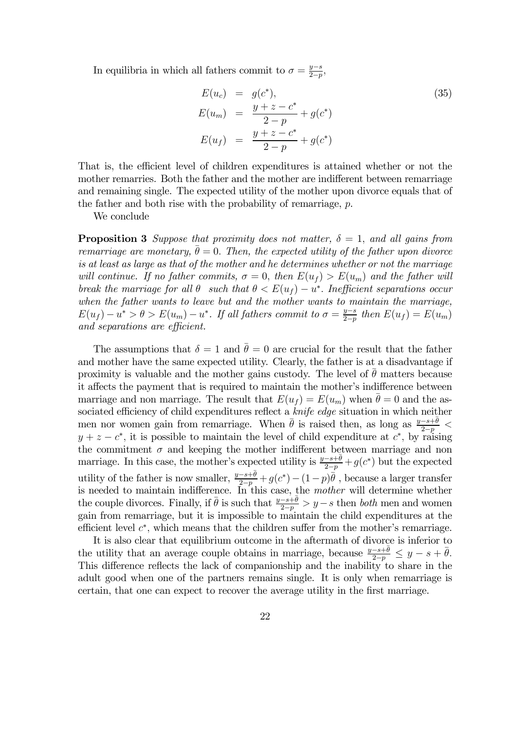In equilibria in which all fathers commit to $\sigma = \frac{y-s}{2-p}$,

$$
\begin{aligned}
E(u_c) &= g(c^*), \\
E(u_m) &= \frac{y+z-c^*}{2-p} + g(c^*) \\
E(u_f) &= \frac{y+z-c^*}{2-p} + g(c^*)
\end{aligned}
\tag{35}
$$

That is, the efficient level of children expenditures is attained whether or not the mother remarries. Both the father and the mother are indifferent between remarriage and remaining single. The expected utility of the mother upon divorce equals that of the father and both rise with the probability of remarriage, $p$.

We conclude

**Proposition 3** *Suppose that proximity does not matter, $\delta = 1$, and all gains from remarriage are monetary, $\bar{\theta} = 0$. Then, the expected utility of the father upon divorce is at least as large as that of the mother and he determines whether or not the marriage will continue. If no father commits, $\sigma = 0$, then $E(u_f) > E(u_m)$ and the father will break the marriage for all $\theta$ such that $\theta < E(u_f) - u^*$. Inefficient separations occur when the father wants to leave but and the mother wants to maintain the marriage, $E(u_f) - u^* > \theta > E(u_m) - u^*$. If all fathers commit to $\sigma = \frac{y-s}{2-p}$ then $E(u_f) = E(u_m)$ and separations are efficient.*

The assumptions that $\delta = 1$ and $\bar{\theta} = 0$ are crucial for the result that the father and mother have the same expected utility. Clearly, the father is at a disadvantage if proximity is valuable and the mother gains custody. The level of $\bar{\theta}$ matters because it affects the payment that is required to maintain the mother's indifference between marriage and non marriage. The result that $E(u_f) = E(u_m)$ when $\bar{\theta} = 0$ and the associated efficiency of child expenditures reflect a *knife edge* situation in which neither men nor women gain from remarriage. When $\bar{\theta}$ is raised then, as long as $\frac{y-s+\bar{\theta}}{2-p} < y + z - c^*$, it is possible to maintain the level of child expenditure at $c^*$, by raising the commitment $\sigma$ and keeping the mother indifferent between marriage and non marriage. In this case, the mother's expected utility is $\frac{y-s+\bar{\theta}}{2-p} + g(c^*)$ but the expected utility of the father is now smaller, $\frac{y-s+\bar{\theta}}{2-p} + g(c^*) - (1-p)\bar{\theta}$ , because a larger transfer is needed to maintain indifference. In this case, the *mother* will determine whether the couple divorces. Finally, if $\bar{\theta}$ is such that $\frac{y-s+\bar{\theta}}{2-p} > y - s$ then *both* men and women gain from remarriage, but it is impossible to maintain the child expenditures at the efficient level $c^*$, which means that the children suffer from the mother's remarriage.

It is also clear that equilibrium outcome in the aftermath of divorce is inferior to the utility that an average couple obtains in marriage, because $\frac{y-s+\bar{\theta}}{2-p} \leq y - s + \bar{\theta}$. This difference reflects the lack of companionship and the inability to share in the adult good when one of the partners remains single. It is only when remarriage is certain, that one can expect to recover the average utility in the first marriage.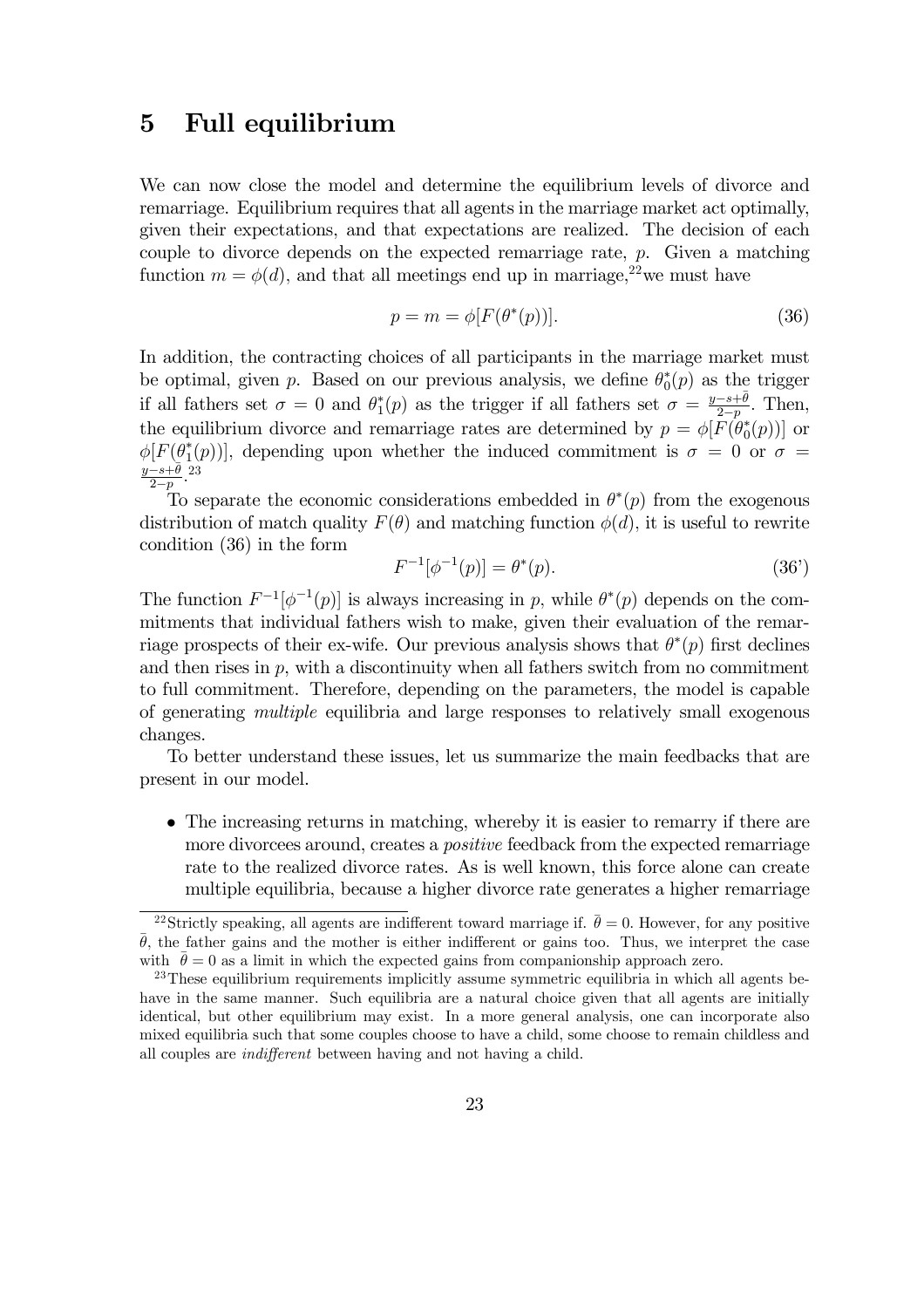# 5 Full equilibrium

We can now close the model and determine the equilibrium levels of divorce and remarriage. Equilibrium requires that all agents in the marriage market act optimally, given their expectations, and that expectations are realized. The decision of each couple to divorce depends on the expected remarriage rate, $p$. Given a matching function $m = \phi(d)$, and that all meetings end up in marriage,[22] we must have

$$p = m = \phi[F(\theta^*(p))]. \tag{36}$$

In addition, the contracting choices of all participants in the marriage market must be optimal, given $p$. Based on our previous analysis, we define $\theta_0^*(p)$ as the trigger if all fathers set $\sigma = 0$ and $\theta_1^*(p)$ as the trigger if all fathers set $\sigma = \frac{y-s+\bar{\theta}}{2-p}$. Then, the equilibrium divorce and remarriage rates are determined by $p = \phi[F(\theta_0^*(p))]$ or $\phi[F(\theta_1^*(p))]$, depending upon whether the induced commitment is $\sigma = 0$ or $\sigma = \frac{y-s+\bar{\theta}}{2-p}$.[23]

To separate the economic considerations embedded in $\theta^*(p)$ from the exogenous distribution of match quality $F(\theta)$ and matching function $\phi(d)$, it is useful to rewrite condition (36) in the form

$$F^{-1}[\phi^{-1}(p)] = \theta^*(p). \tag{36'}$$

The function $F^{-1}[\phi^{-1}(p)]$ is always increasing in $p$, while $\theta^*(p)$ depends on the commitments that individual fathers wish to make, given their evaluation of the remarriage prospects of their ex-wife. Our previous analysis shows that $\theta^*(p)$ first declines and then rises in $p$, with a discontinuity when all fathers switch from no commitment to full commitment. Therefore, depending on the parameters, the model is capable of generating *multiple* equilibria and large responses to relatively small exogenous changes.

To better understand these issues, let us summarize the main feedbacks that are present in our model.

- The increasing returns in matching, whereby it is easier to remarry if there are more divorcees around, creates a *positive* feedback from the expected remarriage rate to the realized divorce rates. As is well known, this force alone can create multiple equilibria, because a higher divorce rate generates a higher remarriage

[22] Strictly speaking, all agents are indifferent toward marriage if. $\bar{\theta} = 0$. However, for any positive $\bar{\theta}$, the father gains and the mother is either indifferent or gains too. Thus, we interpret the case with $\bar{\theta} = 0$ as a limit in which the expected gains from companionship approach zero.

[23] These equilibrium requirements implicitly assume symmetric equilibria in which all agents behave in the same manner. Such equilibria are a natural choice given that all agents are initially identical, but other equilibrium may exist. In a more general analysis, one can incorporate also mixed equilibria such that some couples choose to have a child, some choose to remain childless and all couples are *indifferent* between having and not having a child.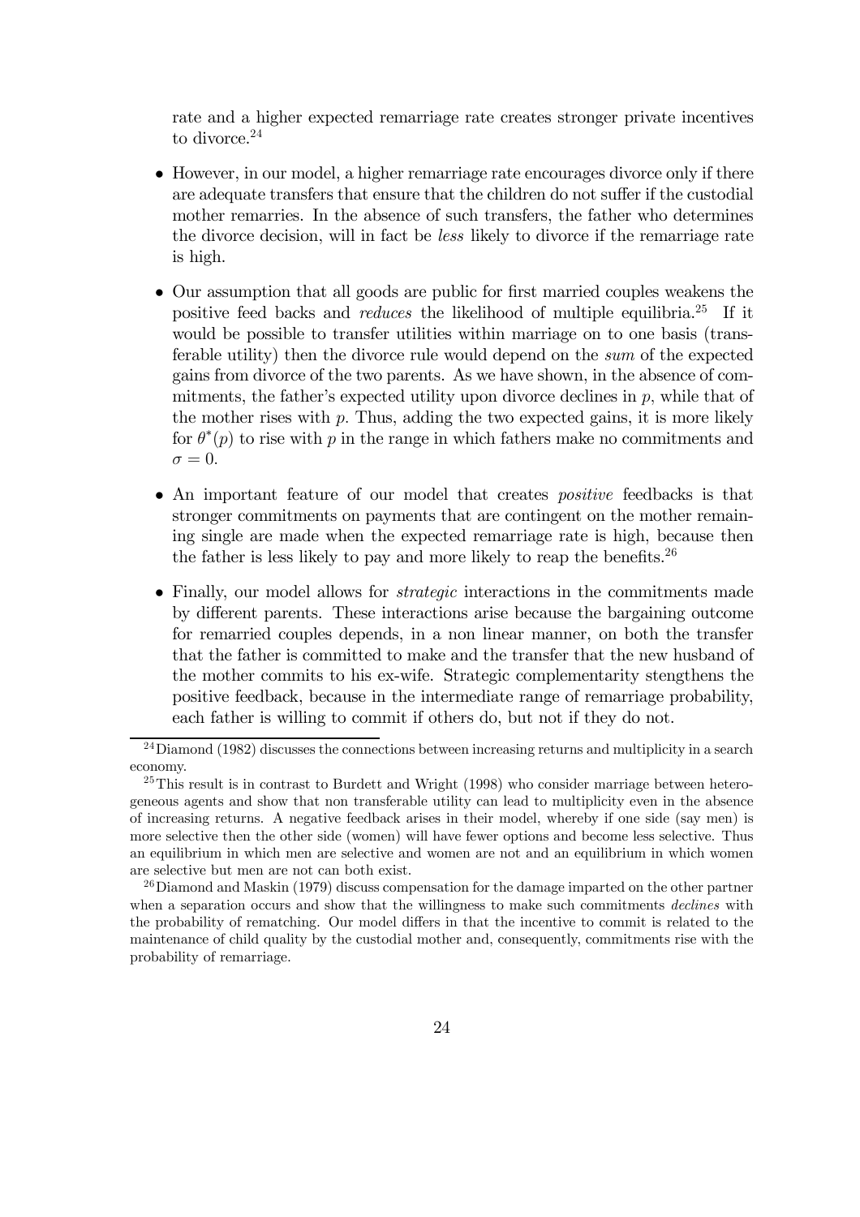rate and a higher expected remarriage rate creates stronger private incentives to divorce.[24]

- However, in our model, a higher remarriage rate encourages divorce only if there are adequate transfers that ensure that the children do not suffer if the custodial mother remarries. In the absence of such transfers, the father who determines the divorce decision, will in fact be *less* likely to divorce if the remarriage rate is high.
- Our assumption that all goods are public for first married couples weakens the positive feed backs and *reduces* the likelihood of multiple equilibria.[25] If it would be possible to transfer utilities within marriage on to one basis (transferable utility) then the divorce rule would depend on the *sum* of the expected gains from divorce of the two parents. As we have shown, in the absence of commitments, the father's expected utility upon divorce declines in $p$, while that of the mother rises with $p$. Thus, adding the two expected gains, it is more likely for $\theta^*(p)$ to rise with $p$ in the range in which fathers make no commitments and $\sigma = 0$.
- An important feature of our model that creates *positive* feedbacks is that stronger commitments on payments that are contingent on the mother remaining single are made when the expected remarriage rate is high, because then the father is less likely to pay and more likely to reap the benefits.[26]
- Finally, our model allows for *strategic* interactions in the commitments made by different parents. These interactions arise because the bargaining outcome for remarried couples depends, in a non linear manner, on both the transfer that the father is committed to make and the transfer that the new husband of the mother commits to his ex-wife. Strategic complementarity stengthens the positive feedback, because in the intermediate range of remarriage probability, each father is willing to commit if others do, but not if they do not.

[24] Diamond (1982) discusses the connections between increasing returns and multiplicity in a search economy.

[25] This result is in contrast to Burdett and Wright (1998) who consider marriage between heterogeneous agents and show that non transferable utility can lead to multiplicity even in the absence of increasing returns. A negative feedback arises in their model, whereby if one side (say men) is more selective then the other side (women) will have fewer options and become less selective. Thus an equilibrium in which men are selective and women are not and an equilibrium in which women are selective but men are not can both exist.

[26] Diamond and Maskin (1979) discuss compensation for the damage imparted on the other partner when a separation occurs and show that the willingness to make such commitments *declines* with the probability of rematching. Our model differs in that the incentive to commit is related to the maintenance of child quality by the custodial mother and, consequently, commitments rise with the probability of remarriage.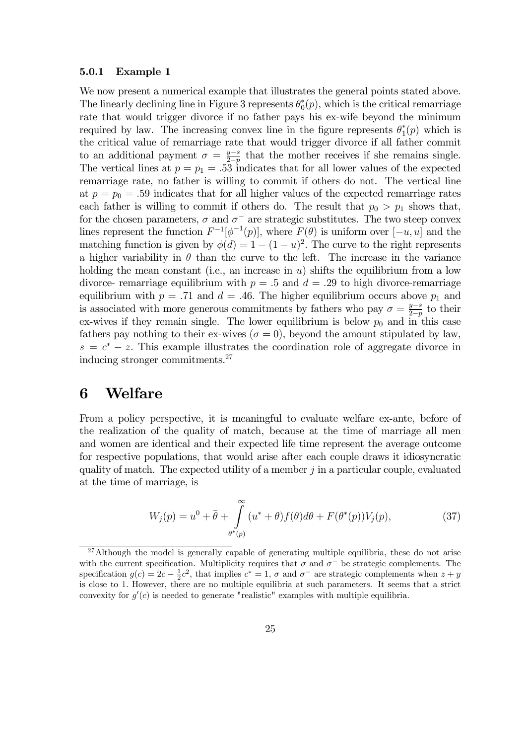#### 5.0.1 Example 1

We now present a numerical example that illustrates the general points stated above. The linearly declining line in Figure 3 represents $\theta_0^*(p)$, which is the critical remarriage rate that would trigger divorce if no father pays his ex-wife beyond the minimum required by law. The increasing convex line in the figure represents $\theta_1^*(p)$ which is the critical value of remarriage rate that would trigger divorce if all father commit to an additional payment $\sigma = \frac{y-s}{2-p}$ that the mother receives if she remains single. The vertical lines at $p = p_1 = .53$ indicates that for all lower values of the expected remarriage rate, no father is willing to commit if others do not. The vertical line at $p = p_0 = .59$ indicates that for all higher values of the expected remarriage rates each father is willing to commit if others do. The result that $p_0 > p_1$ shows that, for the chosen parameters, $\sigma$ and $\sigma^-$ are strategic substitutes. The two steep convex lines represent the function $F^{-1}[\phi^{-1}(p)]$, where $F(\theta)$ is uniform over $[-u, u]$ and the matching function is given by $\phi(d) = 1 - (1-u)^2$. The curve to the right represents a higher variability in $\theta$ than the curve to the left. The increase in the variance holding the mean constant (i.e., an increase in $u$) shifts the equilibrium from a low divorce- remarriage equilibrium with $p = .5$ and $d = .29$ to high divorce-remarriage equilibrium with $p = .71$ and $d = .46$. The higher equilibrium occurs above $p_1$ and is associated with more generous commitments by fathers who pay $\sigma = \frac{y-s}{2-p}$ to their ex-wives if they remain single. The lower equilibrium is below $p_0$ and in this case fathers pay nothing to their ex-wives ($\sigma = 0$), beyond the amount stipulated by law, $s = c^* - z$. This example illustrates the coordination role of aggregate divorce in inducing stronger commitments.[27]

# 6 Welfare

From a policy perspective, it is meaningful to evaluate welfare ex-ante, before of the realization of the quality of match, because at the time of marriage all men and women are identical and their expected life time represent the average outcome for respective populations, that would arise after each couple draws it idiosyncratic quality of match. The expected utility of a member $j$ in a particular couple, evaluated at the time of marriage, is

$$W_j(p) = u^0 + \bar{\theta} + \int_{\theta^*(p)}^{\infty} (u^* + \theta) f(\theta) d\theta + F(\theta^*(p)) V_j(p), \tag{37}$$

[27] Although the model is generally capable of generating multiple equilibria, these do not arise with the current specification. Multiplicity requires that $\sigma$ and $\sigma^-$ be strategic complements. The specification $g(c) = 2c - \frac{1}{2}c^2$, that implies $c^* = 1$, $\sigma$ and $\sigma^-$ are strategic complements when $z + y$ is close to 1. However, there are no multiple equilibria at such parameters. It seems that a strict convexity for $g'(c)$ is needed to generate "realistic" examples with multiple equilibria.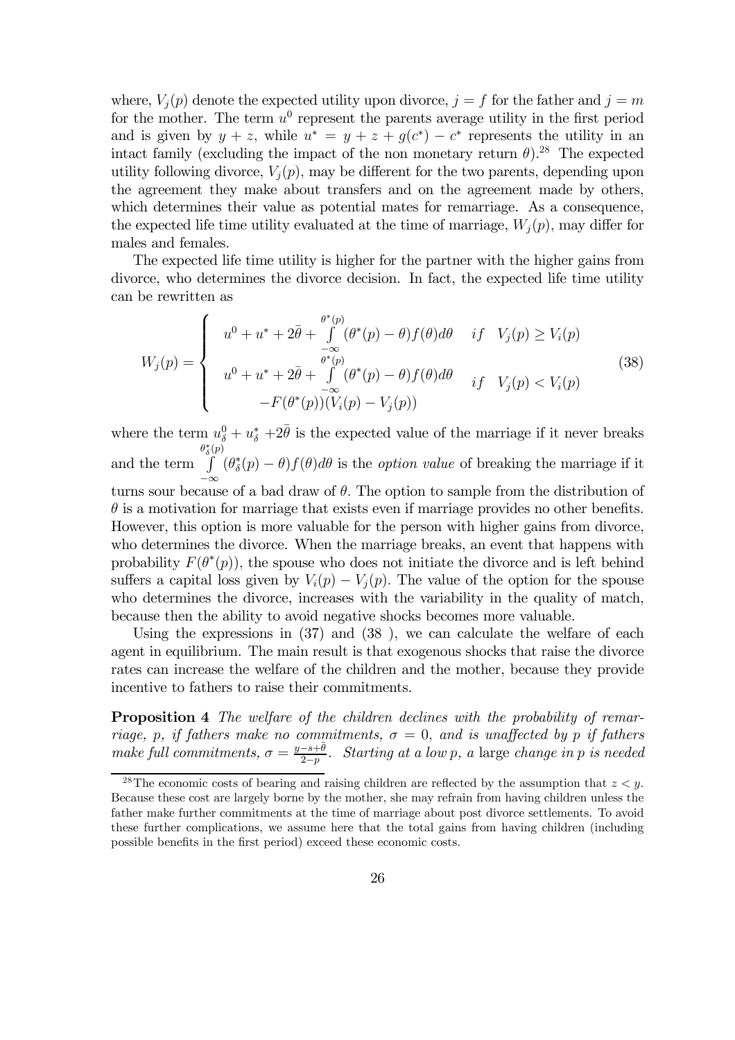where, $V_j(p)$ denote the expected utility upon divorce, $j = f$ for the father and $j = m$ for the mother. The term $u^0$ represent the parents average utility in the first period and is given by $y + z$, while $u^* = y + z + g(c^*) - c^*$ represents the utility in an intact family (excluding the impact of the non monetary return $\theta$).[28] The expected utility following divorce, $V_j(p)$, may be different for the two parents, depending upon the agreement they make about transfers and on the agreement made by others, which determines their value as potential mates for remarriage. As a consequence, the expected life time utility evaluated at the time of marriage, $W_j(p)$, may differ for males and females.

The expected life time utility is higher for the partner with the higher gains from divorce, who determines the divorce decision. In fact, the expected life time utility can be rewritten as

$$W_j(p) = \begin{cases} u^0 + u^* + 2\bar{\theta} + \int\limits_{-\infty}^{\theta^*(p)} (\theta^*(p) - \theta) f(\theta) d\theta & if \quad V_j(p) \geq V_i(p) \\ u^0 + u^* + 2\bar{\theta} + \int\limits_{-\infty}^{\theta^*(p)} (\theta^*(p) - \theta) f(\theta) d\theta & if \quad V_j(p) < V_i(p) \\ \quad -F(\theta^*(p))(V_i(p) - V_j(p)) & \end{cases} \tag{38}$$

where the term $u^0_\delta + u^*_\delta + 2\bar{\theta}$ is the expected value of the marriage if it never breaks and the term $\int\limits_{-\infty}^{\theta^*_\delta(p)} (\theta^*_\delta(p) - \theta) f(\theta) d\theta$ is the *option value* of breaking the marriage if it turns sour because of a bad draw of $\theta$. The option to sample from the distribution of $\theta$ is a motivation for marriage that exists even if marriage provides no other benefits. However, this option is more valuable for the person with higher gains from divorce, who determines the divorce. When the marriage breaks, an event that happens with probability $F(\theta^*(p))$, the spouse who does not initiate the divorce and is left behind suffers a capital loss given by $V_i(p) - V_j(p)$. The value of the option for the spouse who determines the divorce, increases with the variability in the quality of match, because then the ability to avoid negative shocks becomes more valuable.

Using the expressions in (37) and (38 ), we can calculate the welfare of each agent in equilibrium. The main result is that exogenous shocks that raise the divorce rates can increase the welfare of the children and the mother, because they provide incentive to fathers to raise their commitments.

**Proposition 4** *The welfare of the children declines with the probability of remarriage, p, if fathers make no commitments, $\sigma = 0$, and is unaffected by p if fathers make full commitments, $\sigma = \frac{y-s+\bar{\theta}}{2-p}$. Starting at a low p, a* large *change in p is needed*

---

[28] The economic costs of bearing and raising children are reflected by the assumption that $z < y$. Because these cost are largely borne by the mother, she may refrain from having children unless the father make further commitments at the time of marriage about post divorce settlements. To avoid these further complications, we assume here that the total gains from having children (including possible benefits in the first period) exceed these economic costs.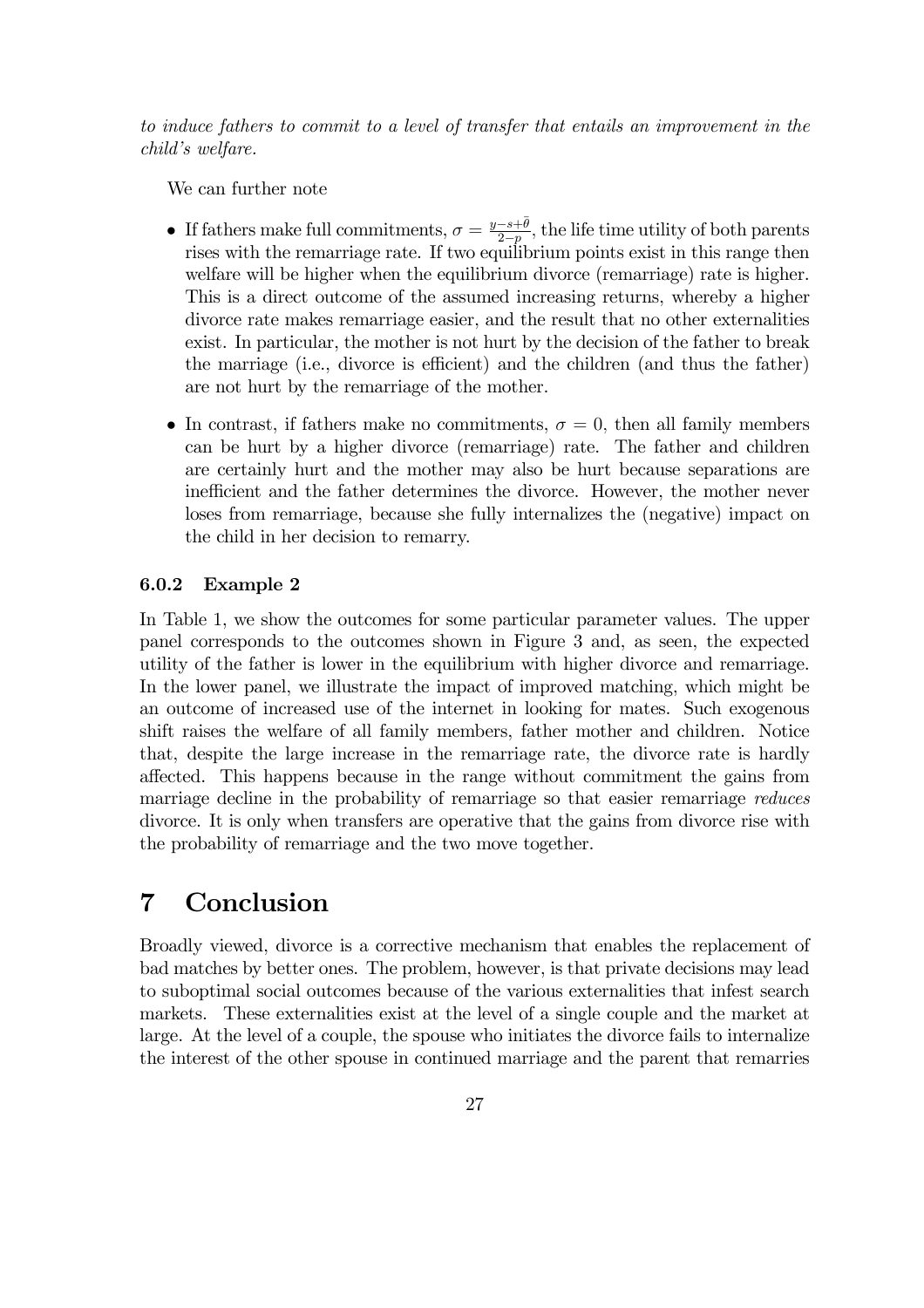*to induce fathers to commit to a level of transfer that entails an improvement in the child's welfare.*

We can further note

- If fathers make full commitments, $\sigma = \frac{y-s+\bar{\theta}}{2-p}$, the life time utility of both parents rises with the remarriage rate. If two equilibrium points exist in this range then welfare will be higher when the equilibrium divorce (remarriage) rate is higher. This is a direct outcome of the assumed increasing returns, whereby a higher divorce rate makes remarriage easier, and the result that no other externalities exist. In particular, the mother is not hurt by the decision of the father to break the marriage (i.e., divorce is efficient) and the children (and thus the father) are not hurt by the remarriage of the mother.

- In contrast, if fathers make no commitments, $\sigma = 0$, then all family members can be hurt by a higher divorce (remarriage) rate. The father and children are certainly hurt and the mother may also be hurt because separations are inefficient and the father determines the divorce. However, the mother never loses from remarriage, because she fully internalizes the (negative) impact on the child in her decision to remarry.

### 6.0.2 Example 2

In Table 1, we show the outcomes for some particular parameter values. The upper panel corresponds to the outcomes shown in Figure 3 and, as seen, the expected utility of the father is lower in the equilibrium with higher divorce and remarriage. In the lower panel, we illustrate the impact of improved matching, which might be an outcome of increased use of the internet in looking for mates. Such exogenous shift raises the welfare of all family members, father mother and children. Notice that, despite the large increase in the remarriage rate, the divorce rate is hardly affected. This happens because in the range without commitment the gains from marriage decline in the probability of remarriage so that easier remarriage *reduces* divorce. It is only when transfers are operative that the gains from divorce rise with the probability of remarriage and the two move together.

# 7 Conclusion

Broadly viewed, divorce is a corrective mechanism that enables the replacement of bad matches by better ones. The problem, however, is that private decisions may lead to suboptimal social outcomes because of the various externalities that infest search markets. These externalities exist at the level of a single couple and the market at large. At the level of a couple, the spouse who initiates the divorce fails to internalize the interest of the other spouse in continued marriage and the parent that remarries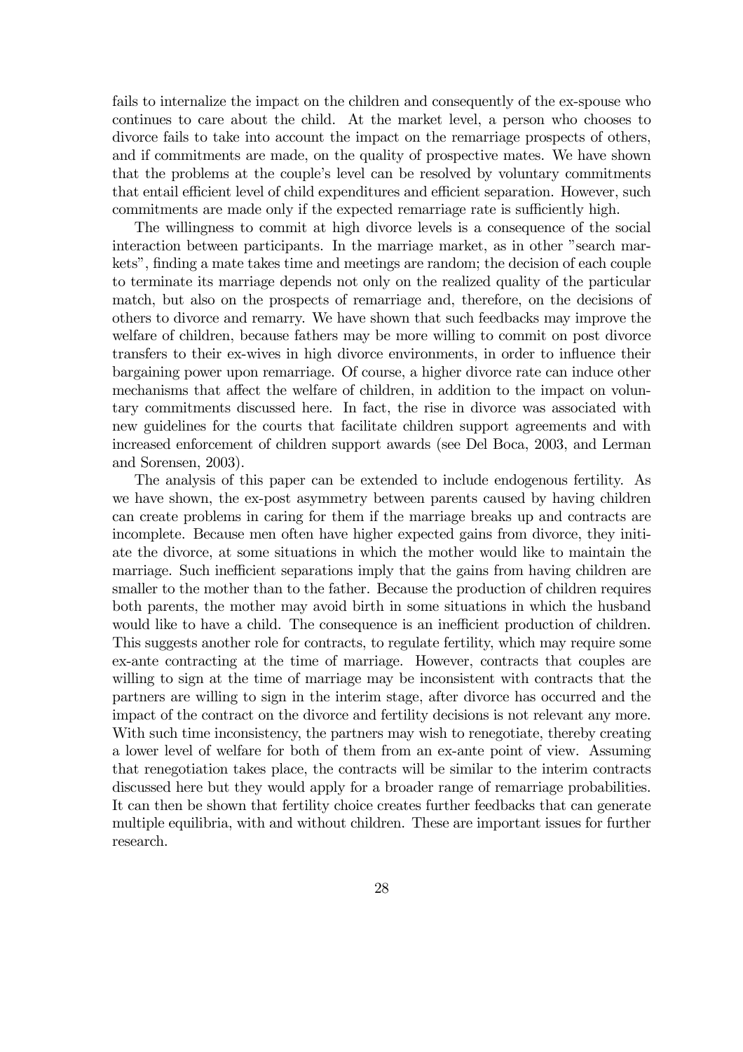fails to internalize the impact on the children and consequently of the ex-spouse who continues to care about the child. At the market level, a person who chooses to divorce fails to take into account the impact on the remarriage prospects of others, and if commitments are made, on the quality of prospective mates. We have shown that the problems at the couple's level can be resolved by voluntary commitments that entail efficient level of child expenditures and efficient separation. However, such commitments are made only if the expected remarriage rate is sufficiently high.

The willingness to commit at high divorce levels is a consequence of the social interaction between participants. In the marriage market, as in other "search markets", finding a mate takes time and meetings are random; the decision of each couple to terminate its marriage depends not only on the realized quality of the particular match, but also on the prospects of remarriage and, therefore, on the decisions of others to divorce and remarry. We have shown that such feedbacks may improve the welfare of children, because fathers may be more willing to commit on post divorce transfers to their ex-wives in high divorce environments, in order to influence their bargaining power upon remarriage. Of course, a higher divorce rate can induce other mechanisms that affect the welfare of children, in addition to the impact on voluntary commitments discussed here. In fact, the rise in divorce was associated with new guidelines for the courts that facilitate children support agreements and with increased enforcement of children support awards (see Del Boca, 2003, and Lerman and Sorensen, 2003).

The analysis of this paper can be extended to include endogenous fertility. As we have shown, the ex-post asymmetry between parents caused by having children can create problems in caring for them if the marriage breaks up and contracts are incomplete. Because men often have higher expected gains from divorce, they initiate the divorce, at some situations in which the mother would like to maintain the marriage. Such inefficient separations imply that the gains from having children are smaller to the mother than to the father. Because the production of children requires both parents, the mother may avoid birth in some situations in which the husband would like to have a child. The consequence is an inefficient production of children. This suggests another role for contracts, to regulate fertility, which may require some ex-ante contracting at the time of marriage. However, contracts that couples are willing to sign at the time of marriage may be inconsistent with contracts that the partners are willing to sign in the interim stage, after divorce has occurred and the impact of the contract on the divorce and fertility decisions is not relevant any more. With such time inconsistency, the partners may wish to renegotiate, thereby creating a lower level of welfare for both of them from an ex-ante point of view. Assuming that renegotiation takes place, the contracts will be similar to the interim contracts discussed here but they would apply for a broader range of remarriage probabilities. It can then be shown that fertility choice creates further feedbacks that can generate multiple equilibria, with and without children. These are important issues for further research.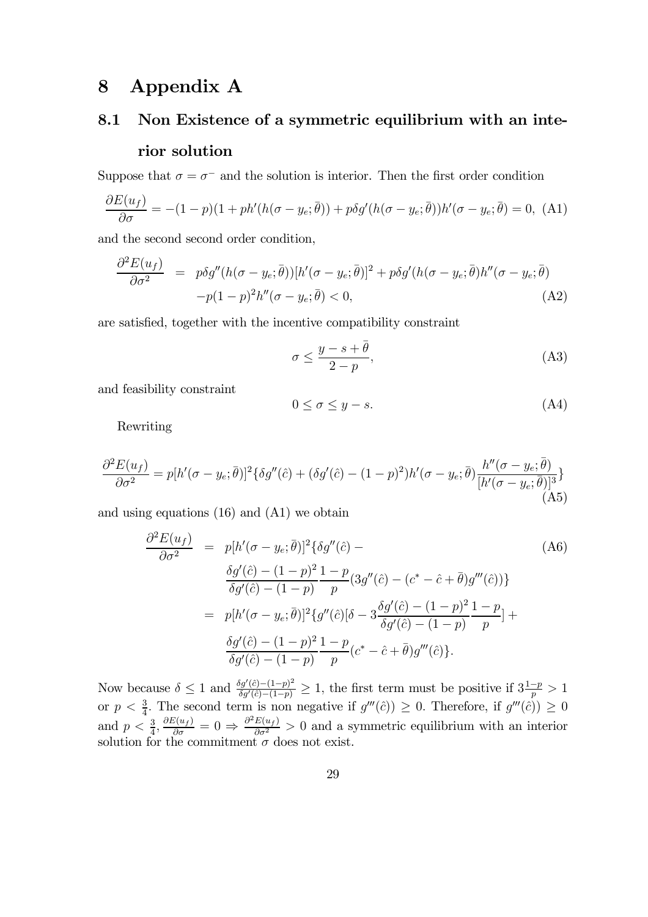# 8 Appendix A

## 8.1 Non Existence of a symmetric equilibrium with an interior solution

Suppose that $\sigma = \sigma^{-}$ and the solution is interior. Then the first order condition

$$\frac{\partial E(u_f)}{\partial \sigma} = -(1-p)(1+ph'(h(\sigma - y_e;\bar{\theta})) + p\delta g'(h(\sigma - y_e;\bar{\theta}))h'(\sigma - y_e;\bar{\theta}) = 0, \quad \text{(A1)}$$

and the second second order condition,

$$\begin{aligned}\frac{\partial^2 E(u_f)}{\partial \sigma^2} &= p\delta g''(h(\sigma - y_e;\bar{\theta}))[h'(\sigma - y_e;\bar{\theta})]^2 + p\delta g'(h(\sigma - y_e;\bar{\theta})h''(\sigma - y_e;\bar{\theta}) \\ &\quad -p(1-p)^2 h''(\sigma - y_e;\bar{\theta}) < 0, \end{aligned} \quad \text{(A2)}$$

are satisfied, together with the incentive compatibility constraint

$$\sigma \leq \frac{y - s + \bar{\theta}}{2-p}, \quad \text{(A3)}$$

and feasibility constraint

$$0 \leq \sigma \leq y - s. \quad \text{(A4)}$$

Rewriting

$$\frac{\partial^2 E(u_f)}{\partial \sigma^2} = p[h'(\sigma - y_e;\bar{\theta})]^2 \{\delta g''(\hat{c}) + (\delta g'(\hat{c}) - (1-p)^2)h'(\sigma - y_e;\bar{\theta})\frac{h''(\sigma - y_e;\bar{\theta})}{[h'(\sigma - y_e;\bar{\theta})]^3}\} \quad \text{(A5)}$$

and using equations (16) and (A1) we obtain

$$\begin{aligned}\frac{\partial^2 E(u_f)}{\partial \sigma^2} &= p[h'(\sigma - y_e;\bar{\theta})]^2 \{\delta g''(\hat{c}) - \\ &\quad \frac{\delta g'(\hat{c}) - (1-p)^2}{\delta g'(\hat{c}) - (1-p)} \frac{1-p}{p}(3g''(\hat{c}) - (c^* - \hat{c} + \bar{\theta})g'''(\hat{c}))\} \\ &= p[h'(\sigma - y_e;\bar{\theta})]^2 \{g''(\hat{c})[\delta - 3\frac{\delta g'(\hat{c}) - (1-p)^2}{\delta g'(\hat{c}) - (1-p)}\frac{1-p}{p}] + \\ &\quad \frac{\delta g'(\hat{c}) - (1-p)^2}{\delta g'(\hat{c}) - (1-p)}\frac{1-p}{p}(c^* - \hat{c} + \bar{\theta})g'''(\hat{c})\}. \end{aligned} \quad \text{(A6)}$$

Now because $\delta \leq 1$ and $\frac{\delta g'(\hat{c}) - (1-p)^2}{\delta g'(\hat{c}) - (1-p)} \geq 1$, the first term must be positive if $3\frac{1-p}{p} > 1$ or $p < \frac{3}{4}$. The second term is non negative if $g'''(\hat{c})) \geq 0$. Therefore, if $g'''(\hat{c})) \geq 0$ and $p < \frac{3}{4}$, $\frac{\partial E(u_f)}{\partial \sigma} = 0 \Rightarrow \frac{\partial^2 E(u_f)}{\partial \sigma^2} > 0$ and a symmetric equilibrium with an interior solution for the commitment $\sigma$ does not exist.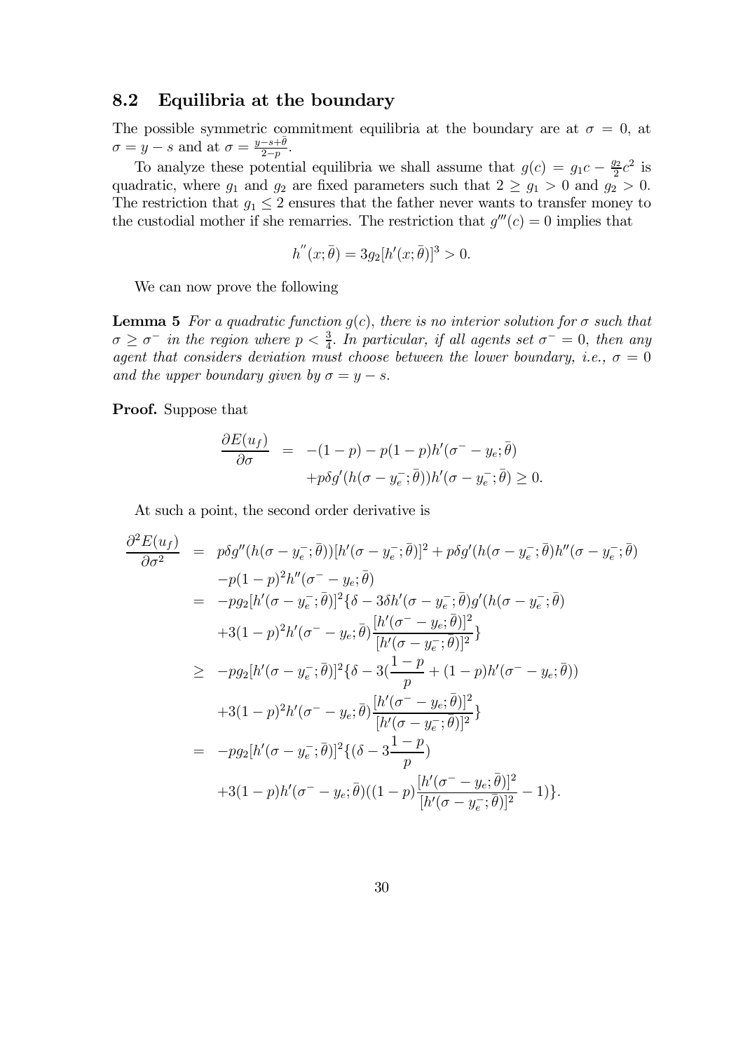## 8.2 Equilibria at the boundary

The possible symmetric commitment equilibria at the boundary are at $\sigma = 0$, at $\sigma = y - s$ and at $\sigma = \frac{y-s+\bar{\theta}}{2-p}$.

To analyze these potential equilibria we shall assume that $g(c) = g_1 c - \frac{g_2}{2}c^2$ is quadratic, where $g_1$ and $g_2$ are fixed parameters such that $2 \geq g_1 > 0$ and $g_2 > 0$. The restriction that $g_1 \leq 2$ ensures that the father never wants to transfer money to the custodial mother if she remarries. The restriction that $g'''(c) = 0$ implies that

$$h''(x; \bar{\theta}) = 3g_2[h'(x; \bar{\theta})]^3 > 0.$$

We can now prove the following

**Lemma 5** *For a quadratic function $g(c)$, there is no interior solution for $\sigma$ such that $\sigma \geq \sigma^-$ in the region where $p < \frac{3}{4}$. In particular, if all agents set $\sigma^- = 0$, then any agent that considers deviation must choose between the lower boundary, i.e., $\sigma = 0$ and the upper boundary given by $\sigma = y - s$.*

**Proof.** Suppose that

$$\begin{aligned}
\frac{\partial E(u_f)}{\partial \sigma} &= -(1-p) - p(1-p)h'(\sigma^- - y_e; \bar{\theta}) \\
&\quad + p\delta g'(h(\sigma - y_e^-; \bar{\theta}))h'(\sigma - y_e^-; \bar{\theta}) \geq 0.
\end{aligned}$$

At such a point, the second order derivative is

$$\begin{aligned}
\frac{\partial^2 E(u_f)}{\partial \sigma^2} &= p\delta g''(h(\sigma - y_e^-; \bar{\theta}))[h'(\sigma - y_e^-; \bar{\theta})]^2 + p\delta g'(h(\sigma - y_e^-; \bar{\theta})h''(\sigma - y_e^-; \bar{\theta}) \\
&\quad - p(1-p)^2 h''(\sigma^- - y_e; \bar{\theta}) \\
&= -pg_2[h'(\sigma - y_e^-; \bar{\theta})]^2\{\delta - 3\delta h'(\sigma - y_e^-; \bar{\theta})g'(h(\sigma - y_e^-; \bar{\theta}) \\
&\quad + 3(1-p)^2 h'(\sigma^- - y_e; \bar{\theta})\frac{[h'(\sigma^- - y_e; \bar{\theta})]^2}{[h'(\sigma - y_e^-; \bar{\theta})]^2}\} \\
&\geq -pg_2[h'(\sigma - y_e^-; \bar{\theta})]^2\{\delta - 3(\frac{1-p}{p} + (1-p)h'(\sigma^- - y_e; \bar{\theta})) \\
&\quad + 3(1-p)^2 h'(\sigma^- - y_e; \bar{\theta})\frac{[h'(\sigma^- - y_e; \bar{\theta})]^2}{[h'(\sigma - y_e^-; \bar{\theta})]^2}\} \\
&= -pg_2[h'(\sigma - y_e^-; \bar{\theta})]^2\{(\delta - 3\frac{1-p}{p}) \\
&\quad + 3(1-p)h'(\sigma^- - y_e; \bar{\theta})((1-p)\frac{[h'(\sigma^- - y_e; \bar{\theta})]^2}{[h'(\sigma - y_e^-; \bar{\theta})]^2} - 1)\}.
\end{aligned}$$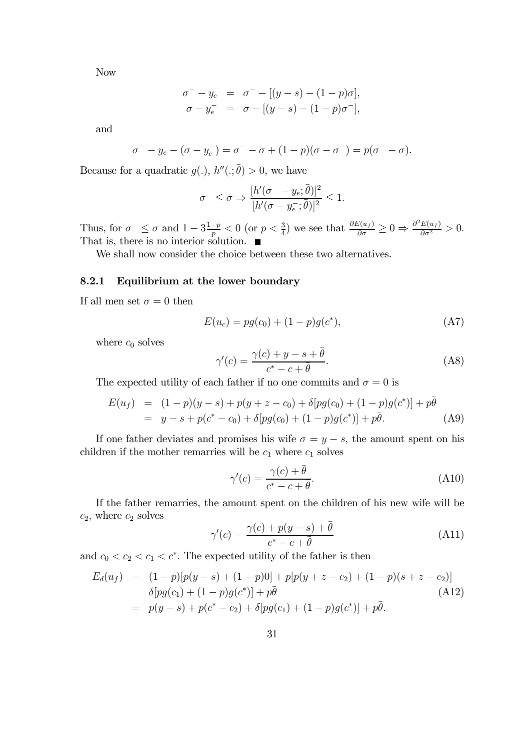Now

$$\sigma^- - y_e = \sigma^- - [(y-s) - (1-p)\sigma],$$
$$\sigma - y_e^- = \sigma - [(y-s) - (1-p)\sigma^-],$$

and

$$\sigma^- - y_e - (\sigma - y_e^-) = \sigma^- - \sigma + (1-p)(\sigma - \sigma^-) = p(\sigma^- - \sigma).$$

Because for a quadratic $g(.)$, $h''(.;\bar{\theta}) > 0$, we have

$$\sigma^- \leq \sigma \Rightarrow \frac{[h'(\sigma^- - y_e;\bar{\theta})]^2}{[h'(\sigma - y_e^-;\bar{\theta})]^2} \leq 1.$$

Thus, for $\sigma^- \leq \sigma$ and $1 - 3\frac{1-p}{p} < 0$ (or $p < \frac{3}{4}$) we see that $\frac{\partial E(u_f)}{\partial \sigma} \geq 0 \Rightarrow \frac{\partial^2 E(u_f)}{\partial \sigma^2} > 0$. That is, there is no interior solution. ■

We shall now consider the choice between these two alternatives.

### 8.2.1 Equilibrium at the lower boundary

If all men set $\sigma = 0$ then

$$E(u_c) = pg(c_0) + (1-p)g(c^*), \tag{A7}$$

where $c_0$ solves

$$\gamma'(c) = \frac{\gamma(c) + y - s + \bar{\theta}}{c^* - c + \bar{\theta}}. \tag{A8}$$

The expected utility of each father if no one commits and $\sigma = 0$ is

$$\begin{aligned} E(u_f) &= (1-p)(y-s) + p(y+z-c_0) + \delta[pg(c_0) + (1-p)g(c^*)] + p\bar{\theta} \\ &= y - s + p(c^* - c_0) + \delta[pg(c_0) + (1-p)g(c^*)] + p\bar{\theta}. \end{aligned} \tag{A9}$$

If one father deviates and promises his wife $\sigma = y - s$, the amount spent on his children if the mother remarries will be $c_1$ where $c_1$ solves

$$\gamma'(c) = \frac{\gamma(c) + \bar{\theta}}{c^* - c + \bar{\theta}}. \tag{A10}$$

If the father remarries, the amount spent on the children of his new wife will be $c_2$, where $c_2$ solves

$$\gamma'(c) = \frac{\gamma(c) + p(y-s) + \bar{\theta}}{c^* - c + \bar{\theta}} \tag{A11}$$

and $c_0 < c_2 < c_1 < c^*$. The expected utility of the father is then

$$\begin{aligned} E_d(u_f) &= (1-p)[p(y-s) + (1-p)0] + p[p(y+z-c_2) + (1-p)(s+z-c_2)] \\ &\quad \delta[pg(c_1) + (1-p)g(c^*)] + p\bar{\theta} \\ &= p(y-s) + p(c^* - c_2) + \delta[pg(c_1) + (1-p)g(c^*)] + p\bar{\theta}. \end{aligned} \tag{A12}$$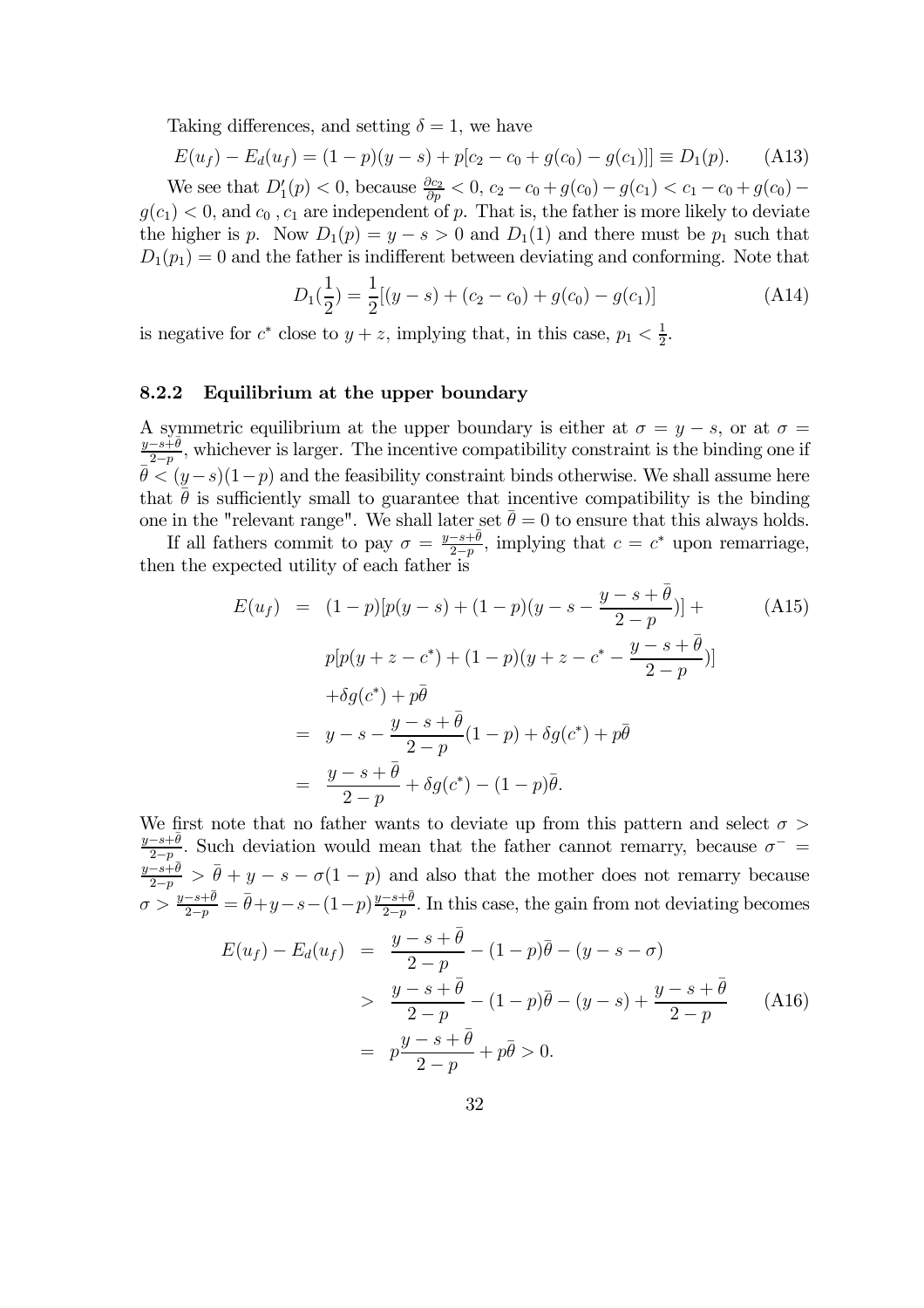Taking differences, and setting $\delta = 1$, we have

$$E(u_f) - E_d(u_f) = (1-p)(y-s) + p[c_2 - c_0 + g(c_0) - g(c_1)]] \equiv D_1(p). \tag{A13}$$

We see that $D_1'(p) < 0$, because $\frac{\partial c_2}{\partial p} < 0$, $c_2 - c_0 + g(c_0) - g(c_1) < c_1 - c_0 + g(c_0) - g(c_1) < 0$, and $c_0$ , $c_1$ are independent of $p$. That is, the father is more likely to deviate the higher is $p$. Now $D_1(p) = y - s > 0$ and $D_1(1)$ and there must be $p_1$ such that $D_1(p_1) = 0$ and the father is indifferent between deviating and conforming. Note that

$$D_1(\frac{1}{2}) = \frac{1}{2}[(y-s) + (c_2 - c_0) + g(c_0) - g(c_1)] \tag{A14}$$

is negative for $c^*$ close to $y + z$, implying that, in this case, $p_1 < \frac{1}{2}$.

### 8.2.2 Equilibrium at the upper boundary

A symmetric equilibrium at the upper boundary is either at $\sigma = y - s$, or at $\sigma = \frac{y-s+\bar{\theta}}{2-p}$, whichever is larger. The incentive compatibility constraint is the binding one if $\bar{\theta} < (y-s)(1-p)$ and the feasibility constraint binds otherwise. We shall assume here that $\bar{\theta}$ is sufficiently small to guarantee that incentive compatibility is the binding one in the "relevant range". We shall later set $\bar{\theta} = 0$ to ensure that this always holds.

If all fathers commit to pay $\sigma = \frac{y-s+\bar{\theta}}{2-p}$, implying that $c = c^*$ upon remarriage, then the expected utility of each father is

$$\begin{aligned}
E(u_f) &= (1-p)[p(y-s) + (1-p)(y - s - \frac{y-s+\bar{\theta}}{2-p})] + \\
&\quad p[p(y+z-c^*) + (1-p)(y+z-c^* - \frac{y-s+\bar{\theta}}{2-p})] \\
&\quad + \delta g(c^*) + p\bar{\theta} \\
&= y - s - \frac{y-s+\bar{\theta}}{2-p}(1-p) + \delta g(c^*) + p\bar{\theta} \\
&= \frac{y-s+\bar{\theta}}{2-p} + \delta g(c^*) - (1-p)\bar{\theta}.
\end{aligned} \tag{A15}$$

We first note that no father wants to deviate up from this pattern and select $\sigma > \frac{y-s+\bar{\theta}}{2-p}$. Such deviation would mean that the father cannot remarry, because $\sigma^- = \frac{y-s+\bar{\theta}}{2-p} > \bar{\theta} + y - s - \sigma(1-p)$ and also that the mother does not remarry because $\sigma > \frac{y-s+\bar{\theta}}{2-p} = \bar{\theta} + y - s - (1-p)\frac{y-s+\bar{\theta}}{2-p}$. In this case, the gain from not deviating becomes

$$\begin{aligned}
E(u_f) - E_d(u_f) &= \frac{y-s+\bar{\theta}}{2-p} - (1-p)\bar{\theta} - (y-s-\sigma) \\
&> \frac{y-s+\bar{\theta}}{2-p} - (1-p)\bar{\theta} - (y-s) + \frac{y-s+\bar{\theta}}{2-p} \\
&= p\frac{y-s+\bar{\theta}}{2-p} + p\bar{\theta} > 0.
\end{aligned} \tag{A16}$$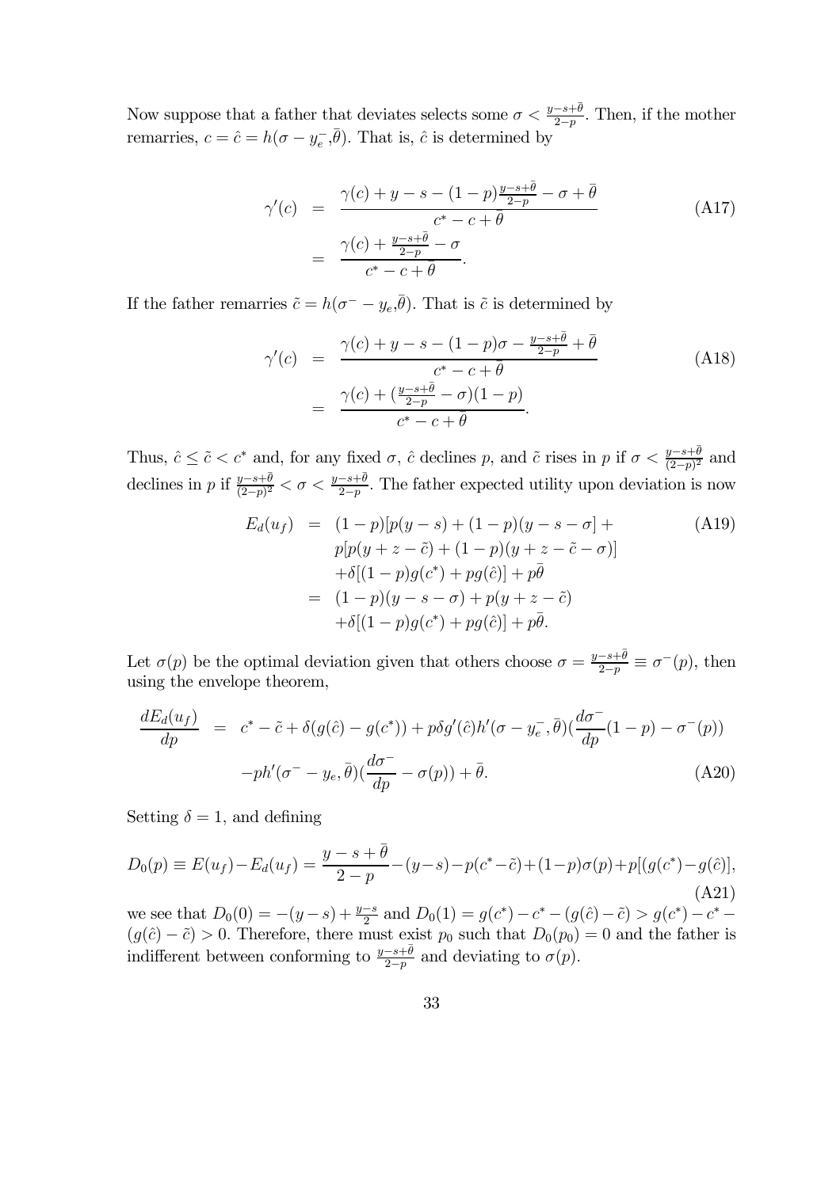Now suppose that a father that deviates selects some $\sigma < \frac{y-s+\bar{\theta}}{2-p}$. Then, if the mother remarries, $c = \hat{c} = h(\sigma - y_e^-, \bar{\theta})$. That is, $\hat{c}$ is determined by

$$
\begin{aligned}
\gamma'(c) &= \frac{\gamma(c) + y - s - (1-p)\frac{y-s+\bar{\theta}}{2-p} - \sigma + \bar{\theta}}{c^* - c + \bar{\theta}} \\
&= \frac{\gamma(c) + \frac{y-s+\bar{\theta}}{2-p} - \sigma}{c^* - c + \bar{\theta}}.
\end{aligned}
\tag{A17}
$$

If the father remarries $\tilde{c} = h(\sigma^- - y_e, \bar{\theta})$. That is $\tilde{c}$ is determined by

$$
\begin{aligned}
\gamma'(c) &= \frac{\gamma(c) + y - s - (1-p)\sigma - \frac{y-s+\bar{\theta}}{2-p} + \bar{\theta}}{c^* - c + \bar{\theta}} \\
&= \frac{\gamma(c) + (\frac{y-s+\bar{\theta}}{2-p} - \sigma)(1-p)}{c^* - c + \bar{\theta}}.
\end{aligned}
\tag{A18}
$$

Thus, $\hat{c} \leq \tilde{c} < c^*$ and, for any fixed $\sigma$, $\hat{c}$ declines $p$, and $\tilde{c}$ rises in $p$ if $\sigma < \frac{y-s+\bar{\theta}}{(2-p)^2}$ and declines in $p$ if $\frac{y-s+\bar{\theta}}{(2-p)^2} < \sigma < \frac{y-s+\bar{\theta}}{2-p}$. The father expected utility upon deviation is now

$$
\begin{aligned}
E_d(u_f) &= (1-p)[p(y-s) + (1-p)(y-s-\sigma] + \\
&\quad p[p(y+z-\tilde{c}) + (1-p)(y+z-\tilde{c}-\sigma)] \\
&\quad + \delta[(1-p)g(c^*) + pg(\hat{c})] + p\bar{\theta} \\
&= (1-p)(y-s-\sigma) + p(y+z-\tilde{c}) \\
&\quad + \delta[(1-p)g(c^*) + pg(\hat{c})] + p\bar{\theta}.
\end{aligned}
\tag{A19}
$$

Let $\sigma(p)$ be the optimal deviation given that others choose $\sigma = \frac{y-s+\bar{\theta}}{2-p} \equiv \sigma^-(p)$, then using the envelope theorem,

$$
\begin{aligned}
\frac{dE_d(u_f)}{dp} &= c^* - \tilde{c} + \delta(g(\hat{c}) - g(c^*)) + p\delta g'(\hat{c})h'(\sigma - y_e^-, \bar{\theta})(\frac{d\sigma^-}{dp}(1-p) - \sigma^-(p)) \\
&\quad - ph'(\sigma^- - y_e, \bar{\theta})(\frac{d\sigma^-}{dp} - \sigma(p)) + \bar{\theta}.
\end{aligned}
\tag{A20}
$$

Setting $\delta = 1$, and defining

$$
D_0(p) \equiv E(u_f) - E_d(u_f) = \frac{y-s+\bar{\theta}}{2-p} - (y-s) - p(c^* - \tilde{c}) + (1-p)\sigma(p) + p[(g(c^*) - g(\hat{c})],
\tag{A21}
$$

we see that $D_0(0) = -(y-s) + \frac{y-s}{2}$ and $D_0(1) = g(c^*) - c^* - (g(\hat{c}) - \tilde{c}) > g(c^*) - c^* - (g(\hat{c}) - \tilde{c}) > 0$. Therefore, there must exist $p_0$ such that $D_0(p_0) = 0$ and the father is indifferent between conforming to $\frac{y-s+\bar{\theta}}{2-p}$ and deviating to $\sigma(p)$.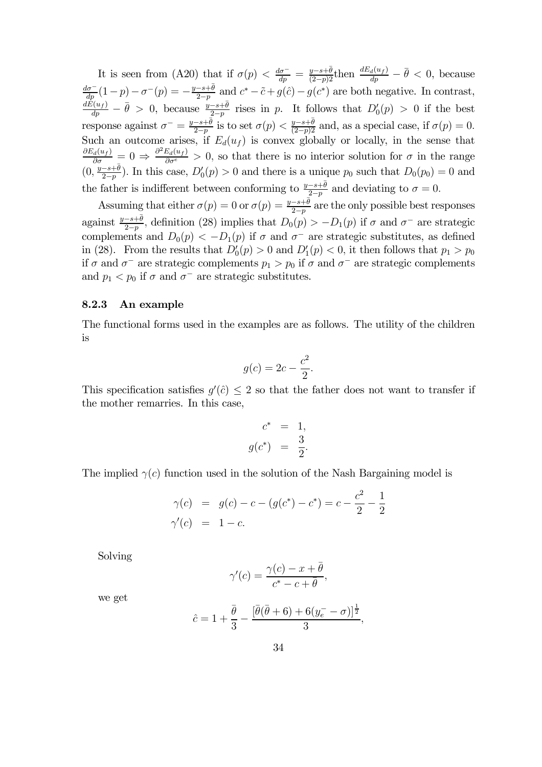It is seen from (A20) that if $\sigma(p) < \frac{d\sigma^-}{dp} = \frac{y-s+\bar{\theta}}{(2-p)2}$then $\frac{dE_d(u_f)}{dp} - \bar{\theta} < 0$, because $\frac{d\sigma^-}{dp}(1-p) - \sigma^-(p) = -\frac{y-s+\bar{\theta}}{2-p}$ and $c^* - \tilde{c} + g(\hat{c}) - g(c^*)$ are both negative. In contrast, $\frac{dE(u_f)}{dp} - \bar{\theta} > 0$, because $\frac{y-s+\bar{\theta}}{2-p}$ rises in $p$. It follows that $D_0'(p) > 0$ if the best response against $\sigma^- = \frac{y-s+\bar{\theta}}{2-p}$ is to set $\sigma(p) < \frac{y-s+\bar{\theta}}{(2-p)2}$ and, as a special case, if $\sigma(p) = 0$. Such an outcome arises, if $E_d(u_f)$ is convex globally or locally, in the sense that $\frac{\partial E_d(u_f)}{\partial \sigma} = 0 \Rightarrow \frac{\partial^2 E_d(u_f)}{\partial \sigma^e} > 0$, so that there is no interior solution for $\sigma$ in the range $(0, \frac{y-s+\bar{\theta}}{2-p})$. In this case, $D_0'(p) > 0$ and there is a unique $p_0$ such that $D_0(p_0) = 0$ and the father is indifferent between conforming to $\frac{y-s+\bar{\theta}}{2-p}$ and deviating to $\sigma = 0$.

Assuming that either $\sigma(p) = 0$ or $\sigma(p) = \frac{y-s+\bar{\theta}}{2-p}$ are the only possible best responses against $\frac{y-s+\bar{\theta}}{2-p}$, definition (28) implies that $D_0(p) > -D_1(p)$ if $\sigma$ and $\sigma^-$ are strategic complements and $D_0(p) < -D_1(p)$ if $\sigma$ and $\sigma^-$ are strategic substitutes, as defined in (28). From the results that $D_0'(p) > 0$ and $D_1'(p) < 0$, it then follows that $p_1 > p_0$ if $\sigma$ and $\sigma^-$ are strategic complements $p_1 > p_0$ if $\sigma$ and $\sigma^-$ are strategic complements and $p_1 < p_0$ if $\sigma$ and $\sigma^-$ are strategic substitutes.

### 8.2.3 An example

The functional forms used in the examples are as follows. The utility of the children is

$$g(c) = 2c - \frac{c^2}{2}.$$

This specification satisfies $g'(\hat{c}) \leq 2$ so that the father does not want to transfer if the mother remarries. In this case,

$$\begin{aligned} c^* &= 1, \\ g(c^*) &= \frac{3}{2}. \end{aligned}$$

The implied $\gamma(c)$ function used in the solution of the Nash Bargaining model is

$$\begin{aligned} \gamma(c) &= g(c) - c - (g(c^*) - c^*) = c - \frac{c^2}{2} - \frac{1}{2} \\ \gamma'(c) &= 1 - c. \end{aligned}$$

Solving

$$\gamma'(c) = \frac{\gamma(c) - x + \bar{\theta}}{c^* - c + \bar{\theta}},$$

we get

$$\hat{c} = 1 + \frac{\bar{\theta}}{3} - \frac{[\bar{\theta}(\bar{\theta} + 6) + 6(y_e^- - \sigma)]^{\frac{1}{2}}}{3},$$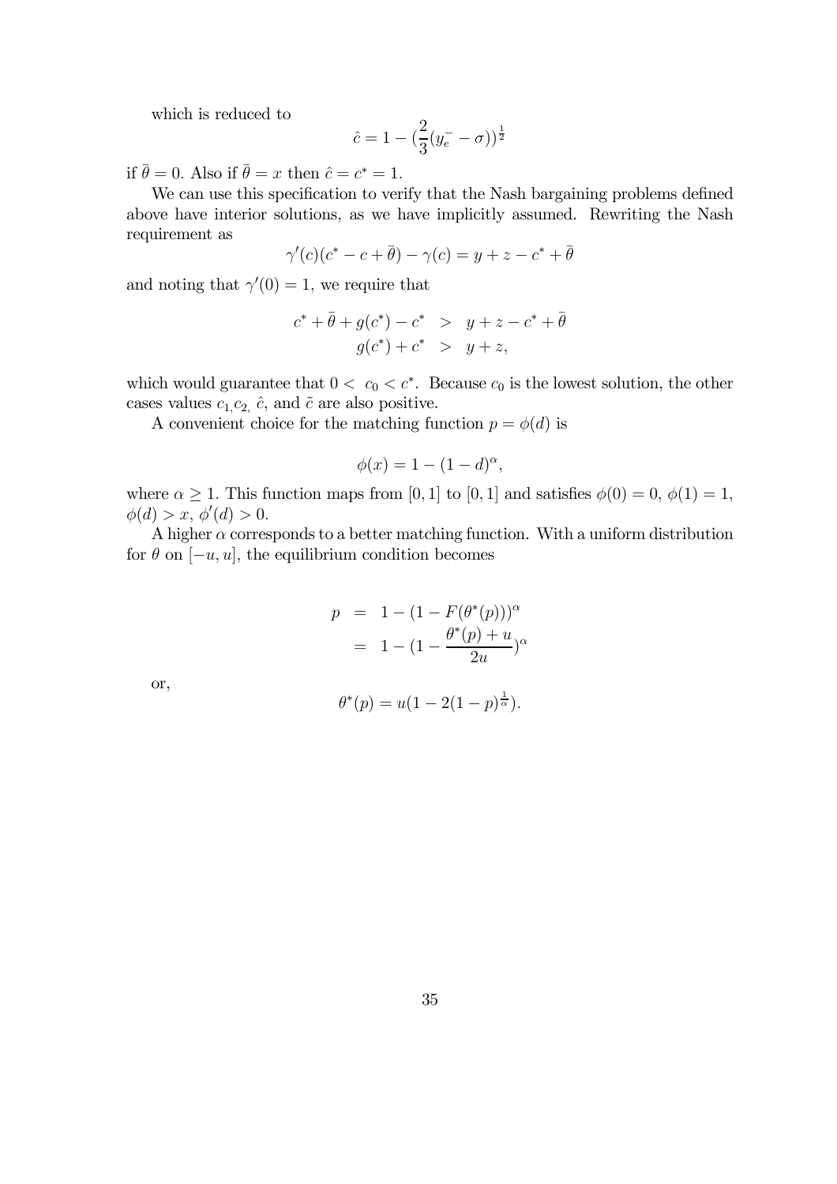which is reduced to

$$\hat{c} = 1 - (\frac{2}{3}(y_e^- - \sigma))^{\frac{1}{2}}$$

if $\bar{\theta} = 0$. Also if $\bar{\theta} = x$ then $\hat{c} = c^* = 1$.

We can use this specification to verify that the Nash bargaining problems defined above have interior solutions, as we have implicitly assumed. Rewriting the Nash requirement as

$$\gamma'(c)(c^* - c + \bar{\theta}) - \gamma(c) = y + z - c^* + \bar{\theta}$$

and noting that $\gamma'(0) = 1$, we require that

$$\begin{aligned} c^* + \bar{\theta} + g(c^*) - c^* &> y + z - c^* + \bar{\theta} \\ g(c^*) + c^* &> y + z, \end{aligned}$$

which would guarantee that $0 < c_0 < c^*$. Because $c_0$ is the lowest solution, the other cases values $c_1, c_2,$ $\hat{c}$, and $\tilde{c}$ are also positive.

A convenient choice for the matching function $p = \phi(d)$ is

$$\phi(x) = 1 - (1 - d)^\alpha,$$

where $\alpha \geq 1$. This function maps from $[0, 1]$ to $[0, 1]$ and satisfies $\phi(0) = 0$, $\phi(1) = 1$, $\phi(d) > x$, $\phi'(d) > 0$.

A higher $\alpha$ corresponds to a better matching function. With a uniform distribution for $\theta$ on $[-u, u]$, the equilibrium condition becomes

$$\begin{aligned} p &= 1 - (1 - F(\theta^*(p)))^\alpha \\ &= 1 - (1 - \frac{\theta^*(p) + u}{2u})^\alpha \end{aligned}$$

or,

$$\theta^*(p) = u(1 - 2(1 - p)^{\frac{1}{\alpha}}).$$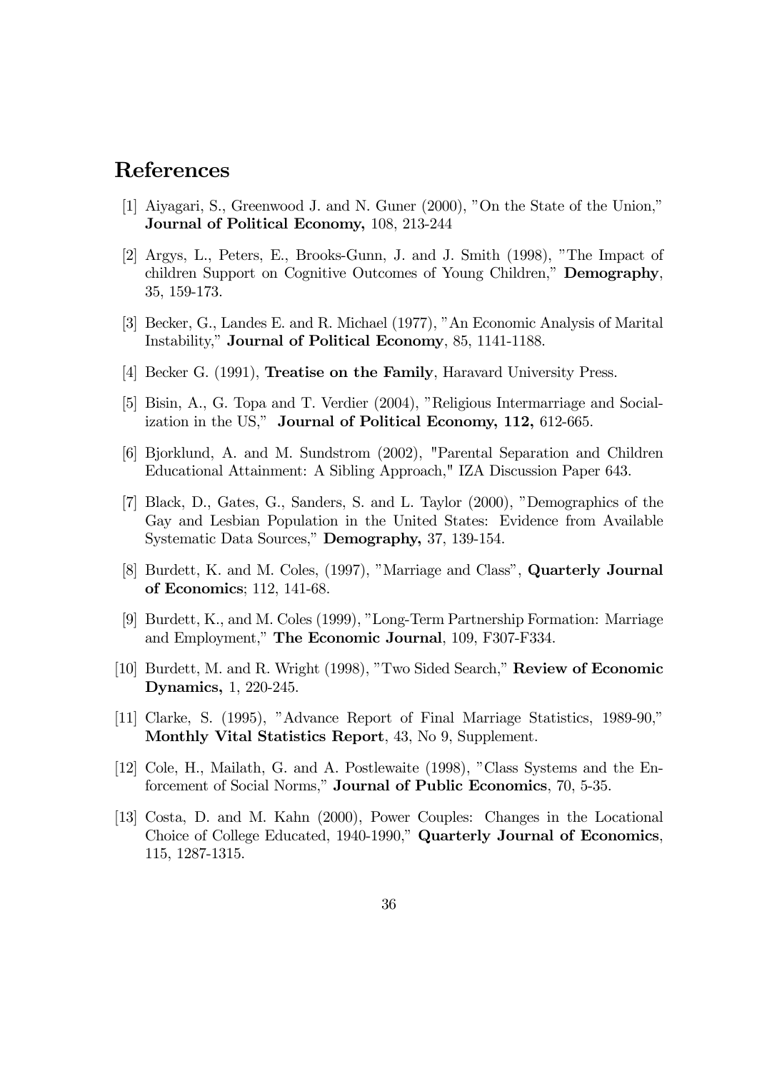# References

[1] Aiyagari, S., Greenwood J. and N. Guner (2000), "On the State of the Union," **Journal of Political Economy,** 108, 213-244

[2] Argys, L., Peters, E., Brooks-Gunn, J. and J. Smith (1998), "The Impact of children Support on Cognitive Outcomes of Young Children," **Demography**, 35, 159-173.

[3] Becker, G., Landes E. and R. Michael (1977), "An Economic Analysis of Marital Instability," **Journal of Political Economy**, 85, 1141-1188.

[4] Becker G. (1991), **Treatise on the Family**, Haravard University Press.

[5] Bisin, A., G. Topa and T. Verdier (2004), "Religious Intermarriage and Socialization in the US," **Journal of Political Economy, 112,** 612-665.

[6] Bjorklund, A. and M. Sundstrom (2002), "Parental Separation and Children Educational Attainment: A Sibling Approach," IZA Discussion Paper 643.

[7] Black, D., Gates, G., Sanders, S. and L. Taylor (2000), "Demographics of the Gay and Lesbian Population in the United States: Evidence from Available Systematic Data Sources," **Demography,** 37, 139-154.

[8] Burdett, K. and M. Coles, (1997), "Marriage and Class", **Quarterly Journal of Economics**; 112, 141-68.

[9] Burdett, K., and M. Coles (1999), "Long-Term Partnership Formation: Marriage and Employment," **The Economic Journal**, 109, F307-F334.

[10] Burdett, M. and R. Wright (1998), "Two Sided Search," **Review of Economic Dynamics,** 1, 220-245.

[11] Clarke, S. (1995), "Advance Report of Final Marriage Statistics, 1989-90," **Monthly Vital Statistics Report**, 43, No 9, Supplement.

[12] Cole, H., Mailath, G. and A. Postlewaite (1998), "Class Systems and the Enforcement of Social Norms," **Journal of Public Economics**, 70, 5-35.

[13] Costa, D. and M. Kahn (2000), Power Couples: Changes in the Locational Choice of College Educated, 1940-1990," **Quarterly Journal of Economics**, 115, 1287-1315.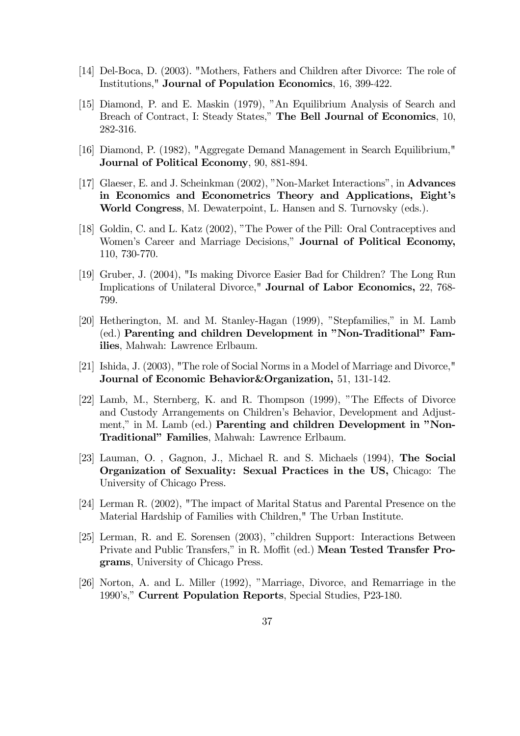[14] Del-Boca, D. (2003). "Mothers, Fathers and Children after Divorce: The role of Institutions," **Journal of Population Economics**, 16, 399-422.

[15] Diamond, P. and E. Maskin (1979), "An Equilibrium Analysis of Search and Breach of Contract, I: Steady States," **The Bell Journal of Economics**, 10, 282-316.

[16] Diamond, P. (1982), "Aggregate Demand Management in Search Equilibrium," **Journal of Political Economy**, 90, 881-894.

[17] Glaeser, E. and J. Scheinkman (2002), "Non-Market Interactions", in **Advances in Economics and Econometrics Theory and Applications, Eight's World Congress**, M. Dewaterpoint, L. Hansen and S. Turnovsky (eds.).

[18] Goldin, C. and L. Katz (2002), "The Power of the Pill: Oral Contraceptives and Women's Career and Marriage Decisions," **Journal of Political Economy,** 110, 730-770.

[19] Gruber, J. (2004), "Is making Divorce Easier Bad for Children? The Long Run Implications of Unilateral Divorce," **Journal of Labor Economics,** 22, 768-799.

[20] Hetherington, M. and M. Stanley-Hagan (1999), "Stepfamilies," in M. Lamb (ed.) **Parenting and children Development in "Non-Traditional" Families**, Mahwah: Lawrence Erlbaum.

[21] Ishida, J. (2003), "The role of Social Norms in a Model of Marriage and Divorce," **Journal of Economic Behavior&Organization,** 51, 131-142.

[22] Lamb, M., Sternberg, K. and R. Thompson (1999), "The Effects of Divorce and Custody Arrangements on Children's Behavior, Development and Adjustment," in M. Lamb (ed.) **Parenting and children Development in "Non-Traditional" Families**, Mahwah: Lawrence Erlbaum.

[23] Lauman, O. , Gagnon, J., Michael R. and S. Michaels (1994), **The Social Organization of Sexuality: Sexual Practices in the US,** Chicago: The University of Chicago Press.

[24] Lerman R. (2002), "The impact of Marital Status and Parental Presence on the Material Hardship of Families with Children," The Urban Institute.

[25] Lerman, R. and E. Sorensen (2003), "children Support: Interactions Between Private and Public Transfers," in R. Moffit (ed.) **Mean Tested Transfer Programs**, University of Chicago Press.

[26] Norton, A. and L. Miller (1992), "Marriage, Divorce, and Remarriage in the 1990's," **Current Population Reports**, Special Studies, P23-180.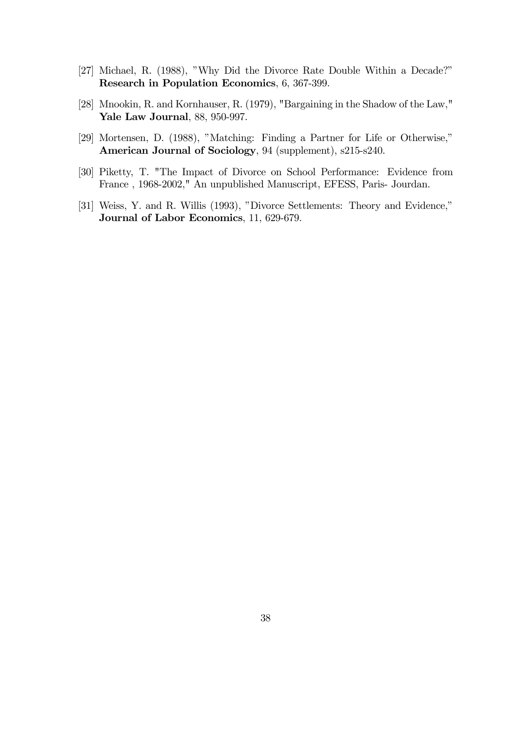[27] Michael, R. (1988), "Why Did the Divorce Rate Double Within a Decade?" **Research in Population Economics**, 6, 367-399.

[28] Mnookin, R. and Kornhauser, R. (1979), "Bargaining in the Shadow of the Law," **Yale Law Journal**, 88, 950-997.

[29] Mortensen, D. (1988), "Matching: Finding a Partner for Life or Otherwise," **American Journal of Sociology**, 94 (supplement), s215-s240.

[30] Piketty, T. "The Impact of Divorce on School Performance: Evidence from France , 1968-2002," An unpublished Manuscript, EFESS, Paris- Jourdan.

[31] Weiss, Y. and R. Willis (1993), "Divorce Settlements: Theory and Evidence," **Journal of Labor Economics**, 11, 629-679.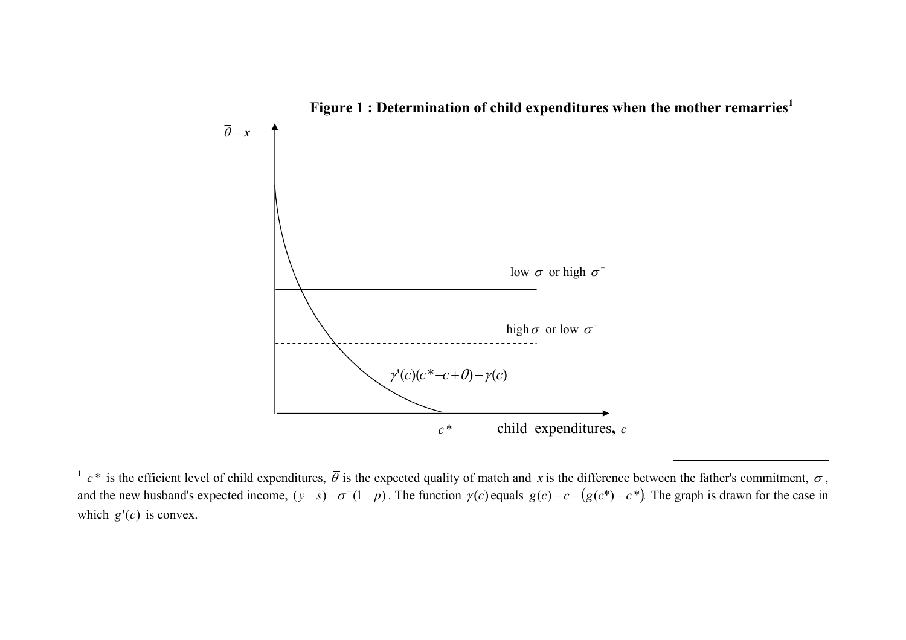**Figure 1 : Determination of child expenditures when the mother remarries**[1]

$\bar{\theta} - x$

low $\sigma$ or high $\sigma^{-}$

high $\sigma$ or low $\sigma^{-}$

$\gamma'(c)(c^{*} - c + \bar{\theta}) - \gamma(c)$

$c^{*}$ child expenditures, $c$

---

[1] $c^{*}$ is the efficient level of child expenditures, $\bar{\theta}$ is the expected quality of match and $x$ is the difference between the father's commitment, $\sigma$, and the new husband's expected income, $(y - s) - \sigma^{-}(1 - p)$. The function $\gamma(c)$ equals $g(c) - c - (g(c^{*}) - c^{*})$. The graph is drawn for the case in which $g'(c)$ is convex.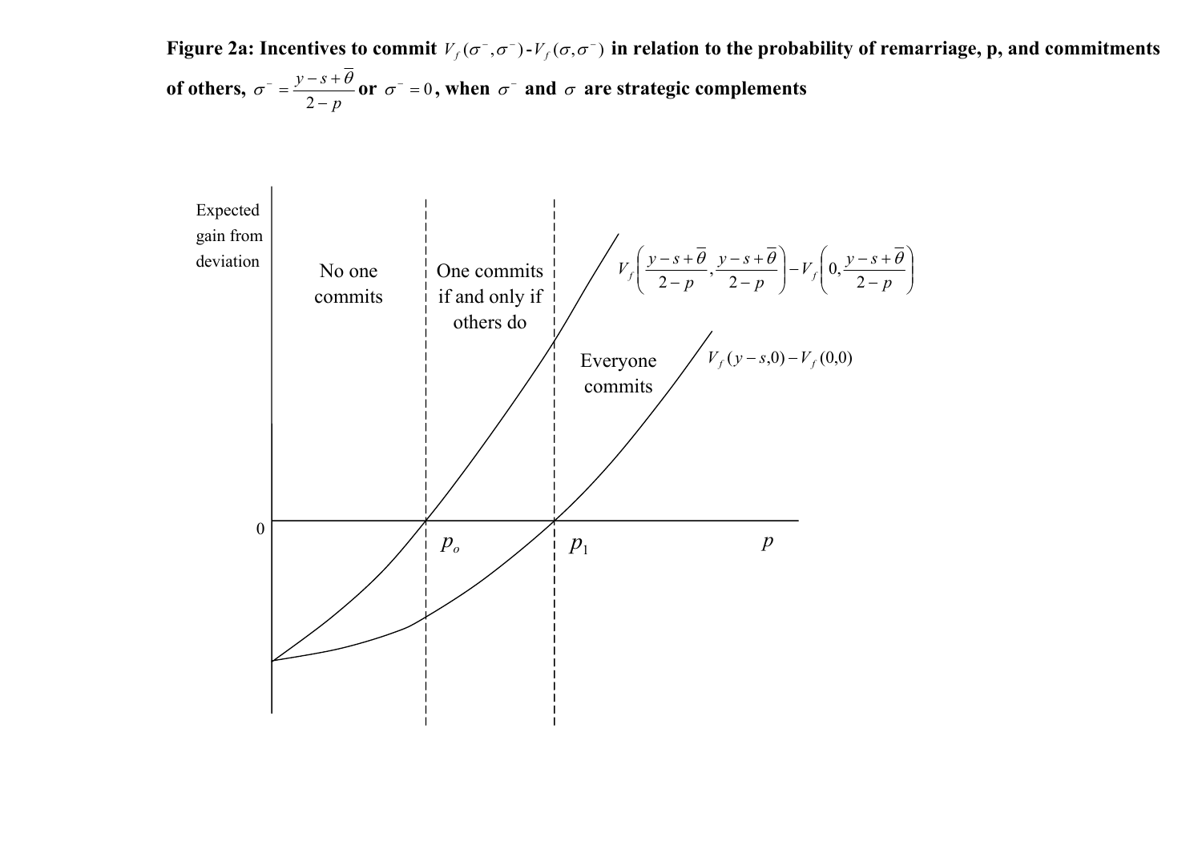**Figure 2a: Incentives to commit $V_f(\sigma^-,\sigma^-)$ - $V_f(\sigma,\sigma^-)$ in relation to the probability of remarriage, p, and commitments of others, $\sigma^- = \frac{y-s+\overline{\theta}}{2-p}$ or $\sigma^- = 0$, when $\sigma^-$ and $\sigma$ are strategic complements**

Expected gain from deviation

No one commits

One commits if and only if others do

Everyone commits

$V_f\left(\frac{y-s+\overline{\theta}}{2-p}, \frac{y-s+\overline{\theta}}{2-p}\right) - V_f\left(0, \frac{y-s+\overline{\theta}}{2-p}\right)$

$V_f(y-s,0) - V_f(0,0)$

0

$p_o$

$p_1$

$p$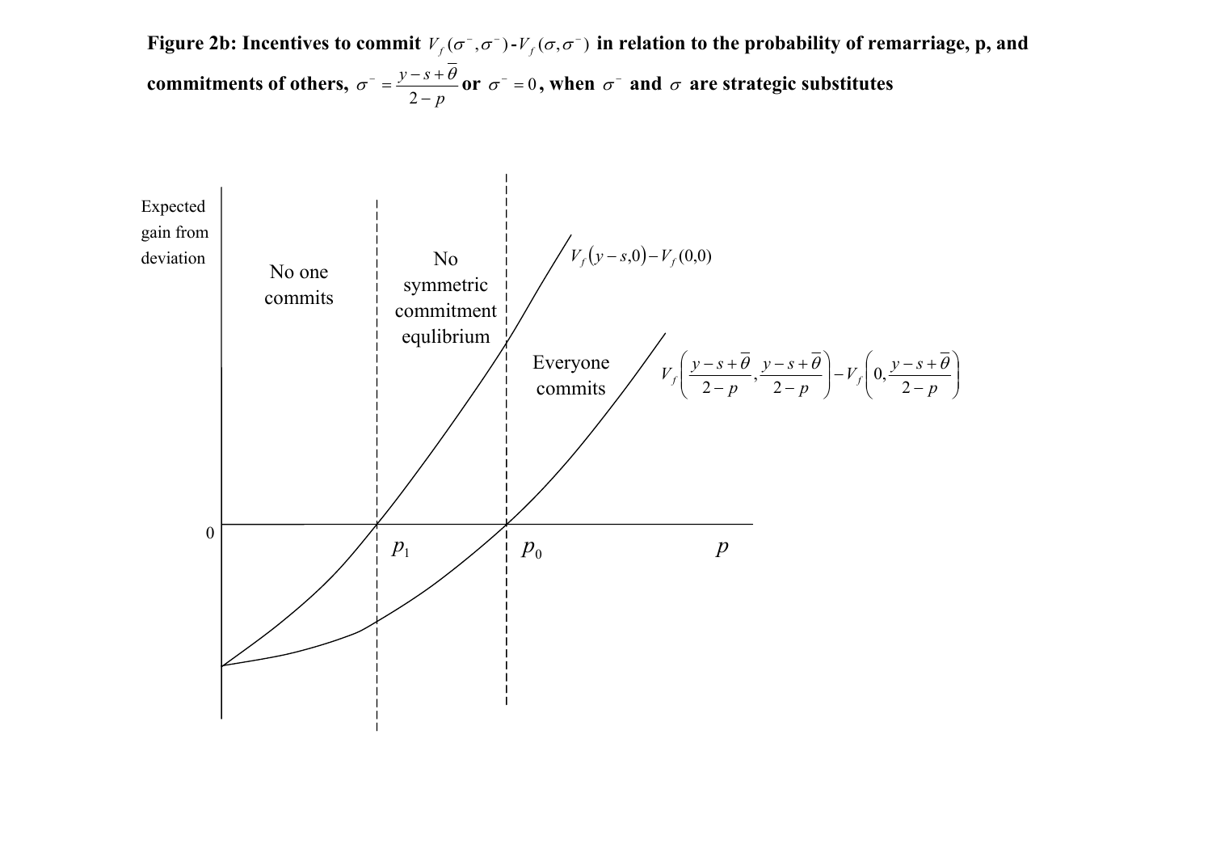**Figure 2b: Incentives to commit $V_f(\sigma^-, \sigma^-)$ - $V_f(\sigma, \sigma^-)$ in relation to the probability of remarriage, p, and commitments of others, $\sigma^- = \frac{y - s + \overline{\theta}}{2 - p}$ or $\sigma^- = 0$, when $\sigma^-$ and $\sigma$ are strategic substitutes**

Expected gain from deviation

No one commits

No symmetric commitment equlibrium

Everyone commits

$V_f(y - s, 0) - V_f(0,0)$

$V_f\left(\frac{y - s + \overline{\theta}}{2 - p}, \frac{y - s + \overline{\theta}}{2 - p}\right) - V_f\left(0, \frac{y - s + \overline{\theta}}{2 - p}\right)$

0

$p_1$

$p_0$

$p$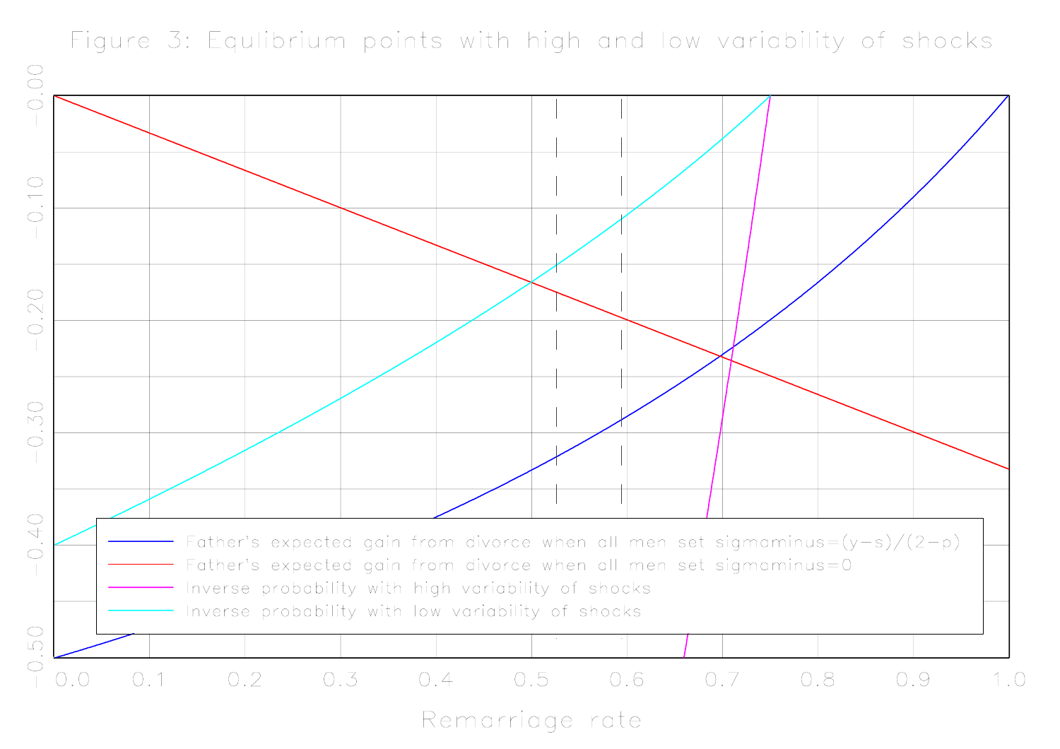Figure 3: Equlibrium points with high and low variability of shocks

- Father's expected gain from divorce when all men set sigmaminus=(y−s)/(2−p)
- Father's expected gain from divorce when all men set sigmaminus=0
- Inverse probability with high variability of shocks
- Inverse probability with low variability of shocks

Remarriage rate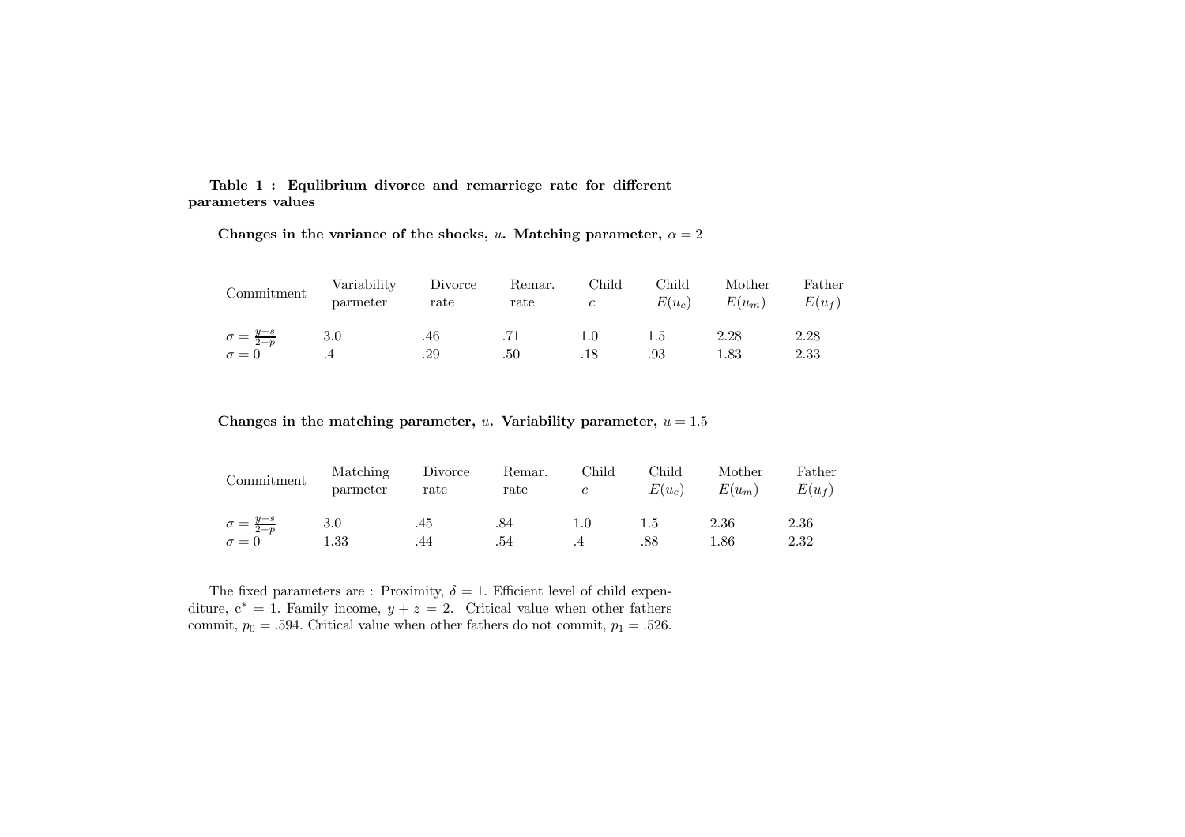**Table 1 : Equlibrium divorce and remarriege rate for different parameters values**

**Changes in the variance of the shocks, $u$. Matching parameter, $\alpha = 2$**

| Commitment | Variability parmeter | Divorce rate | Remar. rate | Child $c$ | Child $E(u_c)$ | Mother $E(u_m)$ | Father $E(u_f)$ |
|---|---|---|---|---|---|---|---|
| $\sigma = \frac{y-s}{2-p}$ | 3.0 | .46 | .71 | 1.0 | 1.5 | 2.28 | 2.28 |
| $\sigma = 0$ | .4 | .29 | .50 | .18 | .93 | 1.83 | 2.33 |

**Changes in the matching parameter, $u$. Variability parameter, $u = 1.5$**

| Commitment | Matching parmeter | Divorce rate | Remar. rate | Child $c$ | Child $E(u_c)$ | Mother $E(u_m)$ | Father $E(u_f)$ |
|---|---|---|---|---|---|---|---|
| $\sigma = \frac{y-s}{2-p}$ | 3.0 | .45 | .84 | 1.0 | 1.5 | 2.36 | 2.36 |
| $\sigma = 0$ | 1.33 | .44 | .54 | .4 | .88 | 1.86 | 2.32 |

The fixed parameters are : Proximity, $\delta = 1$. Efficient level of child expenditure, $c^* = 1$. Family income, $y + z = 2$. Critical value when other fathers commit, $p_0 = .594$. Critical value when other fathers do not commit, $p_1 = .526$.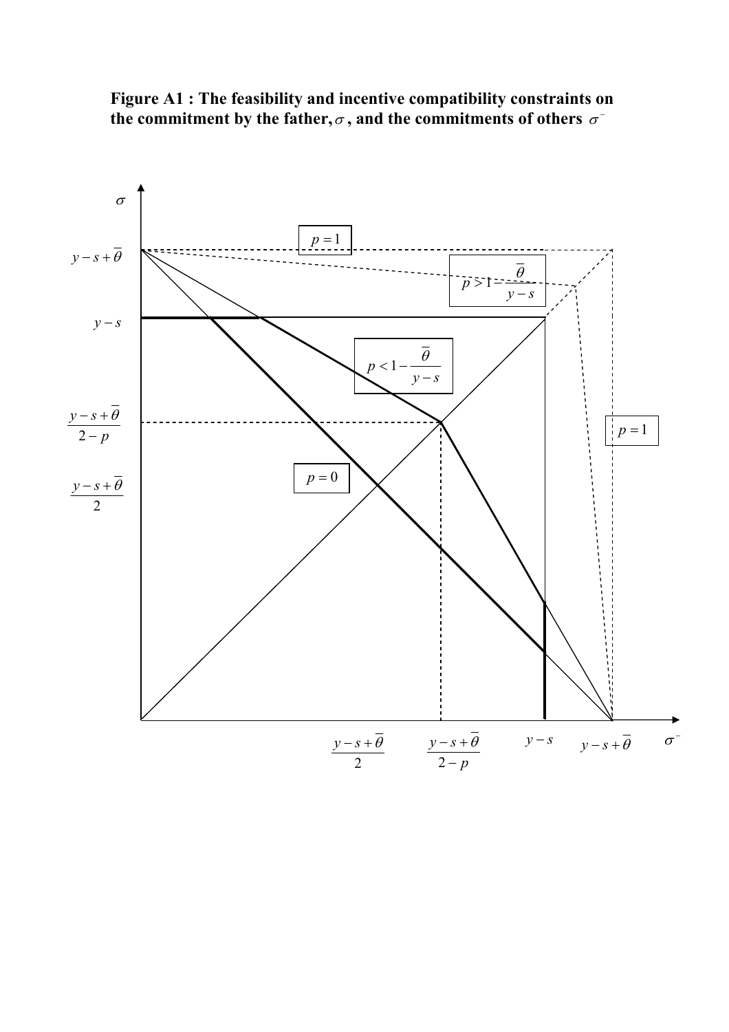**Figure A1 : The feasibility and incentive compatibility constraints on the commitment by the father, $\sigma$, and the commitments of others $\sigma^{-}$**

$\sigma$

$y-s+\bar{\theta}$

$y-s$

$\frac{y-s+\bar{\theta}}{2-p}$

$\frac{y-s+\bar{\theta}}{2}$

$p=1$

$p>1-\frac{\bar{\theta}}{y-s}$

$p<1-\frac{\bar{\theta}}{y-s}$

$p=0$

$p=1$

$\frac{y-s+\bar{\theta}}{2}$ $\frac{y-s+\bar{\theta}}{2-p}$ $y-s$ $y-s+\bar{\theta}$ $\sigma^{-}$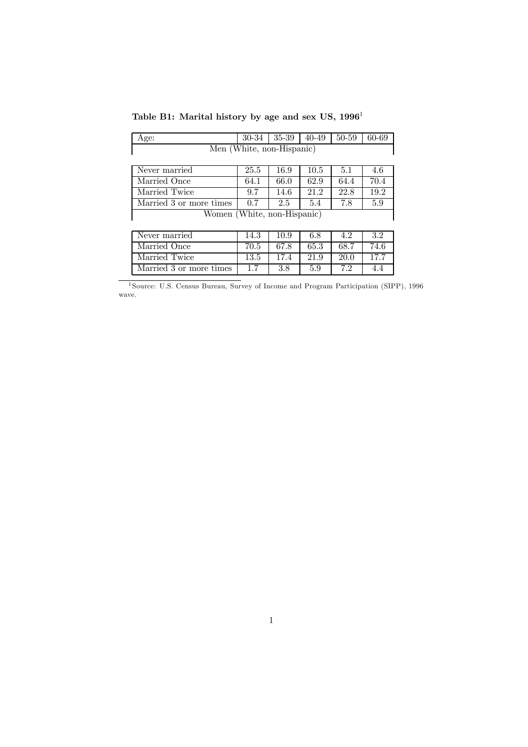**Table B1: Marital history by age and sex US, 1996**[1]

| Age: | 30-34 | 35-39 | 40-49 | 50-59 | 60-69 |
|---|---|---|---|---|---|
| Men (White, non-Hispanic) | | | | | |
| Never married | 25.5 | 16.9 | 10.5 | 5.1 | 4.6 |
| Married Once | 64.1 | 66.0 | 62.9 | 64.4 | 70.4 |
| Married Twice | 9.7 | 14.6 | 21.2 | 22.8 | 19.2 |
| Married 3 or more times | 0.7 | 2.5 | 5.4 | 7.8 | 5.9 |
| Women (White, non-Hispanic) | | | | | |
| Never married | 14.3 | 10.9 | 6.8 | 4.2 | 3.2 |
| Married Once | 70.5 | 67.8 | 65.3 | 68.7 | 74.6 |
| Married Twice | 13.5 | 17.4 | 21.9 | 20.0 | 17.7 |
| Married 3 or more times | 1.7 | 3.8 | 5.9 | 7.2 | 4.4 |

[1] Source: U.S. Census Bureau, Survey of Income and Program Participation (SIPP), 1996 wave.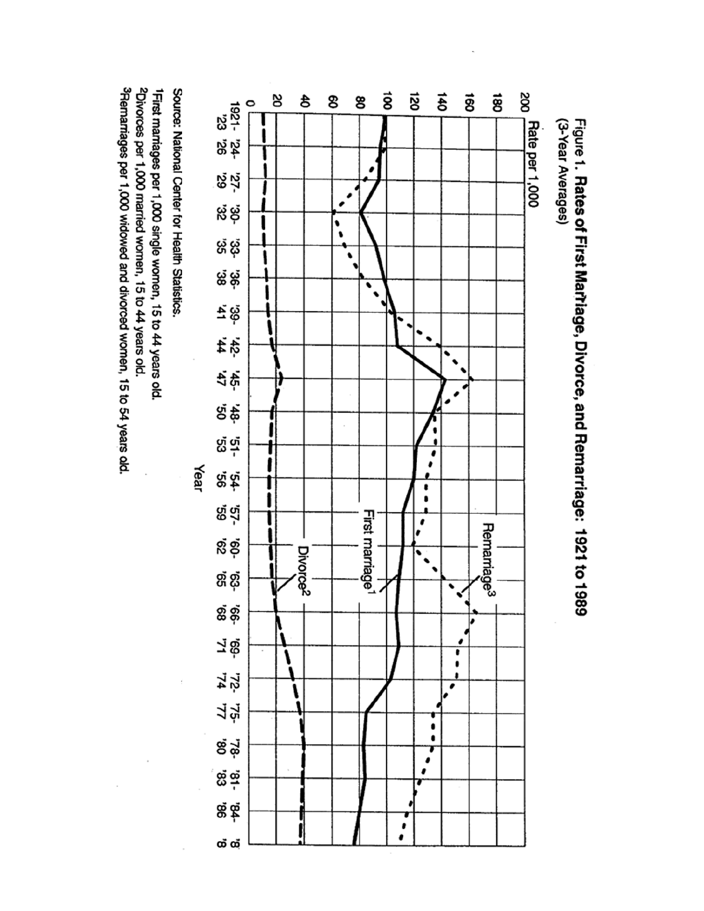Figure 1. **Rates of First Marriage, Divorce, and Remarriage: 1921 to 1989** (3-Year Averages)

Source: National Center for Health Statistics.

[1]First marriages per 1,000 single women, 15 to 44 years old.

[2]Divorces per 1,000 married women, 15 to 44 years old.

[3]Remarriages per 1,000 widowed and divorced women, 15 to 54 years old.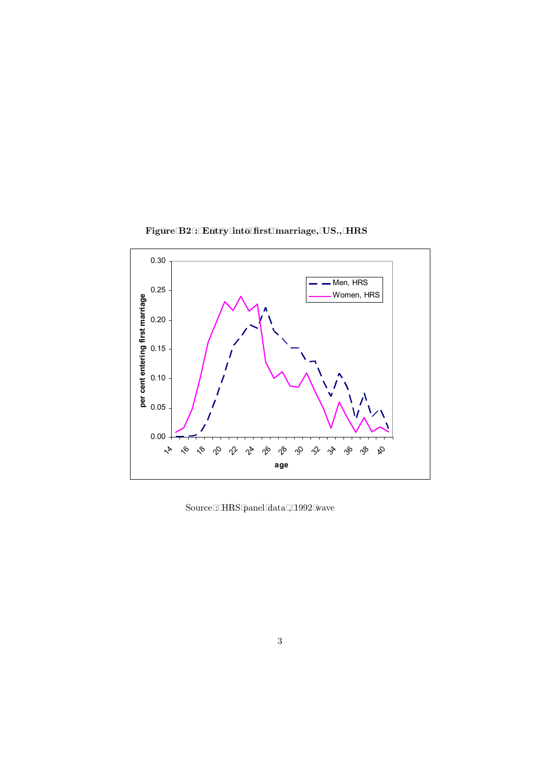**Figure B2 : Entry into first marriage, US., HRS**

Source : HRS panel data , 1992 wave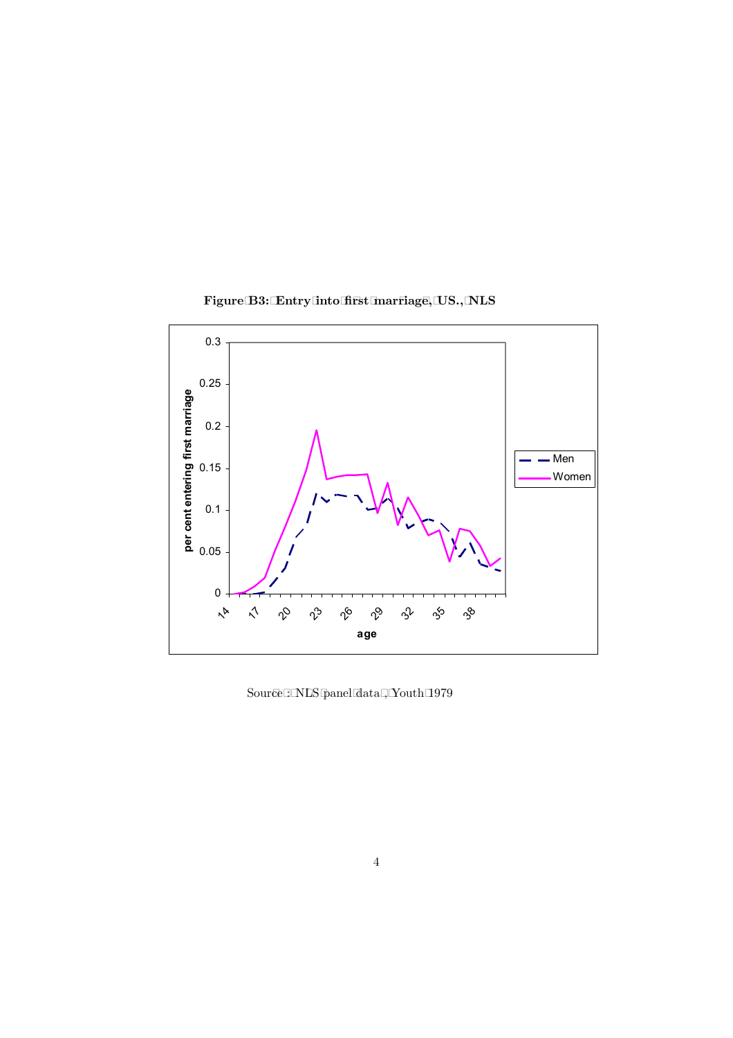**Figure B3: Entry into first marriage, US., NLS**

Source : NLS panel data, Youth 1979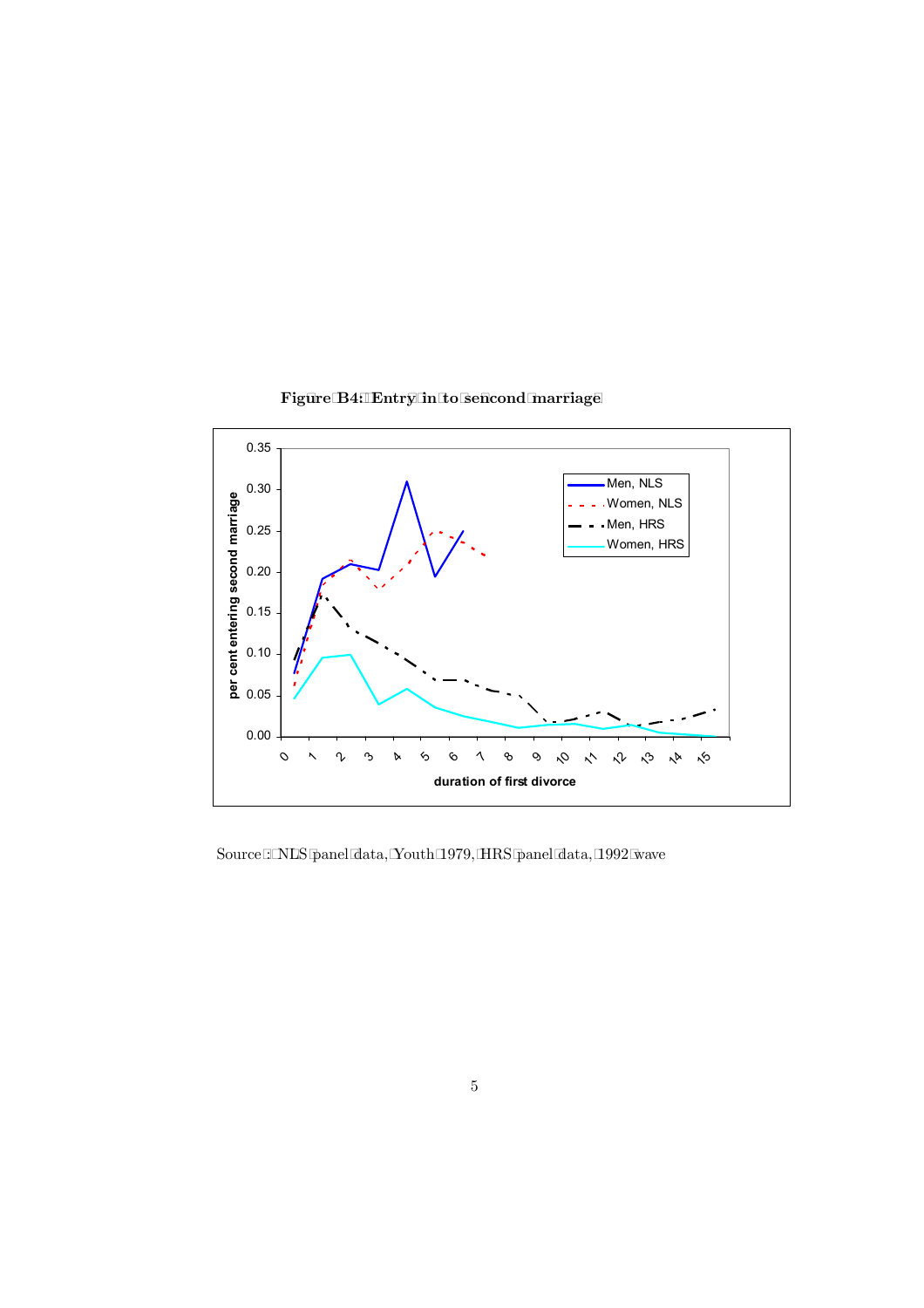**Figure B4: Entry in to sencond marriage**

Source: NLS panel data, Youth 1979, HRS panel data, 1992 wave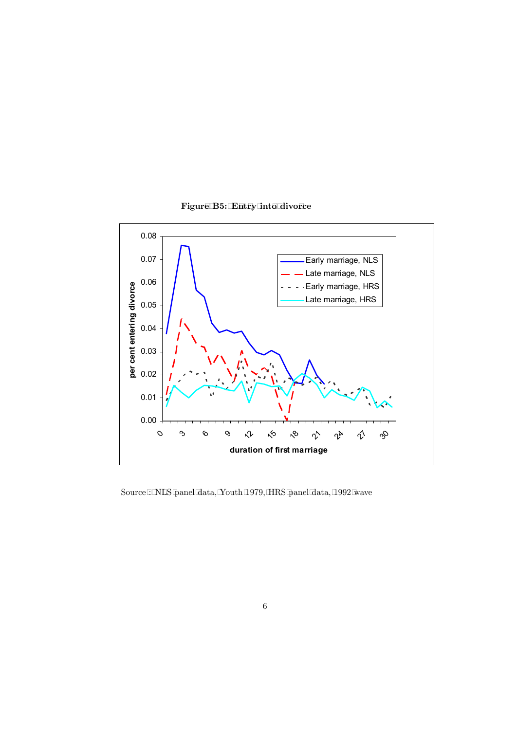**Figure B5: Entry into divorce**

0.08
0.07
0.06
0.05
0.04
0.03
0.02
0.01
0.00

per cent entering divorce

0
3
6
9
12
15
18
21
24
27
30

duration of first marriage

Early marriage, NLS
Late marriage, NLS
Early marriage, HRS
Late marriage, HRS

Source : NLS panel data, Youth 1979, HRS panel data, 1992 wave